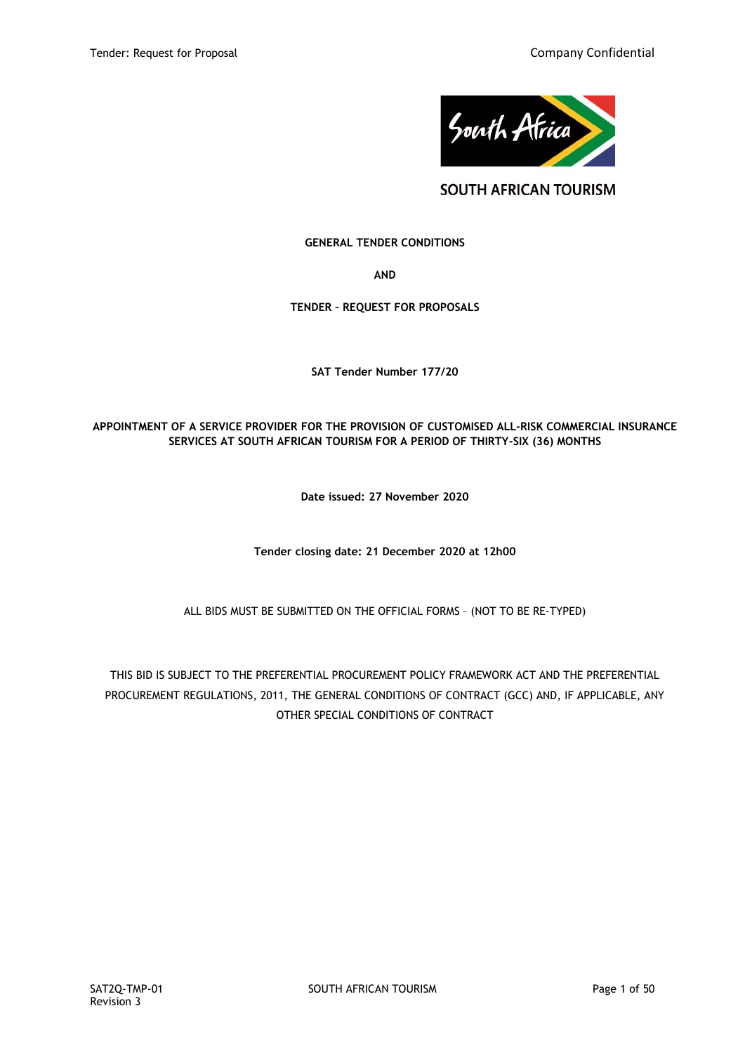SOUTH AFRICAN TOURISM

**GENERAL TENDER CONDITIONS**

**AND**

**TENDER – REQUEST FOR PROPOSALS**

**SAT Tender Number 177/20**

**APPOINTMENT OF A SERVICE PROVIDER FOR THE PROVISION OF CUSTOMISED ALL-RISK COMMERCIAL INSURANCE SERVICES AT SOUTH AFRICAN TOURISM FOR A PERIOD OF THIRTY-SIX (36) MONTHS**

**Date issued: 27 November 2020**

**Tender closing date: 21 December 2020 at 12h00**

ALL BIDS MUST BE SUBMITTED ON THE OFFICIAL FORMS – (NOT TO BE RE-TYPED)

THIS BID IS SUBJECT TO THE PREFERENTIAL PROCUREMENT POLICY FRAMEWORK ACT AND THE PREFERENTIAL PROCUREMENT REGULATIONS, 2011, THE GENERAL CONDITIONS OF CONTRACT (GCC) AND, IF APPLICABLE, ANY OTHER SPECIAL CONDITIONS OF CONTRACT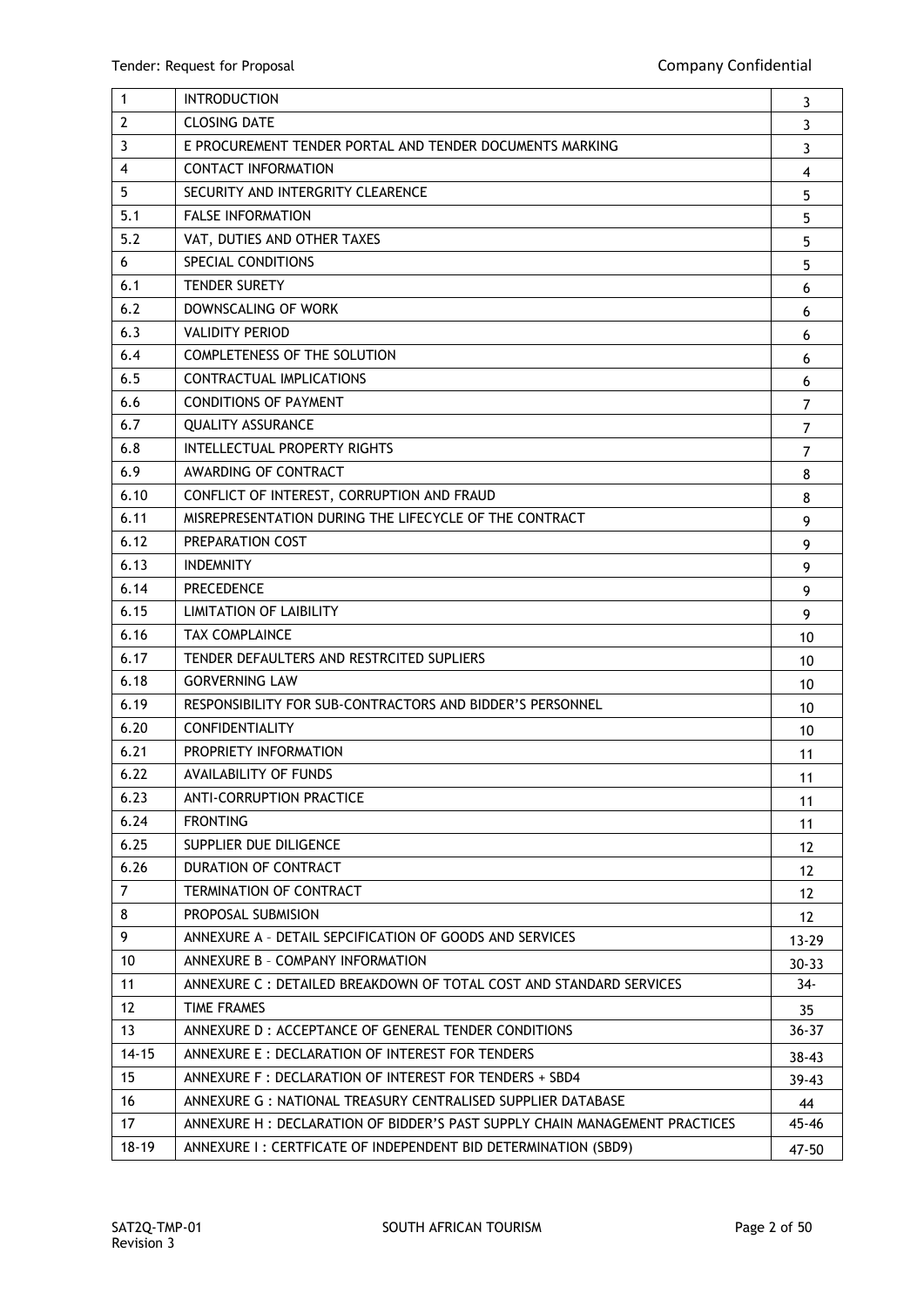| 1 | INTRODUCTION | 3 |
|---|---|---|
| 2 | CLOSING DATE | 3 |
| 3 | E PROCUREMENT TENDER PORTAL AND TENDER DOCUMENTS MARKING | 3 |
| 4 | CONTACT INFORMATION | 4 |
| 5 | SECURITY AND INTERGRITY CLEARENCE | 5 |
| 5.1 | FALSE INFORMATION | 5 |
| 5.2 | VAT, DUTIES AND OTHER TAXES | 5 |
| 6 | SPECIAL CONDITIONS | 5 |
| 6.1 | TENDER SURETY | 6 |
| 6.2 | DOWNSCALING OF WORK | 6 |
| 6.3 | VALIDITY PERIOD | 6 |
| 6.4 | COMPLETENESS OF THE SOLUTION | 6 |
| 6.5 | CONTRACTUAL IMPLICATIONS | 6 |
| 6.6 | CONDITIONS OF PAYMENT | 7 |
| 6.7 | QUALITY ASSURANCE | 7 |
| 6.8 | INTELLECTUAL PROPERTY RIGHTS | 7 |
| 6.9 | AWARDING OF CONTRACT | 8 |
| 6.10 | CONFLICT OF INTEREST, CORRUPTION AND FRAUD | 8 |
| 6.11 | MISREPRESENTATION DURING THE LIFECYCLE OF THE CONTRACT | 9 |
| 6.12 | PREPARATION COST | 9 |
| 6.13 | INDEMNITY | 9 |
| 6.14 | PRECEDENCE | 9 |
| 6.15 | LIMITATION OF LAIBILITY | 9 |
| 6.16 | TAX COMPLAINCE | 10 |
| 6.17 | TENDER DEFAULTERS AND RESTRCITED SUPLIERS | 10 |
| 6.18 | GORVERNING LAW | 10 |
| 6.19 | RESPONSIBILITY FOR SUB-CONTRACTORS AND BIDDER'S PERSONNEL | 10 |
| 6.20 | CONFIDENTIALITY | 10 |
| 6.21 | PROPRIETY INFORMATION | 11 |
| 6.22 | AVAILABILITY OF FUNDS | 11 |
| 6.23 | ANTI-CORRUPTION PRACTICE | 11 |
| 6.24 | FRONTING | 11 |
| 6.25 | SUPPLIER DUE DILIGENCE | 12 |
| 6.26 | DURATION OF CONTRACT | 12 |
| 7 | TERMINATION OF CONTRACT | 12 |
| 8 | PROPOSAL SUBMISION | 12 |
| 9 | ANNEXURE A – DETAIL SEPCIFICATION OF GOODS AND SERVICES | 13-29 |
| 10 | ANNEXURE B – COMPANY INFORMATION | 30-33 |
| 11 | ANNEXURE C : DETAILED BREAKDOWN OF TOTAL COST AND STANDARD SERVICES | 34- |
| 12 | TIME FRAMES | 35 |
| 13 | ANNEXURE D : ACCEPTANCE OF GENERAL TENDER CONDITIONS | 36-37 |
| 14-15 | ANNEXURE E : DECLARATION OF INTEREST FOR TENDERS | 38-43 |
| 15 | ANNEXURE F : DECLARATION OF INTEREST FOR TENDERS + SBD4 | 39-43 |
| 16 | ANNEXURE G : NATIONAL TREASURY CENTRALISED SUPPLIER DATABASE | 44 |
| 17 | ANNEXURE H : DECLARATION OF BIDDER'S PAST SUPPLY CHAIN MANAGEMENT PRACTICES | 45-46 |
| 18-19 | ANNEXURE I : CERTFICATE OF INDEPENDENT BID DETERMINATION (SBD9) | 47-50 |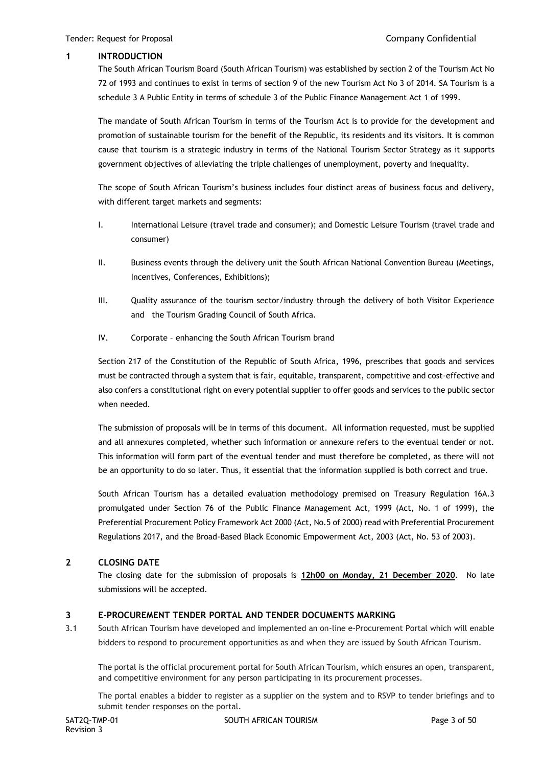## 1 INTRODUCTION

The South African Tourism Board (South African Tourism) was established by section 2 of the Tourism Act No 72 of 1993 and continues to exist in terms of section 9 of the new Tourism Act No 3 of 2014. SA Tourism is a schedule 3 A Public Entity in terms of schedule 3 of the Public Finance Management Act 1 of 1999.

The mandate of South African Tourism in terms of the Tourism Act is to provide for the development and promotion of sustainable tourism for the benefit of the Republic, its residents and its visitors. It is common cause that tourism is a strategic industry in terms of the National Tourism Sector Strategy as it supports government objectives of alleviating the triple challenges of unemployment, poverty and inequality.

The scope of South African Tourism's business includes four distinct areas of business focus and delivery, with different target markets and segments:

I. International Leisure (travel trade and consumer); and Domestic Leisure Tourism (travel trade and consumer)

II. Business events through the delivery unit the South African National Convention Bureau (Meetings, Incentives, Conferences, Exhibitions);

III. Quality assurance of the tourism sector/industry through the delivery of both Visitor Experience and the Tourism Grading Council of South Africa.

IV. Corporate – enhancing the South African Tourism brand

Section 217 of the Constitution of the Republic of South Africa, 1996, prescribes that goods and services must be contracted through a system that is fair, equitable, transparent, competitive and cost-effective and also confers a constitutional right on every potential supplier to offer goods and services to the public sector when needed.

The submission of proposals will be in terms of this document. All information requested, must be supplied and all annexures completed, whether such information or annexure refers to the eventual tender or not. This information will form part of the eventual tender and must therefore be completed, as there will not be an opportunity to do so later. Thus, it essential that the information supplied is both correct and true.

South African Tourism has a detailed evaluation methodology premised on Treasury Regulation 16A.3 promulgated under Section 76 of the Public Finance Management Act, 1999 (Act, No. 1 of 1999), the Preferential Procurement Policy Framework Act 2000 (Act, No.5 of 2000) read with Preferential Procurement Regulations 2017, and the Broad-Based Black Economic Empowerment Act, 2003 (Act, No. 53 of 2003).

## 2 CLOSING DATE

The closing date for the submission of proposals is **12h00 on Monday, 21 December 2020**. No late submissions will be accepted.

## 3 E-PROCUREMENT TENDER PORTAL AND TENDER DOCUMENTS MARKING

3.1 South African Tourism have developed and implemented an on-line e-Procurement Portal which will enable bidders to respond to procurement opportunities as and when they are issued by South African Tourism.

The portal is the official procurement portal for South African Tourism, which ensures an open, transparent, and competitive environment for any person participating in its procurement processes.

The portal enables a bidder to register as a supplier on the system and to RSVP to tender briefings and to submit tender responses on the portal.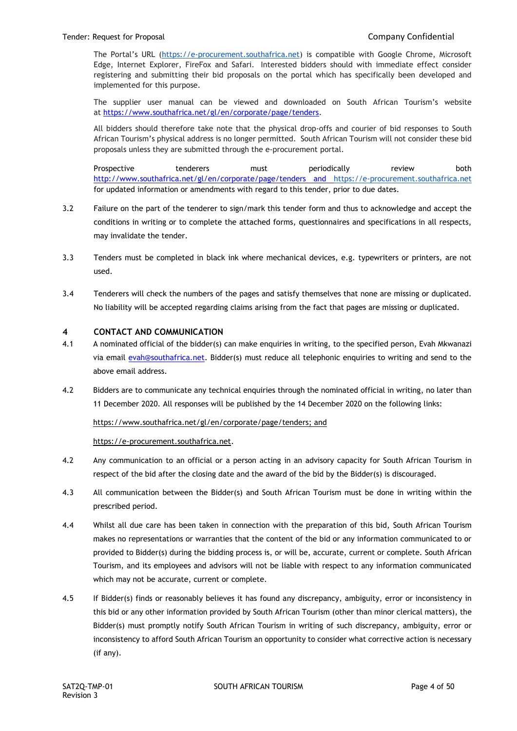The Portal's URL (https://e-procurement.southafrica.net) is compatible with Google Chrome, Microsoft Edge, Internet Explorer, FireFox and Safari. Interested bidders should with immediate effect consider registering and submitting their bid proposals on the portal which has specifically been developed and implemented for this purpose.

The supplier user manual can be viewed and downloaded on South African Tourism's website at https://www.southafrica.net/gl/en/corporate/page/tenders.

All bidders should therefore take note that the physical drop-offs and courier of bid responses to South African Tourism's physical address is no longer permitted. South African Tourism will not consider these bid proposals unless they are submitted through the e-procurement portal.

Prospective tenderers must periodically review both http://www.southafrica.net/gl/en/corporate/page/tenders and https://e-procurement.southafrica.net for updated information or amendments with regard to this tender, prior to due dates.

3.2 Failure on the part of the tenderer to sign/mark this tender form and thus to acknowledge and accept the conditions in writing or to complete the attached forms, questionnaires and specifications in all respects, may invalidate the tender.

3.3 Tenders must be completed in black ink where mechanical devices, e.g. typewriters or printers, are not used.

3.4 Tenderers will check the numbers of the pages and satisfy themselves that none are missing or duplicated. No liability will be accepted regarding claims arising from the fact that pages are missing or duplicated.

## 4 CONTACT AND COMMUNICATION

4.1 A nominated official of the bidder(s) can make enquiries in writing, to the specified person, Evah Mkwanazi via email evah@southafrica.net. Bidder(s) must reduce all telephonic enquiries to writing and send to the above email address.

4.2 Bidders are to communicate any technical enquiries through the nominated official in writing, no later than 11 December 2020. All responses will be published by the 14 December 2020 on the following links:

https://www.southafrica.net/gl/en/corporate/page/tenders; and

https://e-procurement.southafrica.net.

4.2 Any communication to an official or a person acting in an advisory capacity for South African Tourism in respect of the bid after the closing date and the award of the bid by the Bidder(s) is discouraged.

4.3 All communication between the Bidder(s) and South African Tourism must be done in writing within the prescribed period.

4.4 Whilst all due care has been taken in connection with the preparation of this bid, South African Tourism makes no representations or warranties that the content of the bid or any information communicated to or provided to Bidder(s) during the bidding process is, or will be, accurate, current or complete. South African Tourism, and its employees and advisors will not be liable with respect to any information communicated which may not be accurate, current or complete.

4.5 If Bidder(s) finds or reasonably believes it has found any discrepancy, ambiguity, error or inconsistency in this bid or any other information provided by South African Tourism (other than minor clerical matters), the Bidder(s) must promptly notify South African Tourism in writing of such discrepancy, ambiguity, error or inconsistency to afford South African Tourism an opportunity to consider what corrective action is necessary (if any).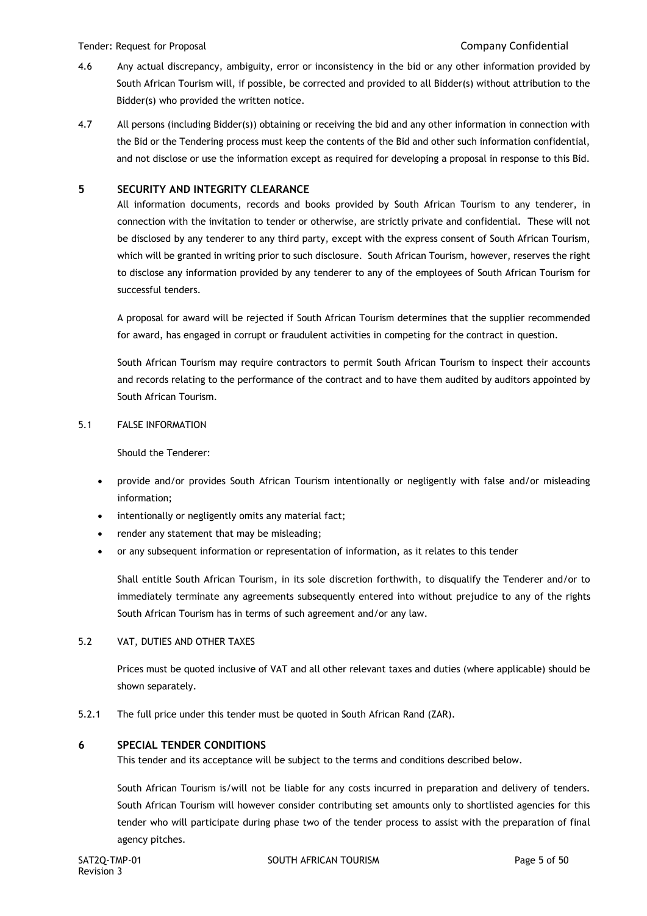4.6 Any actual discrepancy, ambiguity, error or inconsistency in the bid or any other information provided by South African Tourism will, if possible, be corrected and provided to all Bidder(s) without attribution to the Bidder(s) who provided the written notice.

4.7 All persons (including Bidder(s)) obtaining or receiving the bid and any other information in connection with the Bid or the Tendering process must keep the contents of the Bid and other such information confidential, and not disclose or use the information except as required for developing a proposal in response to this Bid.

## 5 SECURITY AND INTEGRITY CLEARANCE

All information documents, records and books provided by South African Tourism to any tenderer, in connection with the invitation to tender or otherwise, are strictly private and confidential. These will not be disclosed by any tenderer to any third party, except with the express consent of South African Tourism, which will be granted in writing prior to such disclosure. South African Tourism, however, reserves the right to disclose any information provided by any tenderer to any of the employees of South African Tourism for successful tenders.

A proposal for award will be rejected if South African Tourism determines that the supplier recommended for award, has engaged in corrupt or fraudulent activities in competing for the contract in question.

South African Tourism may require contractors to permit South African Tourism to inspect their accounts and records relating to the performance of the contract and to have them audited by auditors appointed by South African Tourism.

### 5.1 FALSE INFORMATION

Should the Tenderer:

- provide and/or provides South African Tourism intentionally or negligently with false and/or misleading information;
- intentionally or negligently omits any material fact;
- render any statement that may be misleading;
- or any subsequent information or representation of information, as it relates to this tender

Shall entitle South African Tourism, in its sole discretion forthwith, to disqualify the Tenderer and/or to immediately terminate any agreements subsequently entered into without prejudice to any of the rights South African Tourism has in terms of such agreement and/or any law.

### 5.2 VAT, DUTIES AND OTHER TAXES

Prices must be quoted inclusive of VAT and all other relevant taxes and duties (where applicable) should be shown separately.

5.2.1 The full price under this tender must be quoted in South African Rand (ZAR).

## 6 SPECIAL TENDER CONDITIONS

This tender and its acceptance will be subject to the terms and conditions described below.

South African Tourism is/will not be liable for any costs incurred in preparation and delivery of tenders. South African Tourism will however consider contributing set amounts only to shortlisted agencies for this tender who will participate during phase two of the tender process to assist with the preparation of final agency pitches.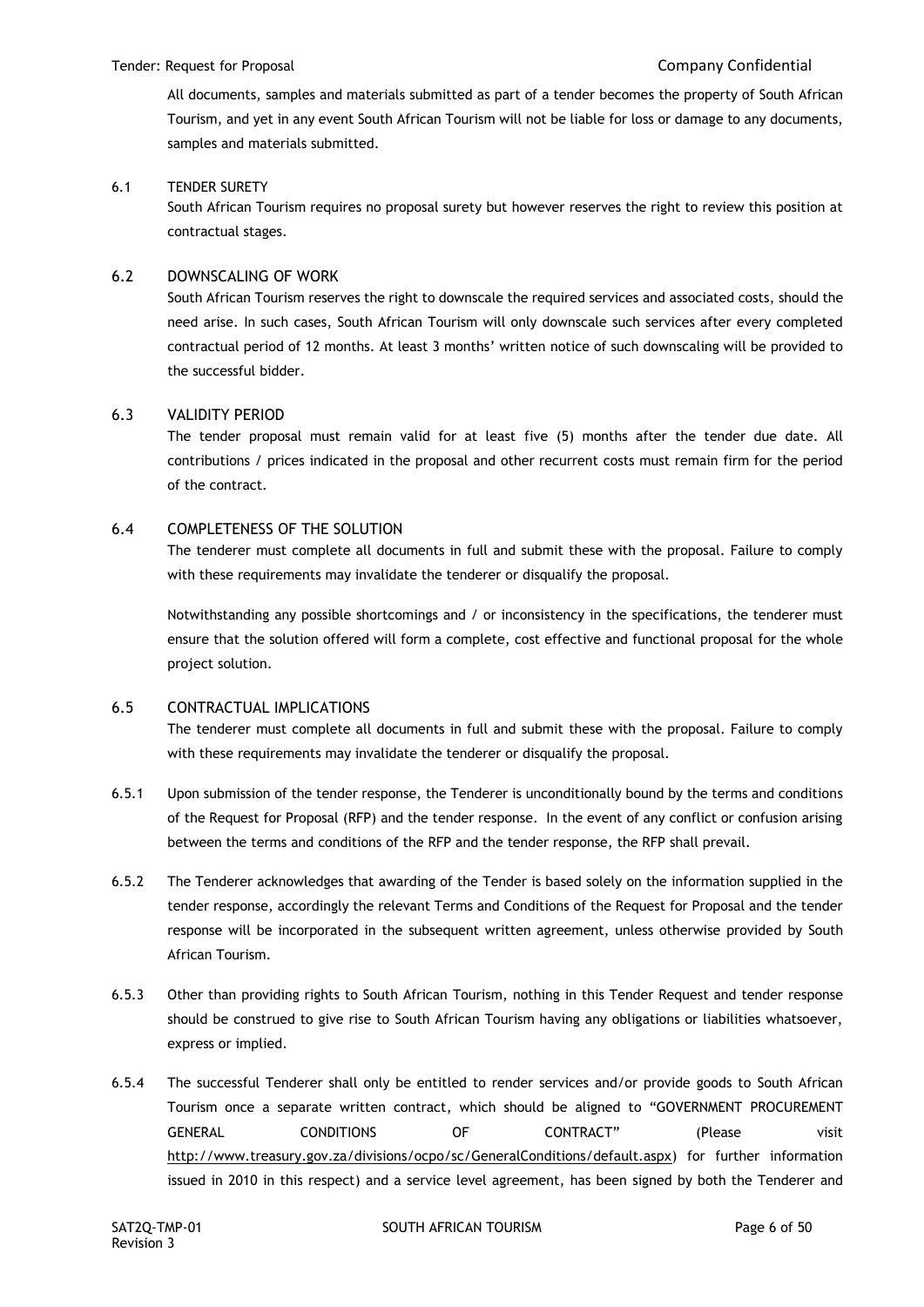All documents, samples and materials submitted as part of a tender becomes the property of South African Tourism, and yet in any event South African Tourism will not be liable for loss or damage to any documents, samples and materials submitted.

### 6.1 TENDER SURETY

South African Tourism requires no proposal surety but however reserves the right to review this position at contractual stages.

### 6.2 DOWNSCALING OF WORK

South African Tourism reserves the right to downscale the required services and associated costs, should the need arise. In such cases, South African Tourism will only downscale such services after every completed contractual period of 12 months. At least 3 months' written notice of such downscaling will be provided to the successful bidder.

### 6.3 VALIDITY PERIOD

The tender proposal must remain valid for at least five (5) months after the tender due date. All contributions / prices indicated in the proposal and other recurrent costs must remain firm for the period of the contract.

### 6.4 COMPLETENESS OF THE SOLUTION

The tenderer must complete all documents in full and submit these with the proposal. Failure to comply with these requirements may invalidate the tenderer or disqualify the proposal.

Notwithstanding any possible shortcomings and / or inconsistency in the specifications, the tenderer must ensure that the solution offered will form a complete, cost effective and functional proposal for the whole project solution.

### 6.5 CONTRACTUAL IMPLICATIONS

The tenderer must complete all documents in full and submit these with the proposal. Failure to comply with these requirements may invalidate the tenderer or disqualify the proposal.

6.5.1 Upon submission of the tender response, the Tenderer is unconditionally bound by the terms and conditions of the Request for Proposal (RFP) and the tender response. In the event of any conflict or confusion arising between the terms and conditions of the RFP and the tender response, the RFP shall prevail.

6.5.2 The Tenderer acknowledges that awarding of the Tender is based solely on the information supplied in the tender response, accordingly the relevant Terms and Conditions of the Request for Proposal and the tender response will be incorporated in the subsequent written agreement, unless otherwise provided by South African Tourism.

6.5.3 Other than providing rights to South African Tourism, nothing in this Tender Request and tender response should be construed to give rise to South African Tourism having any obligations or liabilities whatsoever, express or implied.

6.5.4 The successful Tenderer shall only be entitled to render services and/or provide goods to South African Tourism once a separate written contract, which should be aligned to "GOVERNMENT PROCUREMENT GENERAL CONDITIONS OF CONTRACT" (Please visit http://www.treasury.gov.za/divisions/ocpo/sc/GeneralConditions/default.aspx) for further information issued in 2010 in this respect) and a service level agreement, has been signed by both the Tenderer and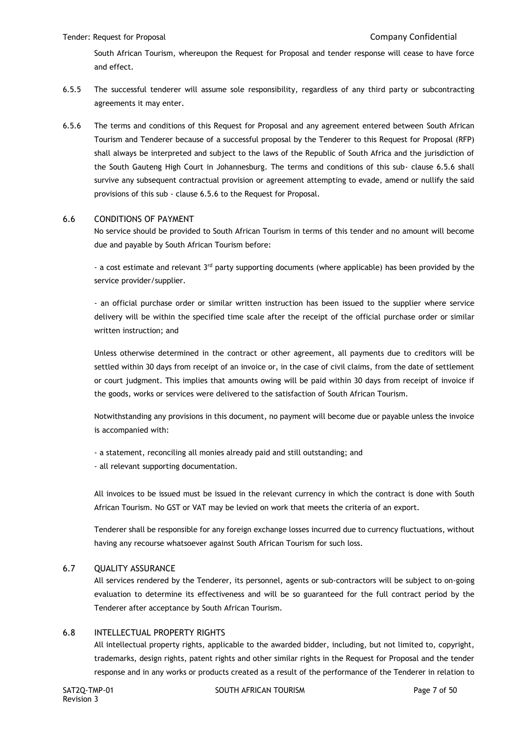South African Tourism, whereupon the Request for Proposal and tender response will cease to have force and effect.

6.5.5 The successful tenderer will assume sole responsibility, regardless of any third party or subcontracting agreements it may enter.

6.5.6 The terms and conditions of this Request for Proposal and any agreement entered between South African Tourism and Tenderer because of a successful proposal by the Tenderer to this Request for Proposal (RFP) shall always be interpreted and subject to the laws of the Republic of South Africa and the jurisdiction of the South Gauteng High Court in Johannesburg. The terms and conditions of this sub- clause 6.5.6 shall survive any subsequent contractual provision or agreement attempting to evade, amend or nullify the said provisions of this sub - clause 6.5.6 to the Request for Proposal.

## 6.6 CONDITIONS OF PAYMENT

No service should be provided to South African Tourism in terms of this tender and no amount will become due and payable by South African Tourism before:

- a cost estimate and relevant 3rd party supporting documents (where applicable) has been provided by the service provider/supplier.

- an official purchase order or similar written instruction has been issued to the supplier where service delivery will be within the specified time scale after the receipt of the official purchase order or similar written instruction; and

Unless otherwise determined in the contract or other agreement, all payments due to creditors will be settled within 30 days from receipt of an invoice or, in the case of civil claims, from the date of settlement or court judgment. This implies that amounts owing will be paid within 30 days from receipt of invoice if the goods, works or services were delivered to the satisfaction of South African Tourism.

Notwithstanding any provisions in this document, no payment will become due or payable unless the invoice is accompanied with:

- a statement, reconciling all monies already paid and still outstanding; and
- all relevant supporting documentation.

All invoices to be issued must be issued in the relevant currency in which the contract is done with South African Tourism. No GST or VAT may be levied on work that meets the criteria of an export.

Tenderer shall be responsible for any foreign exchange losses incurred due to currency fluctuations, without having any recourse whatsoever against South African Tourism for such loss.

## 6.7 QUALITY ASSURANCE

All services rendered by the Tenderer, its personnel, agents or sub-contractors will be subject to on-going evaluation to determine its effectiveness and will be so guaranteed for the full contract period by the Tenderer after acceptance by South African Tourism.

## 6.8 INTELLECTUAL PROPERTY RIGHTS

All intellectual property rights, applicable to the awarded bidder, including, but not limited to, copyright, trademarks, design rights, patent rights and other similar rights in the Request for Proposal and the tender response and in any works or products created as a result of the performance of the Tenderer in relation to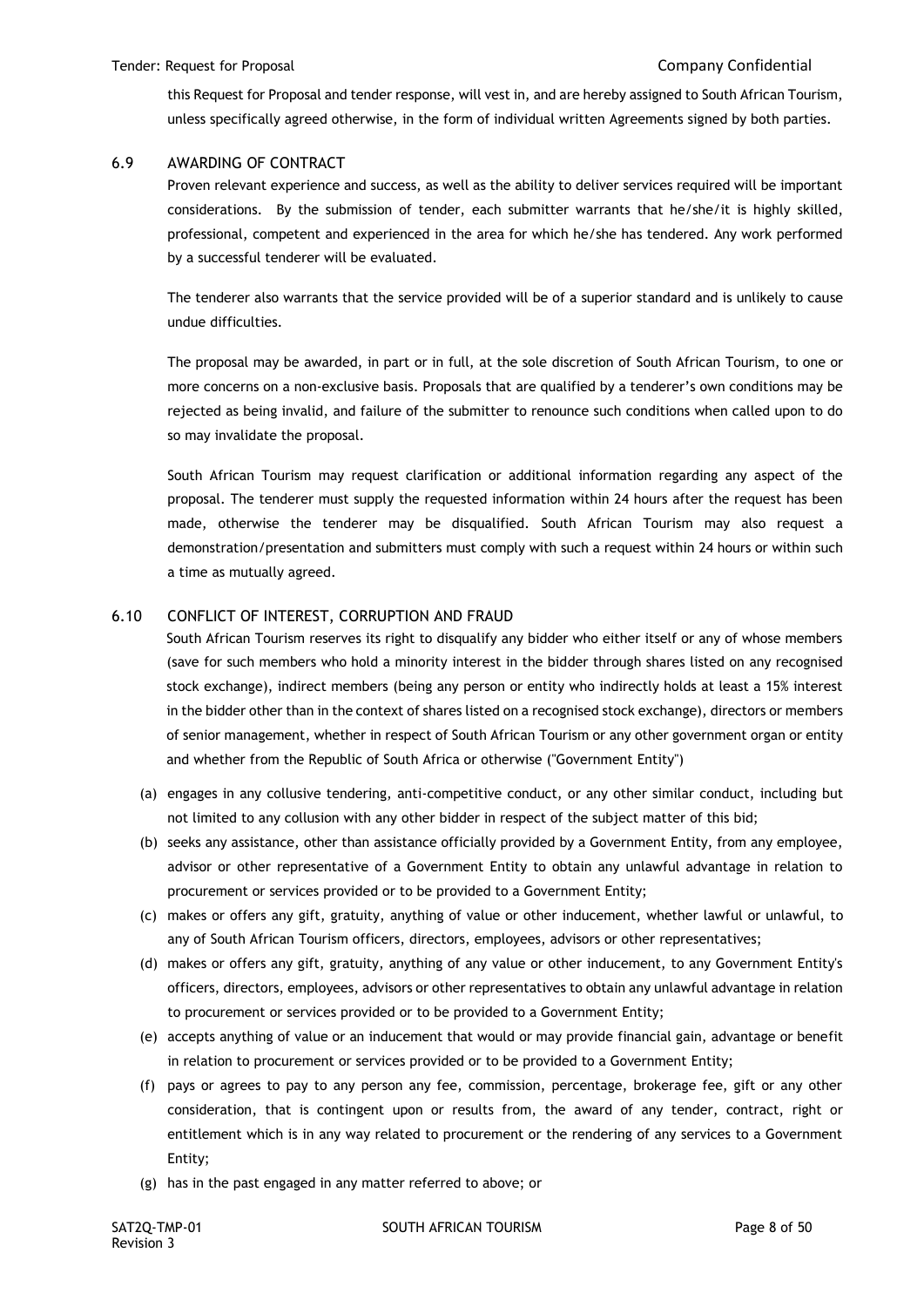this Request for Proposal and tender response, will vest in, and are hereby assigned to South African Tourism, unless specifically agreed otherwise, in the form of individual written Agreements signed by both parties.

### 6.9 AWARDING OF CONTRACT

Proven relevant experience and success, as well as the ability to deliver services required will be important considerations. By the submission of tender, each submitter warrants that he/she/it is highly skilled, professional, competent and experienced in the area for which he/she has tendered. Any work performed by a successful tenderer will be evaluated.

The tenderer also warrants that the service provided will be of a superior standard and is unlikely to cause undue difficulties.

The proposal may be awarded, in part or in full, at the sole discretion of South African Tourism, to one or more concerns on a non-exclusive basis. Proposals that are qualified by a tenderer's own conditions may be rejected as being invalid, and failure of the submitter to renounce such conditions when called upon to do so may invalidate the proposal.

South African Tourism may request clarification or additional information regarding any aspect of the proposal. The tenderer must supply the requested information within 24 hours after the request has been made, otherwise the tenderer may be disqualified. South African Tourism may also request a demonstration/presentation and submitters must comply with such a request within 24 hours or within such a time as mutually agreed.

### 6.10 CONFLICT OF INTEREST, CORRUPTION AND FRAUD

South African Tourism reserves its right to disqualify any bidder who either itself or any of whose members (save for such members who hold a minority interest in the bidder through shares listed on any recognised stock exchange), indirect members (being any person or entity who indirectly holds at least a 15% interest in the bidder other than in the context of shares listed on a recognised stock exchange), directors or members of senior management, whether in respect of South African Tourism or any other government organ or entity and whether from the Republic of South Africa or otherwise ("Government Entity")

(a) engages in any collusive tendering, anti-competitive conduct, or any other similar conduct, including but not limited to any collusion with any other bidder in respect of the subject matter of this bid;

(b) seeks any assistance, other than assistance officially provided by a Government Entity, from any employee, advisor or other representative of a Government Entity to obtain any unlawful advantage in relation to procurement or services provided or to be provided to a Government Entity;

(c) makes or offers any gift, gratuity, anything of value or other inducement, whether lawful or unlawful, to any of South African Tourism officers, directors, employees, advisors or other representatives;

(d) makes or offers any gift, gratuity, anything of any value or other inducement, to any Government Entity's officers, directors, employees, advisors or other representatives to obtain any unlawful advantage in relation to procurement or services provided or to be provided to a Government Entity;

(e) accepts anything of value or an inducement that would or may provide financial gain, advantage or benefit in relation to procurement or services provided or to be provided to a Government Entity;

(f) pays or agrees to pay to any person any fee, commission, percentage, brokerage fee, gift or any other consideration, that is contingent upon or results from, the award of any tender, contract, right or entitlement which is in any way related to procurement or the rendering of any services to a Government Entity;

(g) has in the past engaged in any matter referred to above; or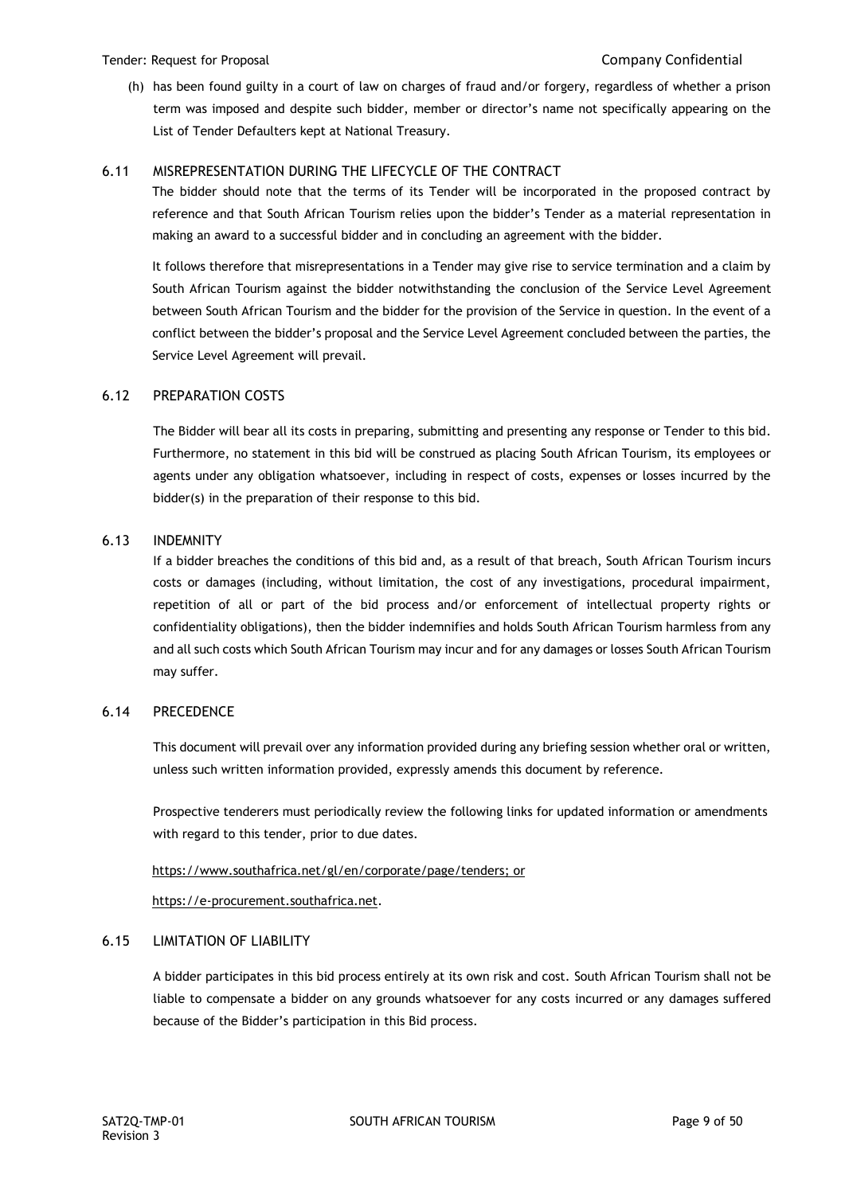(h) has been found guilty in a court of law on charges of fraud and/or forgery, regardless of whether a prison term was imposed and despite such bidder, member or director's name not specifically appearing on the List of Tender Defaulters kept at National Treasury.

### 6.11 MISREPRESENTATION DURING THE LIFECYCLE OF THE CONTRACT

The bidder should note that the terms of its Tender will be incorporated in the proposed contract by reference and that South African Tourism relies upon the bidder's Tender as a material representation in making an award to a successful bidder and in concluding an agreement with the bidder.

It follows therefore that misrepresentations in a Tender may give rise to service termination and a claim by South African Tourism against the bidder notwithstanding the conclusion of the Service Level Agreement between South African Tourism and the bidder for the provision of the Service in question. In the event of a conflict between the bidder's proposal and the Service Level Agreement concluded between the parties, the Service Level Agreement will prevail.

### 6.12 PREPARATION COSTS

The Bidder will bear all its costs in preparing, submitting and presenting any response or Tender to this bid. Furthermore, no statement in this bid will be construed as placing South African Tourism, its employees or agents under any obligation whatsoever, including in respect of costs, expenses or losses incurred by the bidder(s) in the preparation of their response to this bid.

### 6.13 INDEMNITY

If a bidder breaches the conditions of this bid and, as a result of that breach, South African Tourism incurs costs or damages (including, without limitation, the cost of any investigations, procedural impairment, repetition of all or part of the bid process and/or enforcement of intellectual property rights or confidentiality obligations), then the bidder indemnifies and holds South African Tourism harmless from any and all such costs which South African Tourism may incur and for any damages or losses South African Tourism may suffer.

### 6.14 PRECEDENCE

This document will prevail over any information provided during any briefing session whether oral or written, unless such written information provided, expressly amends this document by reference.

Prospective tenderers must periodically review the following links for updated information or amendments with regard to this tender, prior to due dates.

https://www.southafrica.net/gl/en/corporate/page/tenders; or

https://e-procurement.southafrica.net.

### 6.15 LIMITATION OF LIABILITY

A bidder participates in this bid process entirely at its own risk and cost. South African Tourism shall not be liable to compensate a bidder on any grounds whatsoever for any costs incurred or any damages suffered because of the Bidder's participation in this Bid process.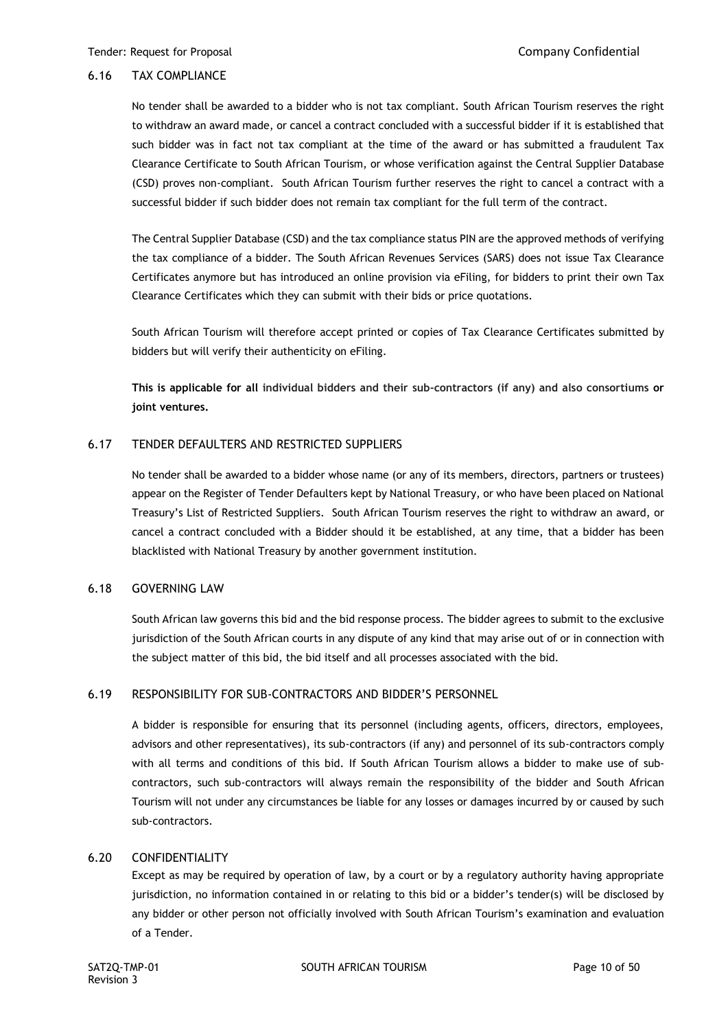### 6.16 TAX COMPLIANCE

No tender shall be awarded to a bidder who is not tax compliant. South African Tourism reserves the right to withdraw an award made, or cancel a contract concluded with a successful bidder if it is established that such bidder was in fact not tax compliant at the time of the award or has submitted a fraudulent Tax Clearance Certificate to South African Tourism, or whose verification against the Central Supplier Database (CSD) proves non-compliant. South African Tourism further reserves the right to cancel a contract with a successful bidder if such bidder does not remain tax compliant for the full term of the contract.

The Central Supplier Database (CSD) and the tax compliance status PIN are the approved methods of verifying the tax compliance of a bidder. The South African Revenues Services (SARS) does not issue Tax Clearance Certificates anymore but has introduced an online provision via eFiling, for bidders to print their own Tax Clearance Certificates which they can submit with their bids or price quotations.

South African Tourism will therefore accept printed or copies of Tax Clearance Certificates submitted by bidders but will verify their authenticity on eFiling.

**This is applicable for all individual bidders and their sub-contractors (if any) and also consortiums or joint ventures.**

### 6.17 TENDER DEFAULTERS AND RESTRICTED SUPPLIERS

No tender shall be awarded to a bidder whose name (or any of its members, directors, partners or trustees) appear on the Register of Tender Defaulters kept by National Treasury, or who have been placed on National Treasury's List of Restricted Suppliers. South African Tourism reserves the right to withdraw an award, or cancel a contract concluded with a Bidder should it be established, at any time, that a bidder has been blacklisted with National Treasury by another government institution.

### 6.18 GOVERNING LAW

South African law governs this bid and the bid response process. The bidder agrees to submit to the exclusive jurisdiction of the South African courts in any dispute of any kind that may arise out of or in connection with the subject matter of this bid, the bid itself and all processes associated with the bid.

### 6.19 RESPONSIBILITY FOR SUB-CONTRACTORS AND BIDDER'S PERSONNEL

A bidder is responsible for ensuring that its personnel (including agents, officers, directors, employees, advisors and other representatives), its sub-contractors (if any) and personnel of its sub-contractors comply with all terms and conditions of this bid. If South African Tourism allows a bidder to make use of sub-contractors, such sub-contractors will always remain the responsibility of the bidder and South African Tourism will not under any circumstances be liable for any losses or damages incurred by or caused by such sub-contractors.

### 6.20 CONFIDENTIALITY

Except as may be required by operation of law, by a court or by a regulatory authority having appropriate jurisdiction, no information contained in or relating to this bid or a bidder's tender(s) will be disclosed by any bidder or other person not officially involved with South African Tourism's examination and evaluation of a Tender.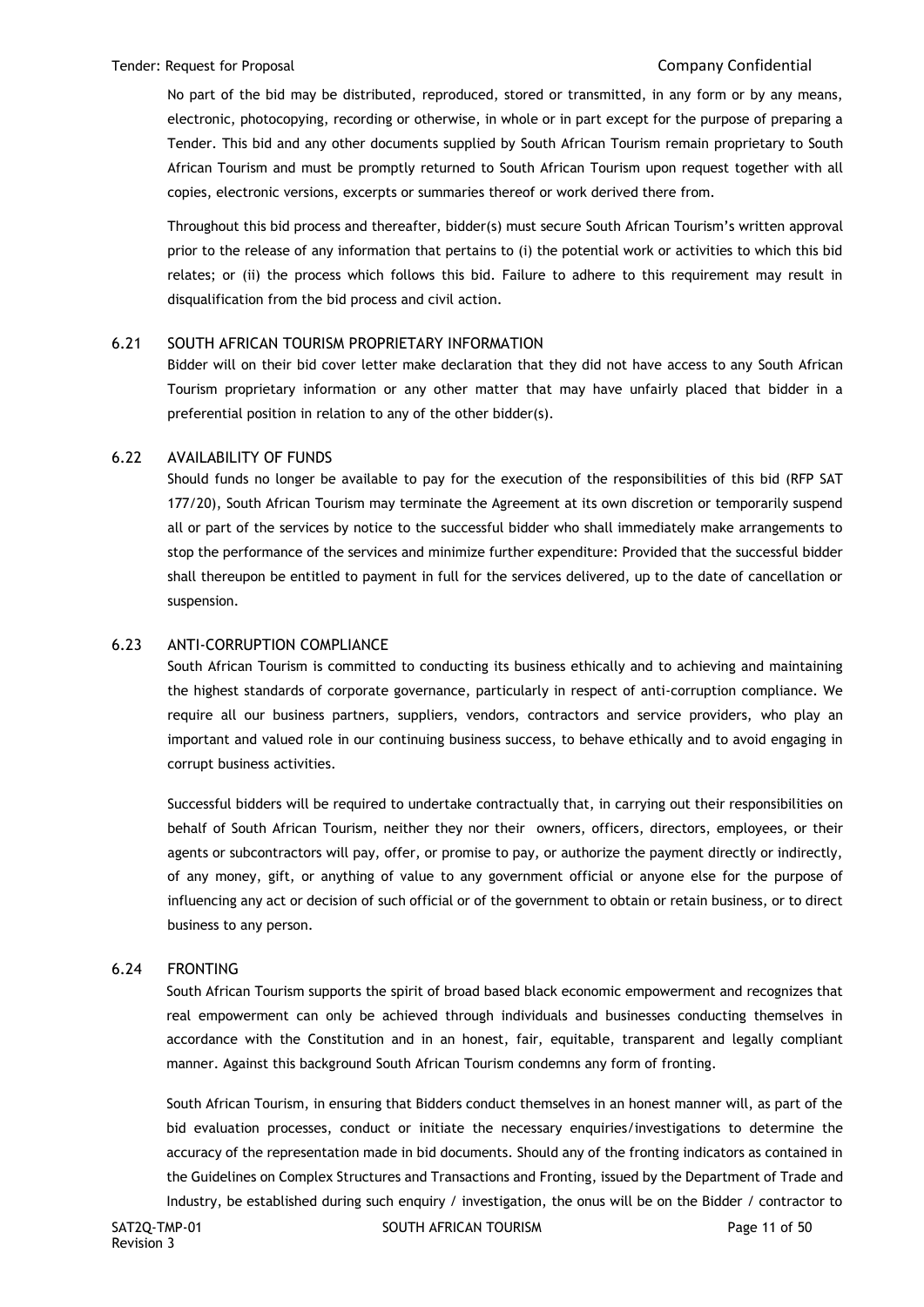No part of the bid may be distributed, reproduced, stored or transmitted, in any form or by any means, electronic, photocopying, recording or otherwise, in whole or in part except for the purpose of preparing a Tender. This bid and any other documents supplied by South African Tourism remain proprietary to South African Tourism and must be promptly returned to South African Tourism upon request together with all copies, electronic versions, excerpts or summaries thereof or work derived there from.

Throughout this bid process and thereafter, bidder(s) must secure South African Tourism's written approval prior to the release of any information that pertains to (i) the potential work or activities to which this bid relates; or (ii) the process which follows this bid. Failure to adhere to this requirement may result in disqualification from the bid process and civil action.

### 6.21 SOUTH AFRICAN TOURISM PROPRIETARY INFORMATION

Bidder will on their bid cover letter make declaration that they did not have access to any South African Tourism proprietary information or any other matter that may have unfairly placed that bidder in a preferential position in relation to any of the other bidder(s).

### 6.22 AVAILABILITY OF FUNDS

Should funds no longer be available to pay for the execution of the responsibilities of this bid (RFP SAT 177/20), South African Tourism may terminate the Agreement at its own discretion or temporarily suspend all or part of the services by notice to the successful bidder who shall immediately make arrangements to stop the performance of the services and minimize further expenditure: Provided that the successful bidder shall thereupon be entitled to payment in full for the services delivered, up to the date of cancellation or suspension.

### 6.23 ANTI-CORRUPTION COMPLIANCE

South African Tourism is committed to conducting its business ethically and to achieving and maintaining the highest standards of corporate governance, particularly in respect of anti-corruption compliance. We require all our business partners, suppliers, vendors, contractors and service providers, who play an important and valued role in our continuing business success, to behave ethically and to avoid engaging in corrupt business activities.

Successful bidders will be required to undertake contractually that, in carrying out their responsibilities on behalf of South African Tourism, neither they nor their owners, officers, directors, employees, or their agents or subcontractors will pay, offer, or promise to pay, or authorize the payment directly or indirectly, of any money, gift, or anything of value to any government official or anyone else for the purpose of influencing any act or decision of such official or of the government to obtain or retain business, or to direct business to any person.

### 6.24 FRONTING

South African Tourism supports the spirit of broad based black economic empowerment and recognizes that real empowerment can only be achieved through individuals and businesses conducting themselves in accordance with the Constitution and in an honest, fair, equitable, transparent and legally compliant manner. Against this background South African Tourism condemns any form of fronting.

South African Tourism, in ensuring that Bidders conduct themselves in an honest manner will, as part of the bid evaluation processes, conduct or initiate the necessary enquiries/investigations to determine the accuracy of the representation made in bid documents. Should any of the fronting indicators as contained in the Guidelines on Complex Structures and Transactions and Fronting, issued by the Department of Trade and Industry, be established during such enquiry / investigation, the onus will be on the Bidder / contractor to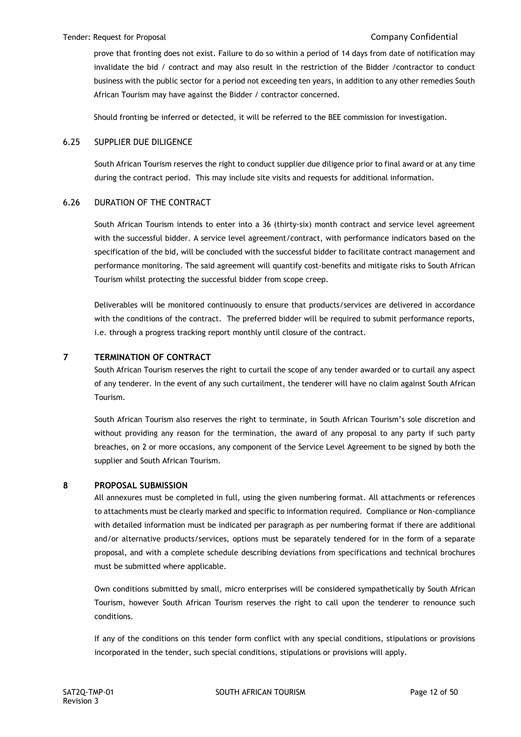prove that fronting does not exist. Failure to do so within a period of 14 days from date of notification may invalidate the bid / contract and may also result in the restriction of the Bidder /contractor to conduct business with the public sector for a period not exceeding ten years, in addition to any other remedies South African Tourism may have against the Bidder / contractor concerned.

Should fronting be inferred or detected, it will be referred to the BEE commission for investigation.

### 6.25 SUPPLIER DUE DILIGENCE

South African Tourism reserves the right to conduct supplier due diligence prior to final award or at any time during the contract period. This may include site visits and requests for additional information.

### 6.26 DURATION OF THE CONTRACT

South African Tourism intends to enter into a 36 (thirty-six) month contract and service level agreement with the successful bidder. A service level agreement/contract, with performance indicators based on the specification of the bid, will be concluded with the successful bidder to facilitate contract management and performance monitoring. The said agreement will quantify cost-benefits and mitigate risks to South African Tourism whilst protecting the successful bidder from scope creep.

Deliverables will be monitored continuously to ensure that products/services are delivered in accordance with the conditions of the contract. The preferred bidder will be required to submit performance reports, i.e. through a progress tracking report monthly until closure of the contract.

## 7 TERMINATION OF CONTRACT

South African Tourism reserves the right to curtail the scope of any tender awarded or to curtail any aspect of any tenderer. In the event of any such curtailment, the tenderer will have no claim against South African Tourism.

South African Tourism also reserves the right to terminate, in South African Tourism's sole discretion and without providing any reason for the termination, the award of any proposal to any party if such party breaches, on 2 or more occasions, any component of the Service Level Agreement to be signed by both the supplier and South African Tourism.

## 8 PROPOSAL SUBMISSION

All annexures must be completed in full, using the given numbering format. All attachments or references to attachments must be clearly marked and specific to information required. Compliance or Non-compliance with detailed information must be indicated per paragraph as per numbering format if there are additional and/or alternative products/services, options must be separately tendered for in the form of a separate proposal, and with a complete schedule describing deviations from specifications and technical brochures must be submitted where applicable.

Own conditions submitted by small, micro enterprises will be considered sympathetically by South African Tourism, however South African Tourism reserves the right to call upon the tenderer to renounce such conditions.

If any of the conditions on this tender form conflict with any special conditions, stipulations or provisions incorporated in the tender, such special conditions, stipulations or provisions will apply.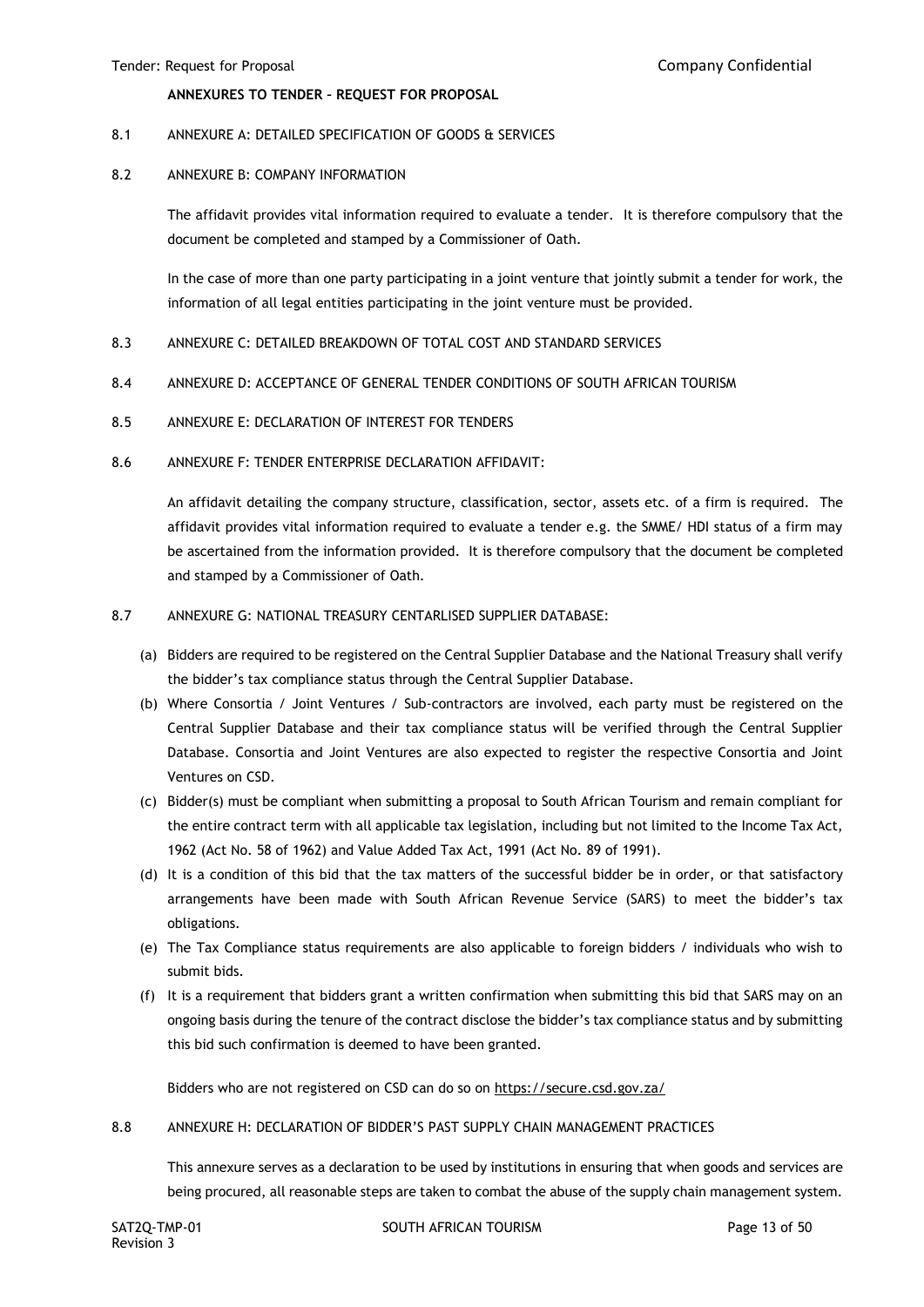**ANNEXURES TO TENDER – REQUEST FOR PROPOSAL**

8.1 ANNEXURE A: DETAILED SPECIFICATION OF GOODS & SERVICES

8.2 ANNEXURE B: COMPANY INFORMATION

The affidavit provides vital information required to evaluate a tender. It is therefore compulsory that the document be completed and stamped by a Commissioner of Oath.

In the case of more than one party participating in a joint venture that jointly submit a tender for work, the information of all legal entities participating in the joint venture must be provided.

8.3 ANNEXURE C: DETAILED BREAKDOWN OF TOTAL COST AND STANDARD SERVICES

8.4 ANNEXURE D: ACCEPTANCE OF GENERAL TENDER CONDITIONS OF SOUTH AFRICAN TOURISM

8.5 ANNEXURE E: DECLARATION OF INTEREST FOR TENDERS

8.6 ANNEXURE F: TENDER ENTERPRISE DECLARATION AFFIDAVIT:

An affidavit detailing the company structure, classification, sector, assets etc. of a firm is required. The affidavit provides vital information required to evaluate a tender e.g. the SMME/ HDI status of a firm may be ascertained from the information provided. It is therefore compulsory that the document be completed and stamped by a Commissioner of Oath.

8.7 ANNEXURE G: NATIONAL TREASURY CENTARLISED SUPPLIER DATABASE:

(a) Bidders are required to be registered on the Central Supplier Database and the National Treasury shall verify the bidder's tax compliance status through the Central Supplier Database.

(b) Where Consortia / Joint Ventures / Sub-contractors are involved, each party must be registered on the Central Supplier Database and their tax compliance status will be verified through the Central Supplier Database. Consortia and Joint Ventures are also expected to register the respective Consortia and Joint Ventures on CSD.

(c) Bidder(s) must be compliant when submitting a proposal to South African Tourism and remain compliant for the entire contract term with all applicable tax legislation, including but not limited to the Income Tax Act, 1962 (Act No. 58 of 1962) and Value Added Tax Act, 1991 (Act No. 89 of 1991).

(d) It is a condition of this bid that the tax matters of the successful bidder be in order, or that satisfactory arrangements have been made with South African Revenue Service (SARS) to meet the bidder's tax obligations.

(e) The Tax Compliance status requirements are also applicable to foreign bidders / individuals who wish to submit bids.

(f) It is a requirement that bidders grant a written confirmation when submitting this bid that SARS may on an ongoing basis during the tenure of the contract disclose the bidder's tax compliance status and by submitting this bid such confirmation is deemed to have been granted.

Bidders who are not registered on CSD can do so on https://secure.csd.gov.za/

8.8 ANNEXURE H: DECLARATION OF BIDDER'S PAST SUPPLY CHAIN MANAGEMENT PRACTICES

This annexure serves as a declaration to be used by institutions in ensuring that when goods and services are being procured, all reasonable steps are taken to combat the abuse of the supply chain management system.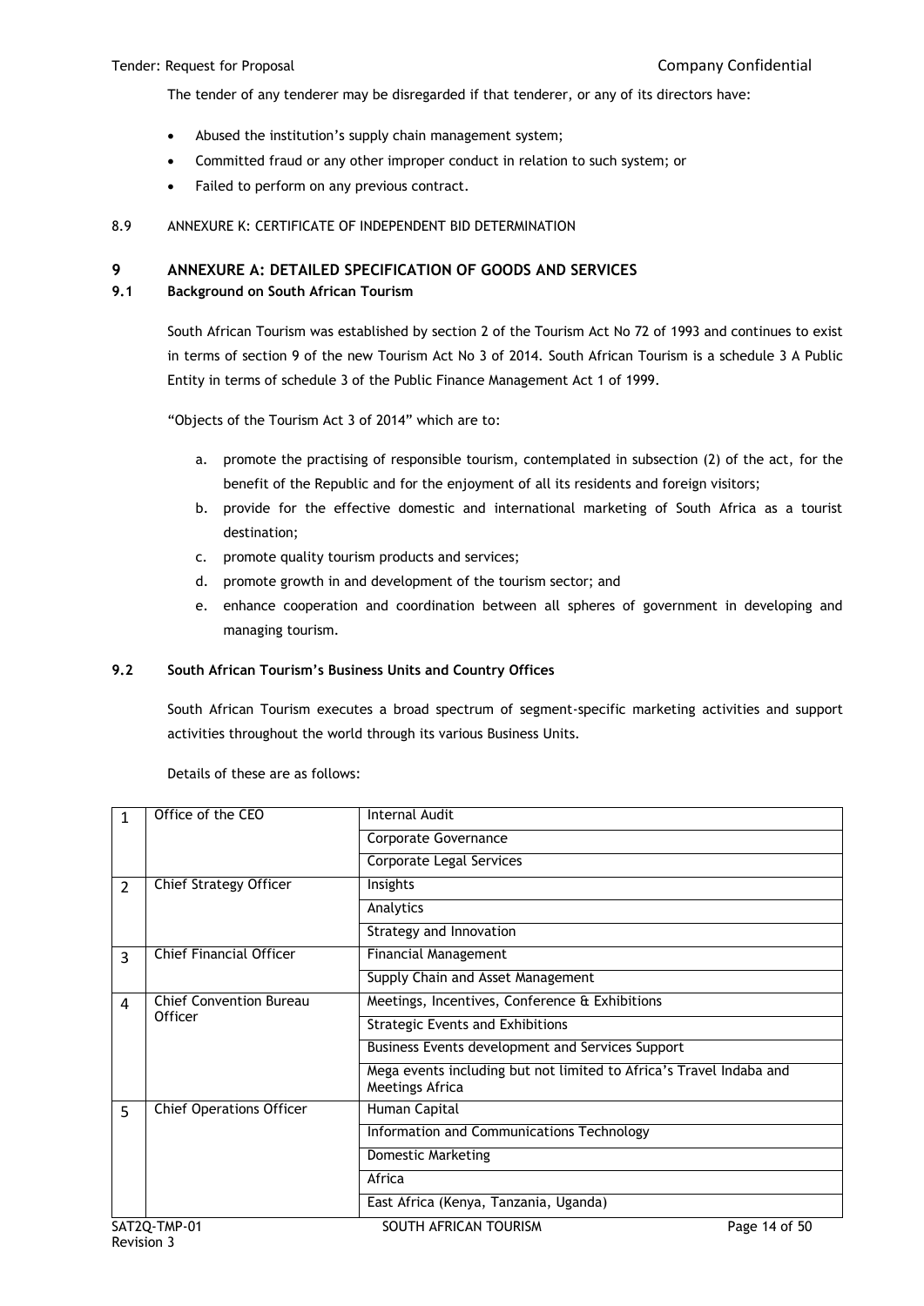The tender of any tenderer may be disregarded if that tenderer, or any of its directors have:

- Abused the institution's supply chain management system;
- Committed fraud or any other improper conduct in relation to such system; or
- Failed to perform on any previous contract.

8.9 ANNEXURE K: CERTIFICATE OF INDEPENDENT BID DETERMINATION

# 9 ANNEXURE A: DETAILED SPECIFICATION OF GOODS AND SERVICES

## 9.1 Background on South African Tourism

South African Tourism was established by section 2 of the Tourism Act No 72 of 1993 and continues to exist in terms of section 9 of the new Tourism Act No 3 of 2014. South African Tourism is a schedule 3 A Public Entity in terms of schedule 3 of the Public Finance Management Act 1 of 1999.

"Objects of the Tourism Act 3 of 2014" which are to:

a. promote the practising of responsible tourism, contemplated in subsection (2) of the act, for the benefit of the Republic and for the enjoyment of all its residents and foreign visitors;
b. provide for the effective domestic and international marketing of South Africa as a tourist destination;
c. promote quality tourism products and services;
d. promote growth in and development of the tourism sector; and
e. enhance cooperation and coordination between all spheres of government in developing and managing tourism.

## 9.2 South African Tourism's Business Units and Country Offices

South African Tourism executes a broad spectrum of segment-specific marketing activities and support activities throughout the world through its various Business Units.

Details of these are as follows:

| | | |
|---|---|---|
| 1 | Office of the CEO | Internal Audit |
| | | Corporate Governance |
| | | Corporate Legal Services |
| 2 | Chief Strategy Officer | Insights |
| | | Analytics |
| | | Strategy and Innovation |
| 3 | Chief Financial Officer | Financial Management |
| | | Supply Chain and Asset Management |
| 4 | Chief Convention Bureau Officer | Meetings, Incentives, Conference & Exhibitions |
| | | Strategic Events and Exhibitions |
| | | Business Events development and Services Support |
| | | Mega events including but not limited to Africa's Travel Indaba and Meetings Africa |
| 5 | Chief Operations Officer | Human Capital |
| | | Information and Communications Technology |
| | | Domestic Marketing |
| | | Africa |
| | | East Africa (Kenya, Tanzania, Uganda) |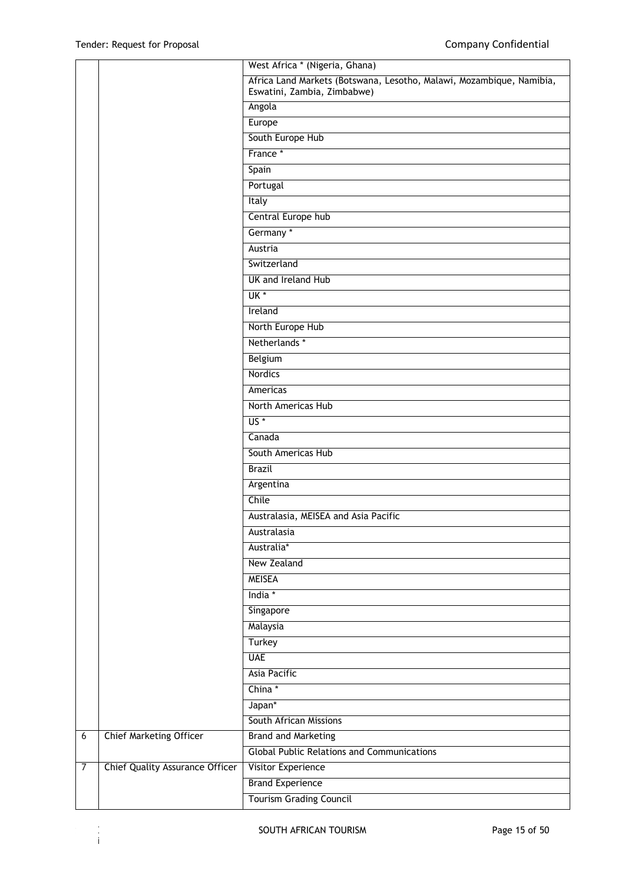| | | |
|---|---|---|
| 6 | | West Africa * (Nigeria, Ghana) |
| | | Africa Land Markets (Botswana, Lesotho, Malawi, Mozambique, Namibia, Eswatini, Zambia, Zimbabwe) |
| | | Angola |
| | | Europe |
| | | South Europe Hub |
| | | France * |
| | | Spain |
| | | Portugal |
| | | Italy |
| | | Central Europe hub |
| | | Germany * |
| | | Austria |
| | | Switzerland |
| | | UK and Ireland Hub |
| | | UK * |
| | | Ireland |
| | | North Europe Hub |
| | | Netherlands * |
| | | Belgium |
| | | Nordics |
| | | Americas |
| | | North Americas Hub |
| | | US * |
| | | Canada |
| | | South Americas Hub |
| | | Brazil |
| | | Argentina |
| | | Chile |
| | | Australasia, MEISEA and Asia Pacific |
| | | Australasia |
| | | Australia* |
| | | New Zealand |
| | | MEISEA |
| | | India * |
| | | Singapore |
| | | Malaysia |
| | | Turkey |
| | | UAE |
| | | Asia Pacific |
| | | China * |
| | | Japan* |
| | | South African Missions |
| 6 | Chief Marketing Officer | Brand and Marketing |
| | | Global Public Relations and Communications |
| 7 | Chief Quality Assurance Officer | Visitor Experience |
| | | Brand Experience |
| | | Tourism Grading Council |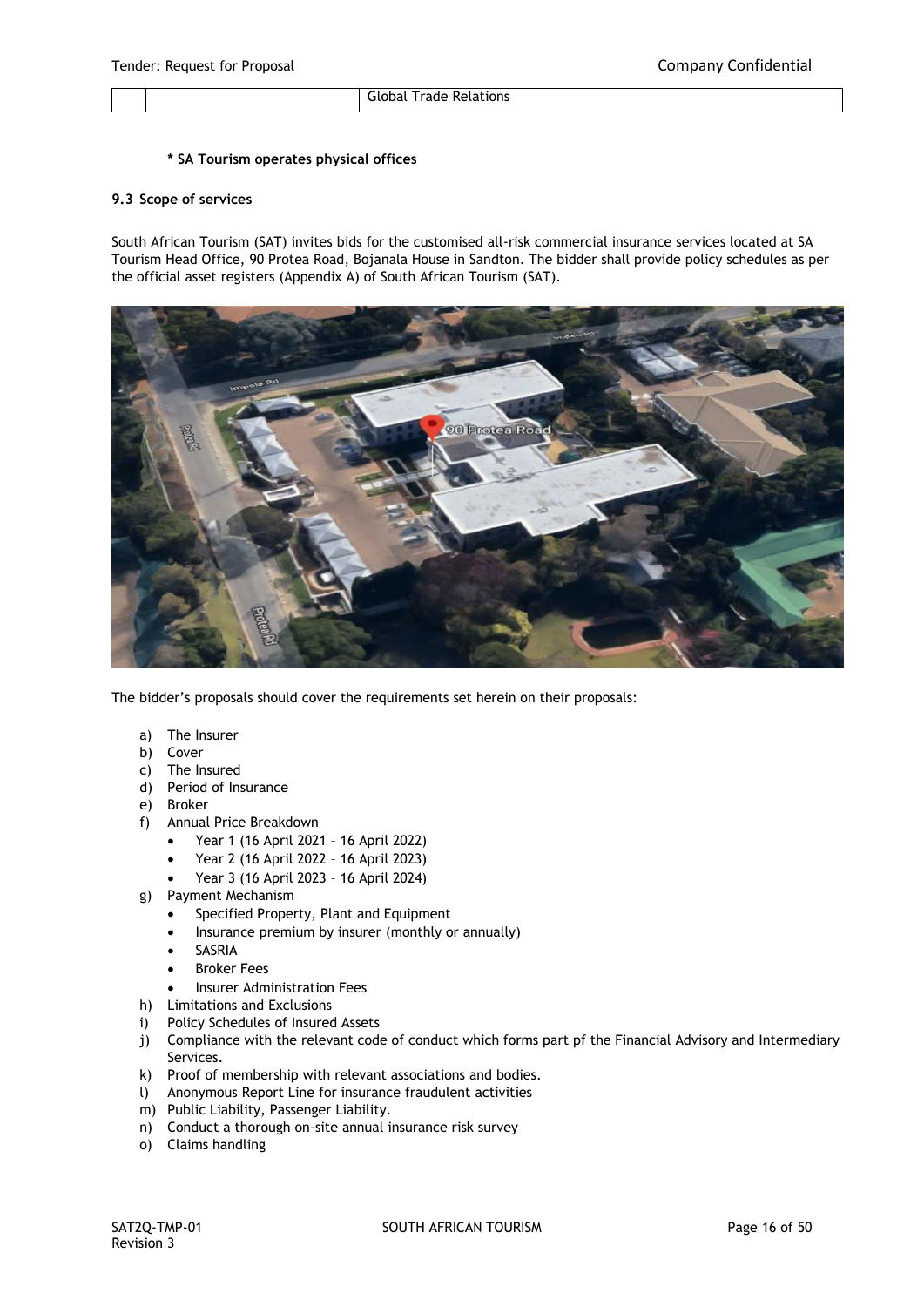| | | Global Trade Relations |
|---|---|---|

**\* SA Tourism operates physical offices**

### 9.3 Scope of services

South African Tourism (SAT) invites bids for the customised all-risk commercial insurance services located at SA Tourism Head Office, 90 Protea Road, Bojanala House in Sandton. The bidder shall provide policy schedules as per the official asset registers (Appendix A) of South African Tourism (SAT).

The bidder's proposals should cover the requirements set herein on their proposals:

a) The Insurer
b) Cover
c) The Insured
d) Period of Insurance
e) Broker
f) Annual Price Breakdown
   - Year 1 (16 April 2021 – 16 April 2022)
   - Year 2 (16 April 2022 – 16 April 2023)
   - Year 3 (16 April 2023 – 16 April 2024)
g) Payment Mechanism
   - Specified Property, Plant and Equipment
   - Insurance premium by insurer (monthly or annually)
   - SASRIA
   - Broker Fees
   - Insurer Administration Fees
h) Limitations and Exclusions
i) Policy Schedules of Insured Assets
j) Compliance with the relevant code of conduct which forms part pf the Financial Advisory and Intermediary Services.
k) Proof of membership with relevant associations and bodies.
l) Anonymous Report Line for insurance fraudulent activities
m) Public Liability, Passenger Liability.
n) Conduct a thorough on-site annual insurance risk survey
o) Claims handling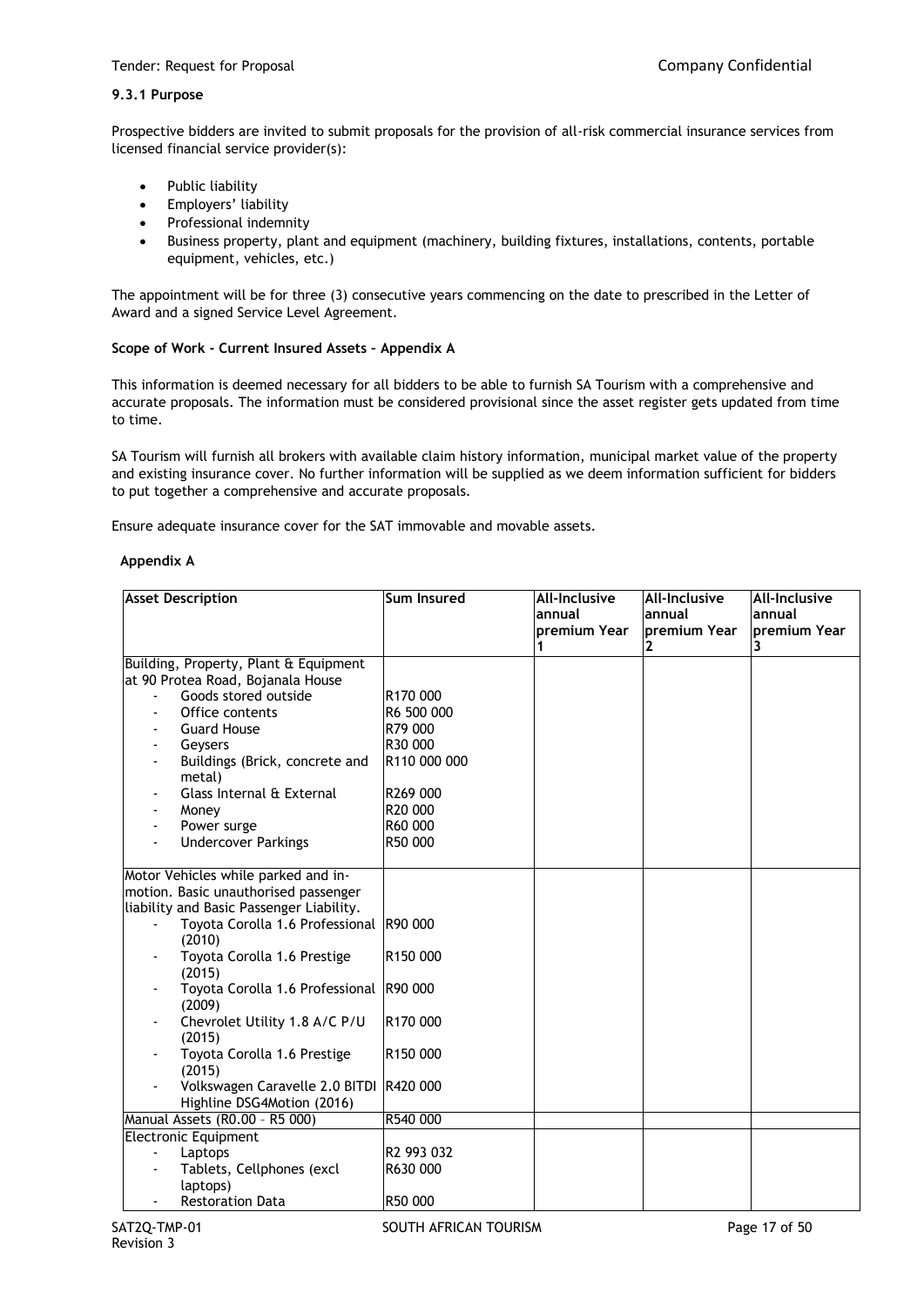### 9.3.1 Purpose

Prospective bidders are invited to submit proposals for the provision of all-risk commercial insurance services from licensed financial service provider(s):

- Public liability
- Employers' liability
- Professional indemnity
- Business property, plant and equipment (machinery, building fixtures, installations, contents, portable equipment, vehicles, etc.)

The appointment will be for three (3) consecutive years commencing on the date to prescribed in the Letter of Award and a signed Service Level Agreement.

**Scope of Work - Current Insured Assets – Appendix A**

This information is deemed necessary for all bidders to be able to furnish SA Tourism with a comprehensive and accurate proposals. The information must be considered provisional since the asset register gets updated from time to time.

SA Tourism will furnish all brokers with available claim history information, municipal market value of the property and existing insurance cover. No further information will be supplied as we deem information sufficient for bidders to put together a comprehensive and accurate proposals.

Ensure adequate insurance cover for the SAT immovable and movable assets.

**Appendix A**

| Asset Description | Sum Insured | All-Inclusive annual premium Year 1 | All-Inclusive annual premium Year 2 | All-Inclusive annual premium Year 3 |
|---|---|---|---|---|
| Building, Property, Plant & Equipment at 90 Protea Road, Bojanala House | | | | |
| - Goods stored outside | R170 000 | | | |
| - Office contents | R6 500 000 | | | |
| - Guard House | R79 000 | | | |
| - Geysers | R30 000 | | | |
| - Buildings (Brick, concrete and metal) | R110 000 000 | | | |
| - Glass Internal & External | R269 000 | | | |
| - Money | R20 000 | | | |
| - Power surge | R60 000 | | | |
| - Undercover Parkings | R50 000 | | | |
| Motor Vehicles while parked and in-motion. Basic unauthorised passenger liability and Basic Passenger Liability. | | | | |
| - Toyota Corolla 1.6 Professional (2010) | R90 000 | | | |
| - Toyota Corolla 1.6 Prestige (2015) | R150 000 | | | |
| - Toyota Corolla 1.6 Professional (2009) | R90 000 | | | |
| - Chevrolet Utility 1.8 A/C P/U (2015) | R170 000 | | | |
| - Toyota Corolla 1.6 Prestige (2015) | R150 000 | | | |
| - Volkswagen Caravelle 2.0 BITDI Highline DSG4Motion (2016) | R420 000 | | | |
| Manual Assets (R0.00 – R5 000) | R540 000 | | | |
| Electronic Equipment | | | | |
| - Laptops | R2 993 032 | | | |
| - Tablets, Cellphones (excl laptops) | R630 000 | | | |
| - Restoration Data | R50 000 | | | |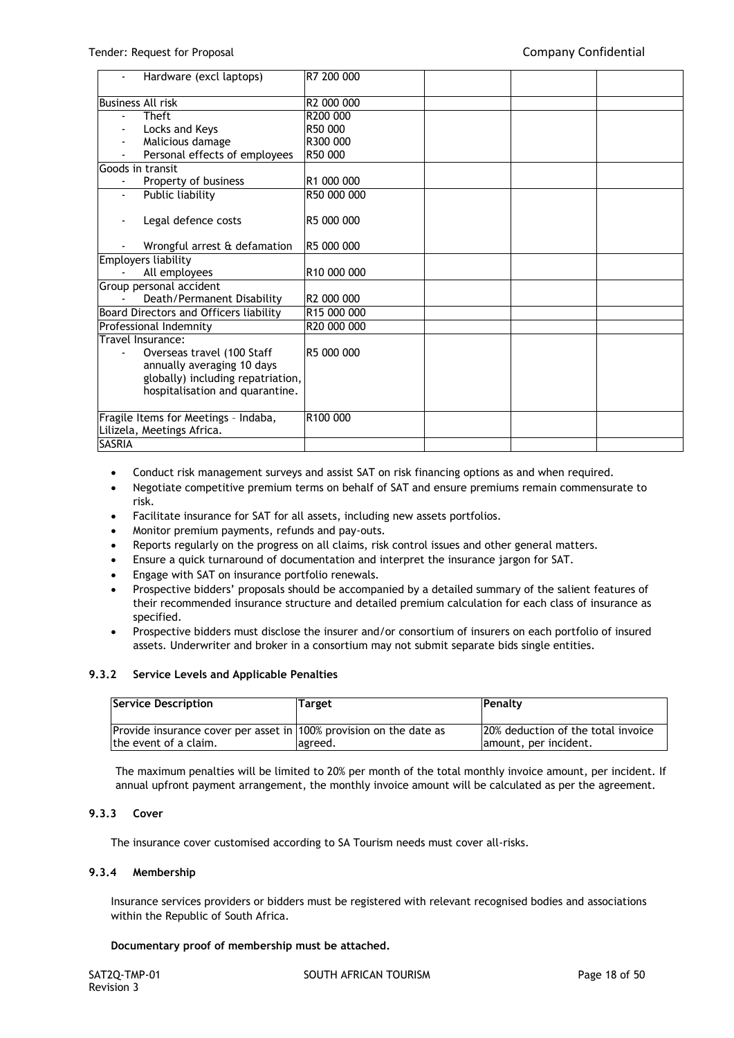| | | | | |
|---|---|---|---|---|
| - Hardware (excl laptops) | R7 200 000 | | | |
| Business All risk | R2 000 000 | | | |
| - Theft<br>- Locks and Keys<br>- Malicious damage<br>- Personal effects of employees | R200 000<br>R50 000<br>R300 000<br>R50 000 | | | |
| Goods in transit<br>- Property of business | R1 000 000 | | | |
| - Public liability<br><br>- Legal defence costs<br><br>- Wrongful arrest & defamation | R50 000 000<br><br>R5 000 000<br><br>R5 000 000 | | | |
| Employers liability<br>- All employees | R10 000 000 | | | |
| Group personal accident<br>- Death/Permanent Disability | R2 000 000 | | | |
| Board Directors and Officers liability | R15 000 000 | | | |
| Professional Indemnity | R20 000 000 | | | |
| Travel Insurance:<br>- Overseas travel (100 Staff annually averaging 10 days globally) including repatriation, hospitalisation and quarantine. | R5 000 000 | | | |
| Fragile Items for Meetings – Indaba, Lilizela, Meetings Africa. | R100 000 | | | |
| SASRIA | | | | |

- Conduct risk management surveys and assist SAT on risk financing options as and when required.
- Negotiate competitive premium terms on behalf of SAT and ensure premiums remain commensurate to risk.
- Facilitate insurance for SAT for all assets, including new assets portfolios.
- Monitor premium payments, refunds and pay-outs.
- Reports regularly on the progress on all claims, risk control issues and other general matters.
- Ensure a quick turnaround of documentation and interpret the insurance jargon for SAT.
- Engage with SAT on insurance portfolio renewals.
- Prospective bidders' proposals should be accompanied by a detailed summary of the salient features of their recommended insurance structure and detailed premium calculation for each class of insurance as specified.
- Prospective bidders must disclose the insurer and/or consortium of insurers on each portfolio of insured assets. Underwriter and broker in a consortium may not submit separate bids single entities.

### 9.3.2 Service Levels and Applicable Penalties

| Service Description | Target | Penalty |
|---|---|---|
| Provide insurance cover per asset in the event of a claim. | 100% provision on the date as agreed. | 20% deduction of the total invoice amount, per incident. |

The maximum penalties will be limited to 20% per month of the total monthly invoice amount, per incident. If annual upfront payment arrangement, the monthly invoice amount will be calculated as per the agreement.

### 9.3.3 Cover

The insurance cover customised according to SA Tourism needs must cover all-risks.

### 9.3.4 Membership

Insurance services providers or bidders must be registered with relevant recognised bodies and associations within the Republic of South Africa.

**Documentary proof of membership must be attached.**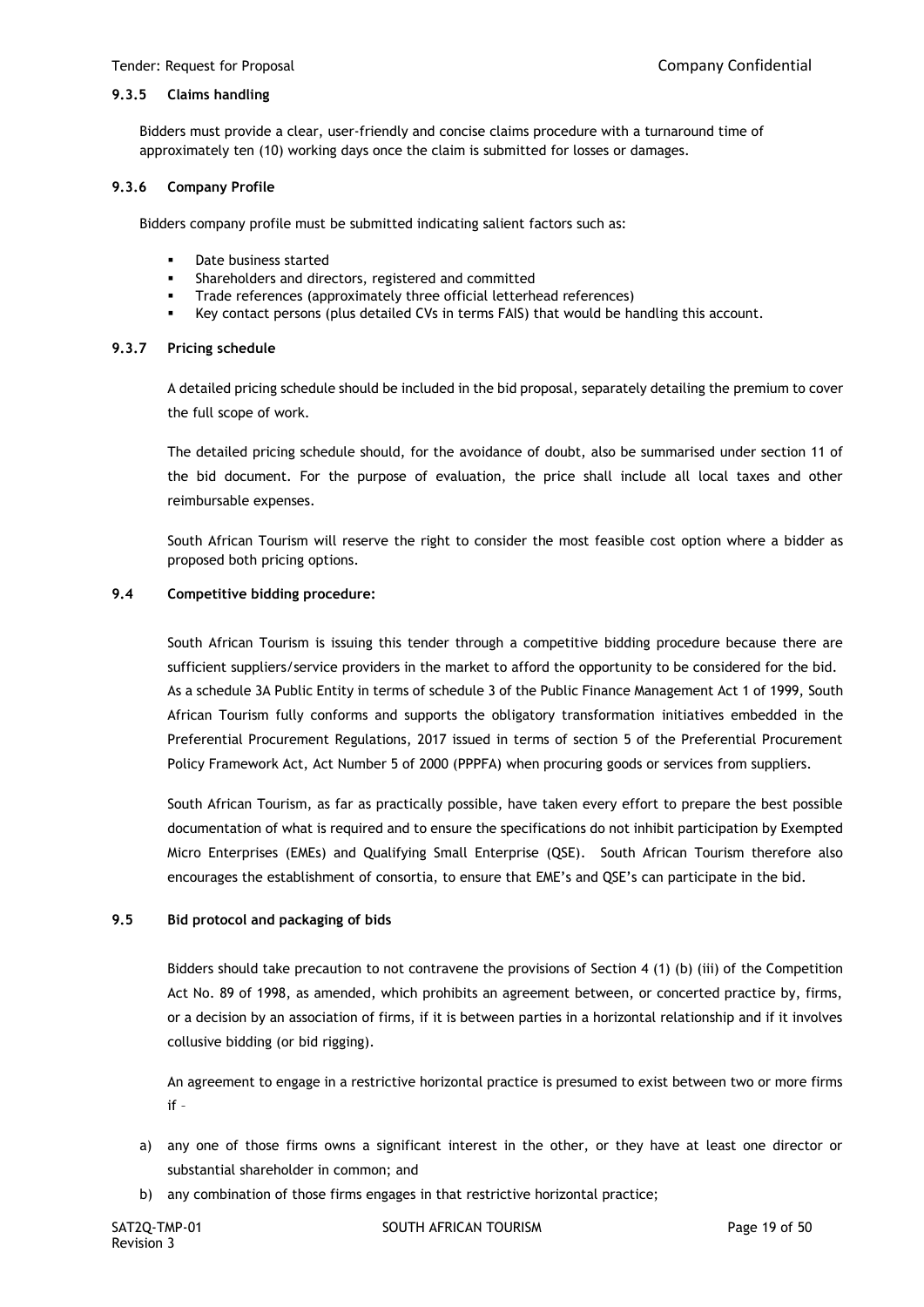#### 9.3.5 Claims handling

Bidders must provide a clear, user-friendly and concise claims procedure with a turnaround time of approximately ten (10) working days once the claim is submitted for losses or damages.

#### 9.3.6 Company Profile

Bidders company profile must be submitted indicating salient factors such as:

- Date business started
- Shareholders and directors, registered and committed
- Trade references (approximately three official letterhead references)
- Key contact persons (plus detailed CVs in terms FAIS) that would be handling this account.

#### 9.3.7 Pricing schedule

A detailed pricing schedule should be included in the bid proposal, separately detailing the premium to cover the full scope of work.

The detailed pricing schedule should, for the avoidance of doubt, also be summarised under section 11 of the bid document. For the purpose of evaluation, the price shall include all local taxes and other reimbursable expenses.

South African Tourism will reserve the right to consider the most feasible cost option where a bidder as proposed both pricing options.

### 9.4 Competitive bidding procedure:

South African Tourism is issuing this tender through a competitive bidding procedure because there are sufficient suppliers/service providers in the market to afford the opportunity to be considered for the bid. As a schedule 3A Public Entity in terms of schedule 3 of the Public Finance Management Act 1 of 1999, South African Tourism fully conforms and supports the obligatory transformation initiatives embedded in the Preferential Procurement Regulations, 2017 issued in terms of section 5 of the Preferential Procurement Policy Framework Act, Act Number 5 of 2000 (PPPFA) when procuring goods or services from suppliers.

South African Tourism, as far as practically possible, have taken every effort to prepare the best possible documentation of what is required and to ensure the specifications do not inhibit participation by Exempted Micro Enterprises (EMEs) and Qualifying Small Enterprise (QSE). South African Tourism therefore also encourages the establishment of consortia, to ensure that EME's and QSE's can participate in the bid.

### 9.5 Bid protocol and packaging of bids

Bidders should take precaution to not contravene the provisions of Section 4 (1) (b) (iii) of the Competition Act No. 89 of 1998, as amended, which prohibits an agreement between, or concerted practice by, firms, or a decision by an association of firms, if it is between parties in a horizontal relationship and if it involves collusive bidding (or bid rigging).

An agreement to engage in a restrictive horizontal practice is presumed to exist between two or more firms if –

a) any one of those firms owns a significant interest in the other, or they have at least one director or substantial shareholder in common; and
b) any combination of those firms engages in that restrictive horizontal practice;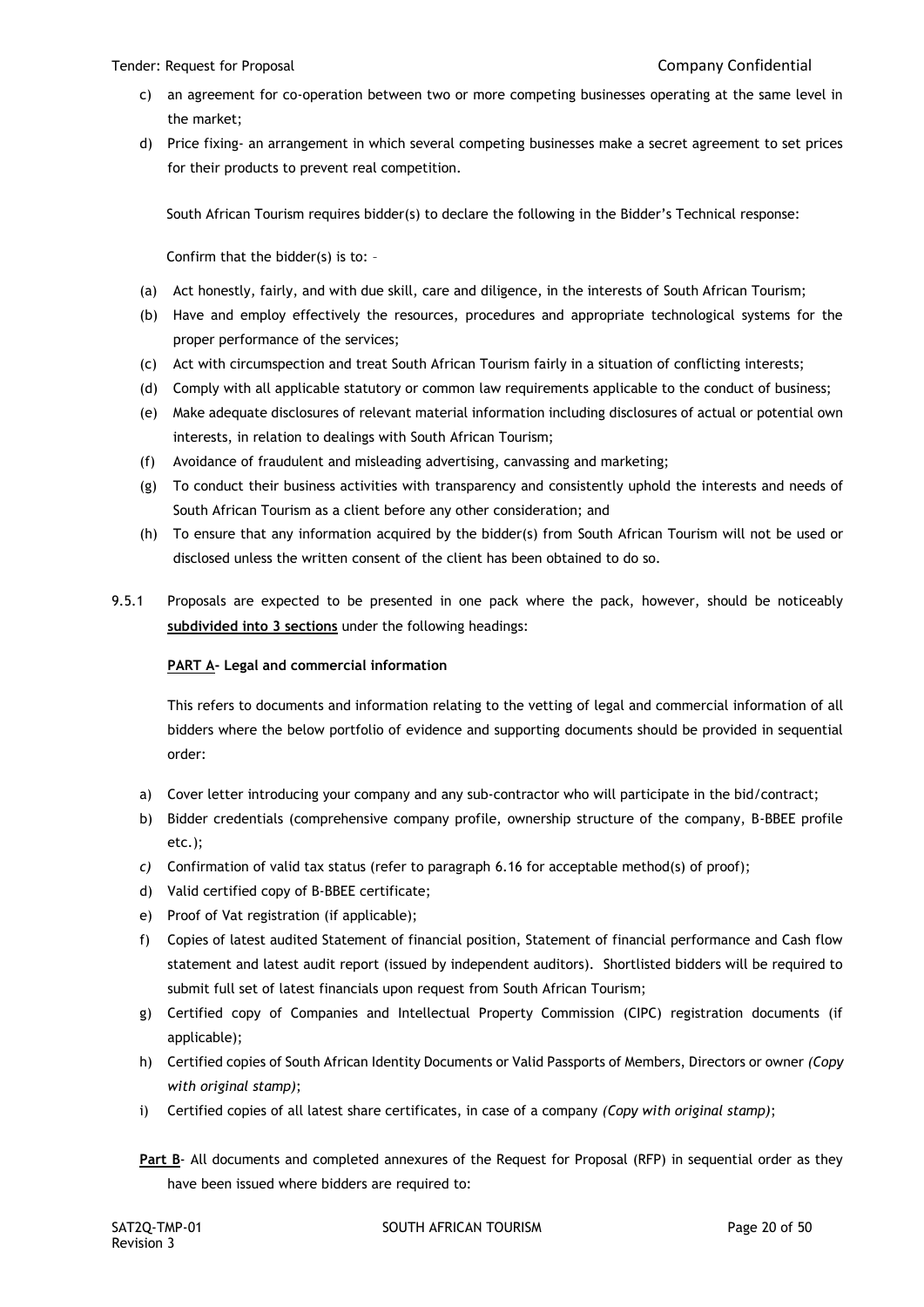c) an agreement for co-operation between two or more competing businesses operating at the same level in the market;

d) Price fixing- an arrangement in which several competing businesses make a secret agreement to set prices for their products to prevent real competition.

South African Tourism requires bidder(s) to declare the following in the Bidder's Technical response:

Confirm that the bidder(s) is to: –

(a) Act honestly, fairly, and with due skill, care and diligence, in the interests of South African Tourism;

(b) Have and employ effectively the resources, procedures and appropriate technological systems for the proper performance of the services;

(c) Act with circumspection and treat South African Tourism fairly in a situation of conflicting interests;

(d) Comply with all applicable statutory or common law requirements applicable to the conduct of business;

(e) Make adequate disclosures of relevant material information including disclosures of actual or potential own interests, in relation to dealings with South African Tourism;

(f) Avoidance of fraudulent and misleading advertising, canvassing and marketing;

(g) To conduct their business activities with transparency and consistently uphold the interests and needs of South African Tourism as a client before any other consideration; and

(h) To ensure that any information acquired by the bidder(s) from South African Tourism will not be used or disclosed unless the written consent of the client has been obtained to do so.

9.5.1 Proposals are expected to be presented in one pack where the pack, however, should be noticeably **subdivided into 3 sections** under the following headings:

**PART A- Legal and commercial information**

This refers to documents and information relating to the vetting of legal and commercial information of all bidders where the below portfolio of evidence and supporting documents should be provided in sequential order:

a) Cover letter introducing your company and any sub-contractor who will participate in the bid/contract;

b) Bidder credentials (comprehensive company profile, ownership structure of the company, B-BBEE profile etc.);

*c)* Confirmation of valid tax status (refer to paragraph 6.16 for acceptable method(s) of proof);

d) Valid certified copy of B-BBEE certificate;

e) Proof of Vat registration (if applicable);

f) Copies of latest audited Statement of financial position, Statement of financial performance and Cash flow statement and latest audit report (issued by independent auditors). Shortlisted bidders will be required to submit full set of latest financials upon request from South African Tourism;

g) Certified copy of Companies and Intellectual Property Commission (CIPC) registration documents (if applicable);

h) Certified copies of South African Identity Documents or Valid Passports of Members, Directors or owner *(Copy with original stamp)*;

i) Certified copies of all latest share certificates, in case of a company *(Copy with original stamp)*;

**Part B**- All documents and completed annexures of the Request for Proposal (RFP) in sequential order as they have been issued where bidders are required to: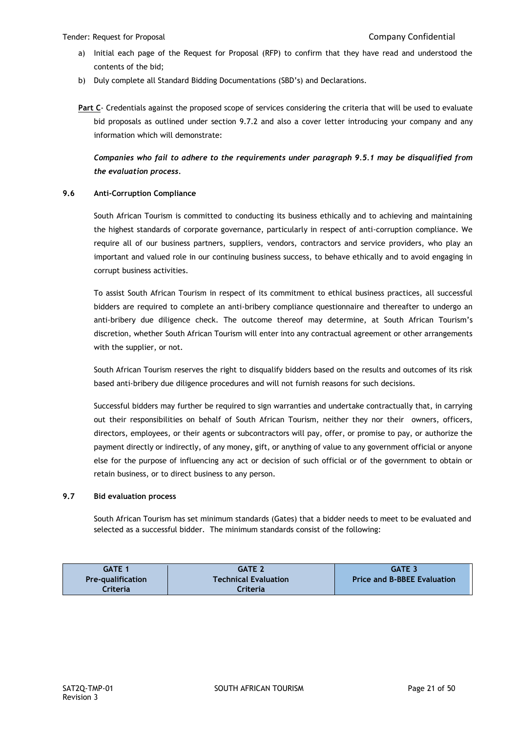a) Initial each page of the Request for Proposal (RFP) to confirm that they have read and understood the contents of the bid;
b) Duly complete all Standard Bidding Documentations (SBD's) and Declarations.

**Part C**- Credentials against the proposed scope of services considering the criteria that will be used to evaluate bid proposals as outlined under section 9.7.2 and also a cover letter introducing your company and any information which will demonstrate:

***Companies who fail to adhere to the requirements under paragraph 9.5.1 may be disqualified from the evaluation process.***

### 9.6 Anti-Corruption Compliance

South African Tourism is committed to conducting its business ethically and to achieving and maintaining the highest standards of corporate governance, particularly in respect of anti-corruption compliance. We require all of our business partners, suppliers, vendors, contractors and service providers, who play an important and valued role in our continuing business success, to behave ethically and to avoid engaging in corrupt business activities.

To assist South African Tourism in respect of its commitment to ethical business practices, all successful bidders are required to complete an anti-bribery compliance questionnaire and thereafter to undergo an anti-bribery due diligence check. The outcome thereof may determine, at South African Tourism's discretion, whether South African Tourism will enter into any contractual agreement or other arrangements with the supplier, or not.

South African Tourism reserves the right to disqualify bidders based on the results and outcomes of its risk based anti-bribery due diligence procedures and will not furnish reasons for such decisions.

Successful bidders may further be required to sign warranties and undertake contractually that, in carrying out their responsibilities on behalf of South African Tourism, neither they nor their owners, officers, directors, employees, or their agents or subcontractors will pay, offer, or promise to pay, or authorize the payment directly or indirectly, of any money, gift, or anything of value to any government official or anyone else for the purpose of influencing any act or decision of such official or of the government to obtain or retain business, or to direct business to any person.

### 9.7 Bid evaluation process

South African Tourism has set minimum standards (Gates) that a bidder needs to meet to be evaluated and selected as a successful bidder. The minimum standards consist of the following:

| GATE 1 Pre-qualification Criteria | GATE 2 Technical Evaluation Criteria | GATE 3 Price and B-BBEE Evaluation |
|---|---|---|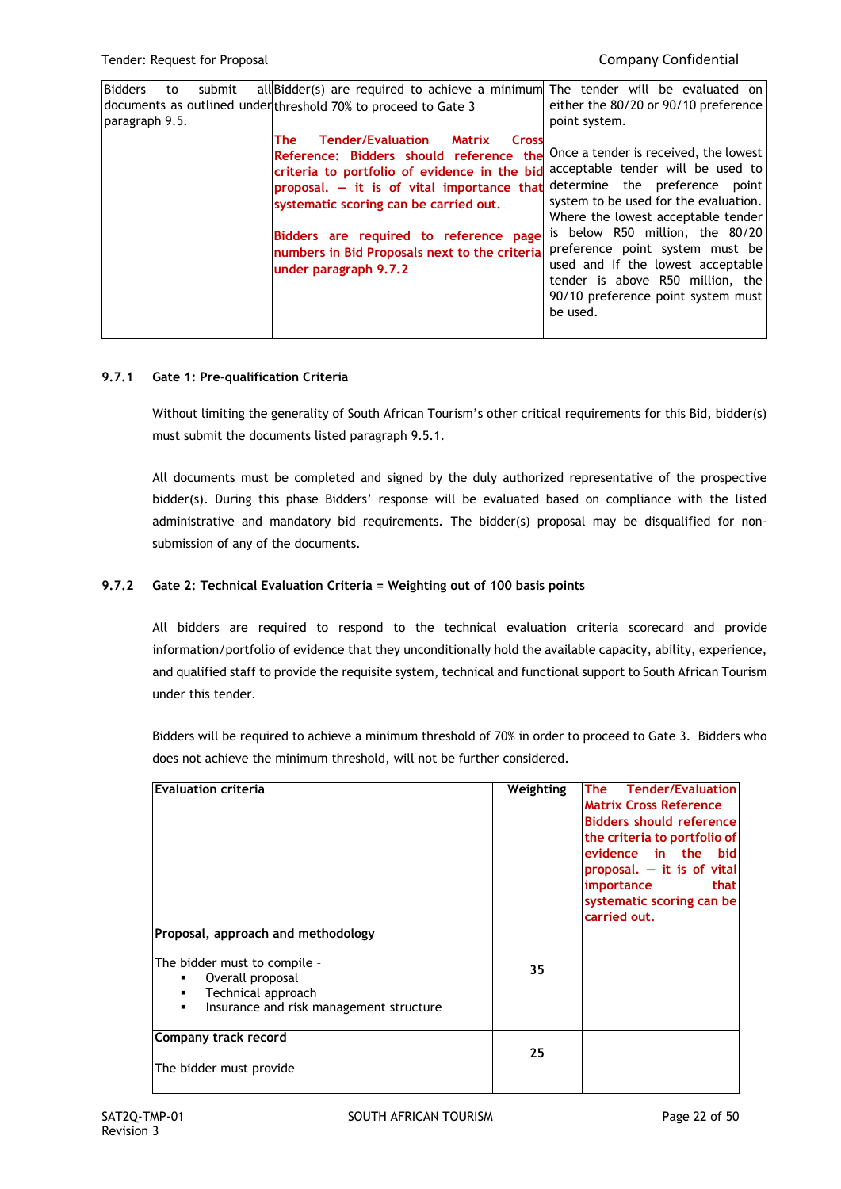| Bidders to submit all documents as outlined under paragraph 9.5. | Bidder(s) are required to achieve a minimum threshold 70% to proceed to Gate 3<br><br>**The Tender/Evaluation Matrix Cross Reference: Bidders should reference the criteria to portfolio of evidence in the bid proposal. – it is of vital importance that systematic scoring can be carried out.**<br><br>**Bidders are required to reference page numbers in Bid Proposals next to the criteria under paragraph 9.7.2** | The tender will be evaluated on either the 80/20 or 90/10 preference point system.<br><br>Once a tender is received, the lowest acceptable tender will be used to determine the preference point system to be used for the evaluation. Where the lowest acceptable tender is below R50 million, the 80/20 preference point system must be used and If the lowest acceptable tender is above R50 million, the 90/10 preference point system must be used. |
|---|---|---|

#### 9.7.1 Gate 1: Pre-qualification Criteria

Without limiting the generality of South African Tourism's other critical requirements for this Bid, bidder(s) must submit the documents listed paragraph 9.5.1.

All documents must be completed and signed by the duly authorized representative of the prospective bidder(s). During this phase Bidders' response will be evaluated based on compliance with the listed administrative and mandatory bid requirements. The bidder(s) proposal may be disqualified for non-submission of any of the documents.

#### 9.7.2 Gate 2: Technical Evaluation Criteria = Weighting out of 100 basis points

All bidders are required to respond to the technical evaluation criteria scorecard and provide information/portfolio of evidence that they unconditionally hold the available capacity, ability, experience, and qualified staff to provide the requisite system, technical and functional support to South African Tourism under this tender.

Bidders will be required to achieve a minimum threshold of 70% in order to proceed to Gate 3. Bidders who does not achieve the minimum threshold, will not be further considered.

| Evaluation criteria | Weighting | The Tender/Evaluation Matrix Cross Reference Bidders should reference the criteria to portfolio of evidence in the bid proposal. – it is of vital importance that systematic scoring can be carried out. |
|---|---|---|
| **Proposal, approach and methodology**<br><br>The bidder must to compile -<br>▪ Overall proposal<br>▪ Technical approach<br>▪ Insurance and risk management structure | **35** | |
| **Company track record**<br><br>The bidder must provide - | **25** | |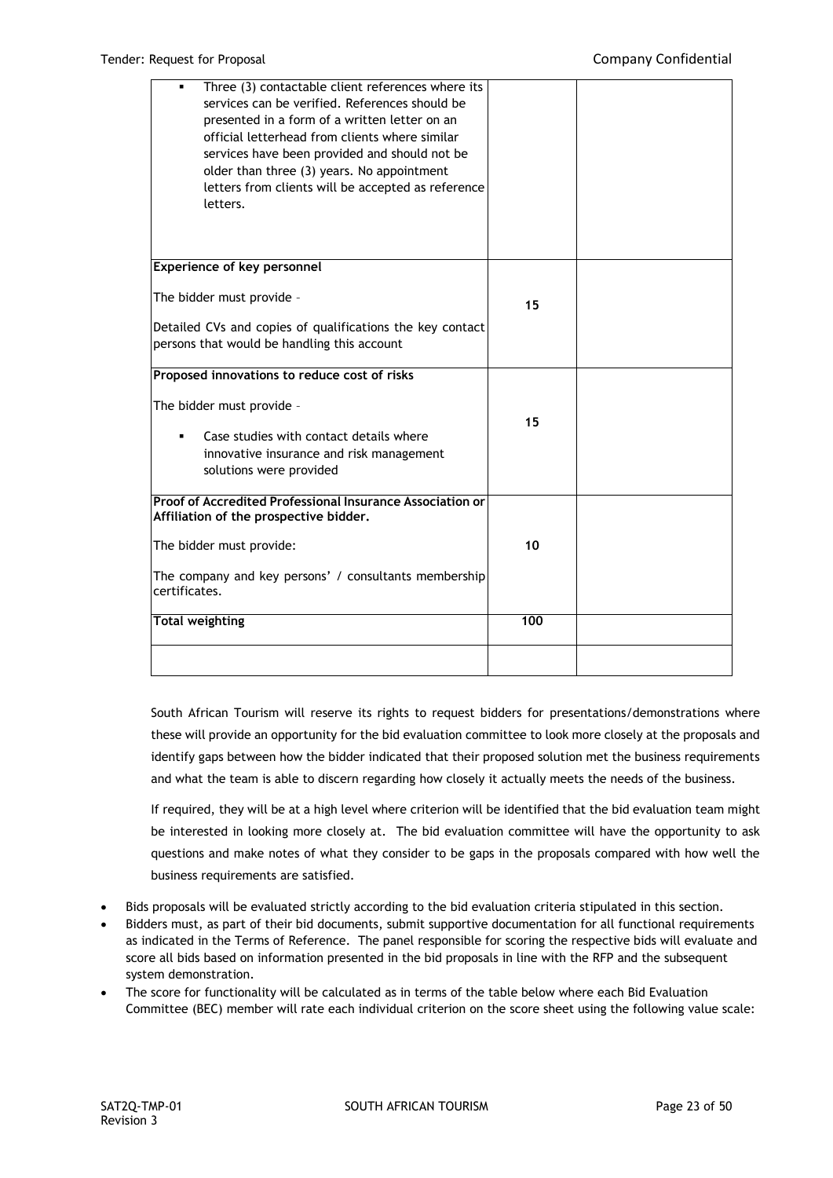| | | |
|---|---|---|
| ▪ Three (3) contactable client references where its services can be verified. References should be presented in a form of a written letter on an official letterhead from clients where similar services have been provided and should not be older than three (3) years. No appointment letters from clients will be accepted as reference letters. | | |
| **Experience of key personnel**<br><br>The bidder must provide –<br><br>Detailed CVs and copies of qualifications the key contact persons that would be handling this account | 15 | |
| **Proposed innovations to reduce cost of risks**<br><br>The bidder must provide –<br><br>▪ Case studies with contact details where innovative insurance and risk management solutions were provided | 15 | |
| **Proof of Accredited Professional Insurance Association or Affiliation of the prospective bidder.**<br><br>The bidder must provide:<br><br>The company and key persons' / consultants membership certificates. | 10 | |
| **Total weighting** | 100 | |
| | | |

South African Tourism will reserve its rights to request bidders for presentations/demonstrations where these will provide an opportunity for the bid evaluation committee to look more closely at the proposals and identify gaps between how the bidder indicated that their proposed solution met the business requirements and what the team is able to discern regarding how closely it actually meets the needs of the business.

If required, they will be at a high level where criterion will be identified that the bid evaluation team might be interested in looking more closely at. The bid evaluation committee will have the opportunity to ask questions and make notes of what they consider to be gaps in the proposals compared with how well the business requirements are satisfied.

- Bids proposals will be evaluated strictly according to the bid evaluation criteria stipulated in this section.
- Bidders must, as part of their bid documents, submit supportive documentation for all functional requirements as indicated in the Terms of Reference. The panel responsible for scoring the respective bids will evaluate and score all bids based on information presented in the bid proposals in line with the RFP and the subsequent system demonstration.
- The score for functionality will be calculated as in terms of the table below where each Bid Evaluation Committee (BEC) member will rate each individual criterion on the score sheet using the following value scale: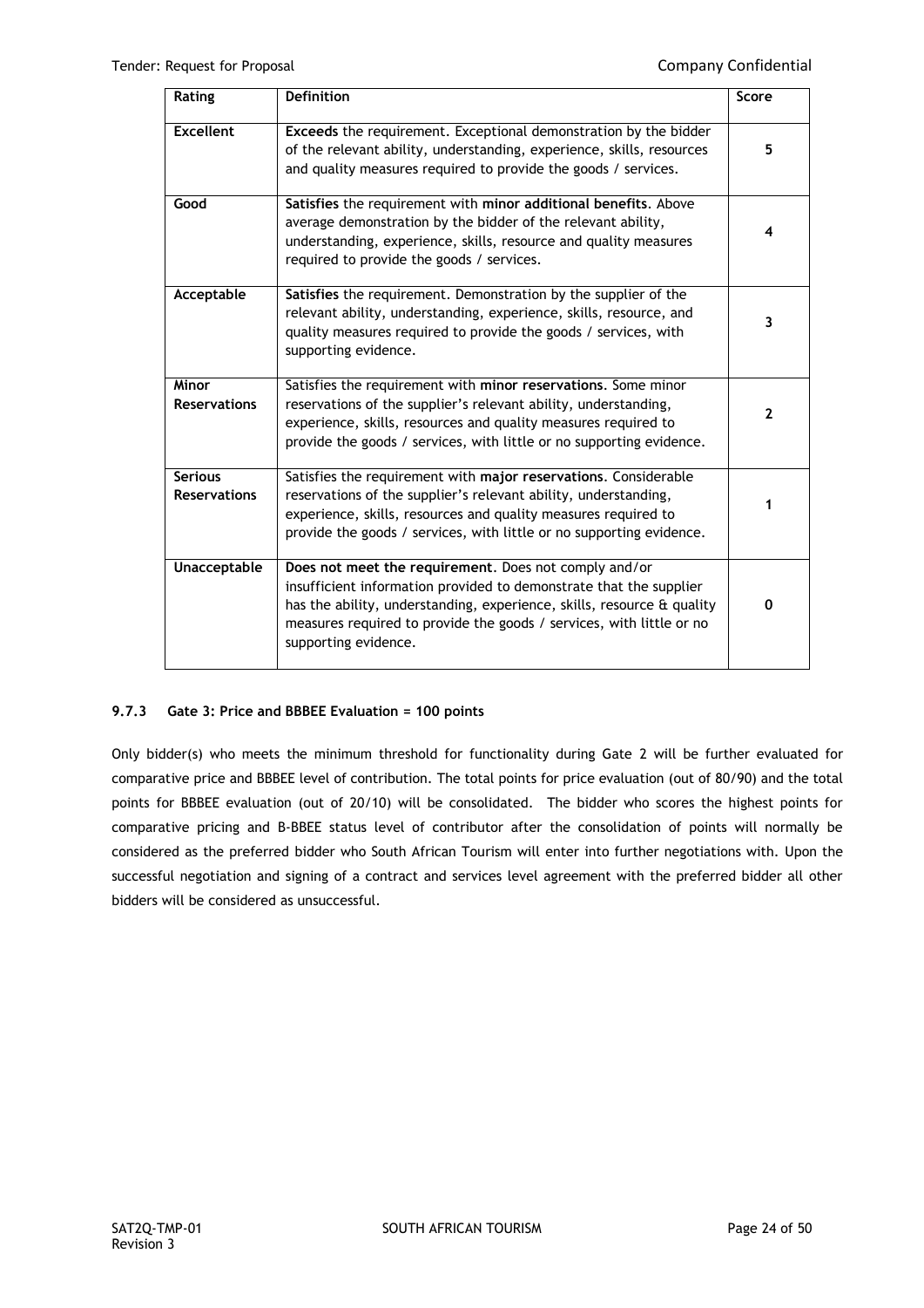| Rating | Definition | Score |
|---|---|---|
| **Excellent** | **Exceeds** the requirement. Exceptional demonstration by the bidder of the relevant ability, understanding, experience, skills, resources and quality measures required to provide the goods / services. | **5** |
| **Good** | **Satisfies** the requirement with **minor additional benefits**. Above average demonstration by the bidder of the relevant ability, understanding, experience, skills, resource and quality measures required to provide the goods / services. | **4** |
| **Acceptable** | **Satisfies** the requirement. Demonstration by the supplier of the relevant ability, understanding, experience, skills, resource, and quality measures required to provide the goods / services, with supporting evidence. | **3** |
| **Minor Reservations** | Satisfies the requirement with **minor reservations**. Some minor reservations of the supplier's relevant ability, understanding, experience, skills, resources and quality measures required to provide the goods / services, with little or no supporting evidence. | **2** |
| **Serious Reservations** | Satisfies the requirement with **major reservations**. Considerable reservations of the supplier's relevant ability, understanding, experience, skills, resources and quality measures required to provide the goods / services, with little or no supporting evidence. | **1** |
| **Unacceptable** | **Does not meet the requirement**. Does not comply and/or insufficient information provided to demonstrate that the supplier has the ability, understanding, experience, skills, resource & quality measures required to provide the goods / services, with little or no supporting evidence. | **0** |

### 9.7.3 Gate 3: Price and BBBEE Evaluation = 100 points

Only bidder(s) who meets the minimum threshold for functionality during Gate 2 will be further evaluated for comparative price and BBBEE level of contribution. The total points for price evaluation (out of 80/90) and the total points for BBBEE evaluation (out of 20/10) will be consolidated. The bidder who scores the highest points for comparative pricing and B-BBEE status level of contributor after the consolidation of points will normally be considered as the preferred bidder who South African Tourism will enter into further negotiations with. Upon the successful negotiation and signing of a contract and services level agreement with the preferred bidder all other bidders will be considered as unsuccessful.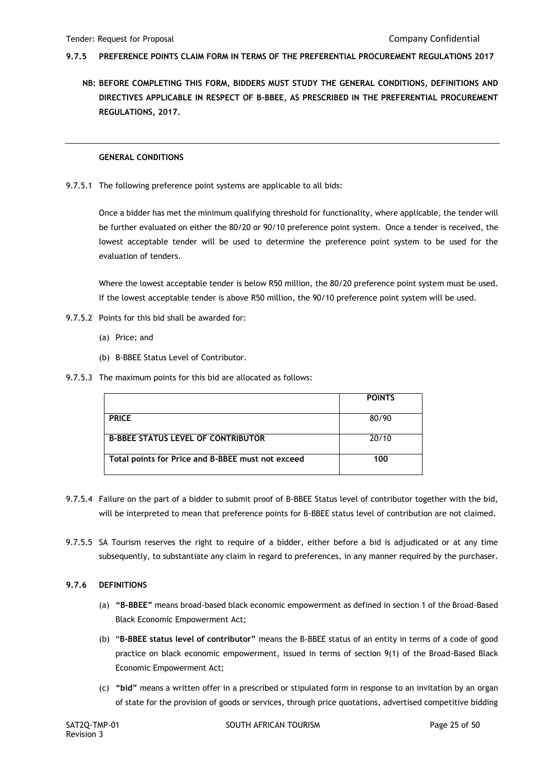### 9.7.5 PREFERENCE POINTS CLAIM FORM IN TERMS OF THE PREFERENTIAL PROCUREMENT REGULATIONS 2017

**NB: BEFORE COMPLETING THIS FORM, BIDDERS MUST STUDY THE GENERAL CONDITIONS, DEFINITIONS AND DIRECTIVES APPLICABLE IN RESPECT OF B-BBEE, AS PRESCRIBED IN THE PREFERENTIAL PROCUREMENT REGULATIONS, 2017.**

---

**GENERAL CONDITIONS**

9.7.5.1 The following preference point systems are applicable to all bids:

Once a bidder has met the minimum qualifying threshold for functionality, where applicable, the tender will be further evaluated on either the 80/20 or 90/10 preference point system. Once a tender is received, the lowest acceptable tender will be used to determine the preference point system to be used for the evaluation of tenders.

Where the lowest acceptable tender is below R50 million, the 80/20 preference point system must be used. If the lowest acceptable tender is above R50 million, the 90/10 preference point system will be used.

9.7.5.2 Points for this bid shall be awarded for:

(a) Price; and

(b) B-BBEE Status Level of Contributor.

9.7.5.3 The maximum points for this bid are allocated as follows:

| | **POINTS** |
|---|---|
| **PRICE** | 80/90 |
| **B-BBEE STATUS LEVEL OF CONTRIBUTOR** | 20/10 |
| **Total points for Price and B-BBEE must not exceed** | **100** |

9.7.5.4 Failure on the part of a bidder to submit proof of B-BBEE Status level of contributor together with the bid, will be interpreted to mean that preference points for B-BBEE status level of contribution are not claimed.

9.7.5.5 SA Tourism reserves the right to require of a bidder, either before a bid is adjudicated or at any time subsequently, to substantiate any claim in regard to preferences, in any manner required by the purchaser.

### 9.7.6 DEFINITIONS

(a) **"B-BBEE"** means broad-based black economic empowerment as defined in section 1 of the Broad-Based Black Economic Empowerment Act;

(b) "**B-BBEE status level of contributor"** means the B-BBEE status of an entity in terms of a code of good practice on black economic empowerment, issued in terms of section 9(1) of the Broad-Based Black Economic Empowerment Act;

(c) **"bid"** means a written offer in a prescribed or stipulated form in response to an invitation by an organ of state for the provision of goods or services, through price quotations, advertised competitive bidding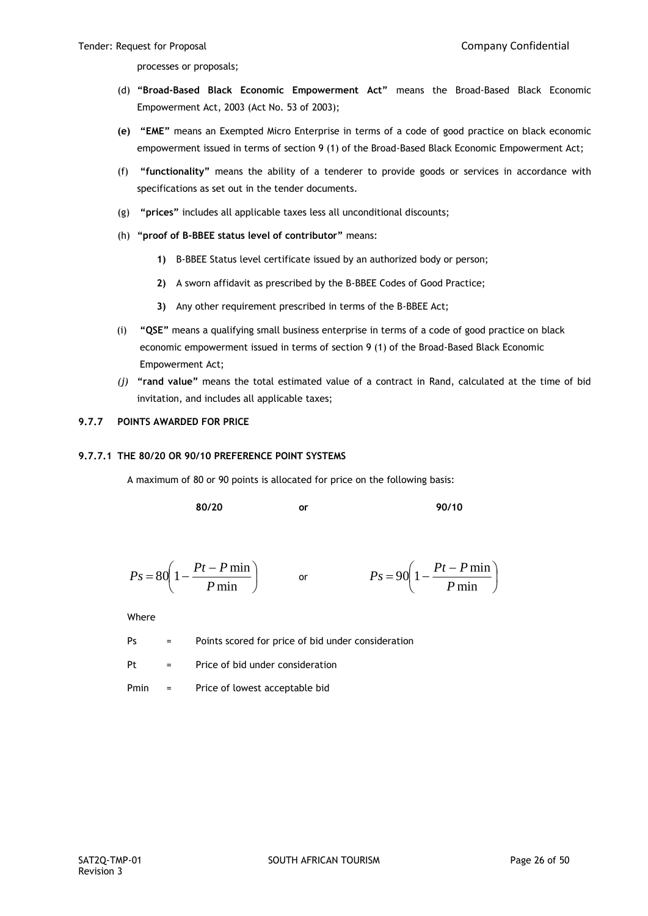processes or proposals;

(d) **"Broad-Based Black Economic Empowerment Act"** means the Broad-Based Black Economic Empowerment Act, 2003 (Act No. 53 of 2003);

**(e)** **"EME"** means an Exempted Micro Enterprise in terms of a code of good practice on black economic empowerment issued in terms of section 9 (1) of the Broad-Based Black Economic Empowerment Act;

(f) **"functionality"** means the ability of a tenderer to provide goods or services in accordance with specifications as set out in the tender documents.

(g) **"prices"** includes all applicable taxes less all unconditional discounts;

(h) **"proof of B-BBEE status level of contributor"** means:

**1)** B-BBEE Status level certificate issued by an authorized body or person;

**2)** A sworn affidavit as prescribed by the B-BBEE Codes of Good Practice;

**3)** Any other requirement prescribed in terms of the B-BBEE Act;

(i) **"QSE"** means a qualifying small business enterprise in terms of a code of good practice on black economic empowerment issued in terms of section 9 (1) of the Broad-Based Black Economic Empowerment Act;

*(j)* **"rand value"** means the total estimated value of a contract in Rand, calculated at the time of bid invitation, and includes all applicable taxes;

### 9.7.7 POINTS AWARDED FOR PRICE

#### 9.7.7.1 THE 80/20 OR 90/10 PREFERENCE POINT SYSTEMS

A maximum of 80 or 90 points is allocated for price on the following basis:

**80/20** **or** **90/10**

$$Ps = 80\left(1 - \frac{Pt - P\min}{P\min}\right) \quad \text{or} \quad Ps = 90\left(1 - \frac{Pt - P\min}{P\min}\right)$$

Where

Ps = Points scored for price of bid under consideration

Pt = Price of bid under consideration

Pmin = Price of lowest acceptable bid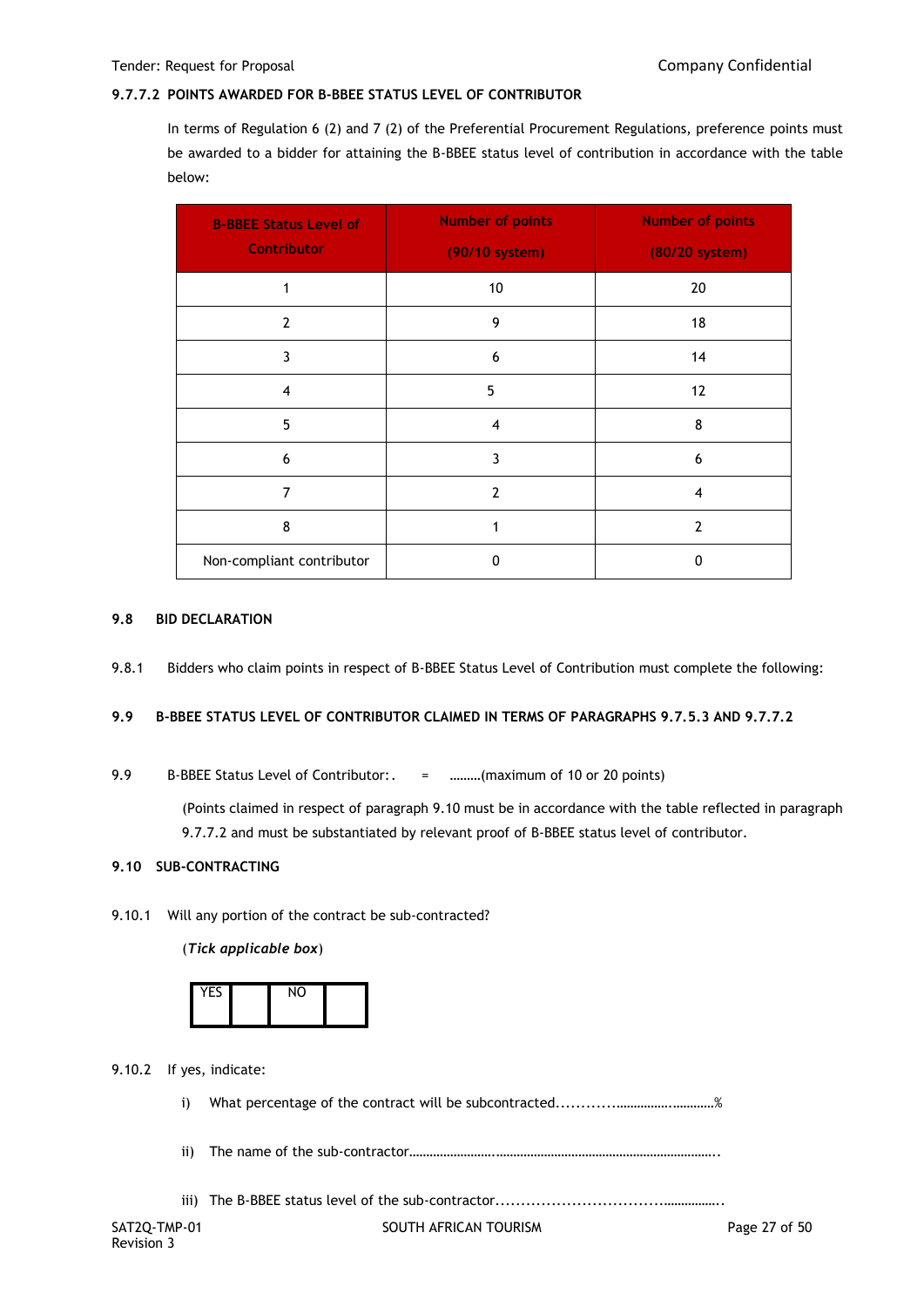#### 9.7.7.2 POINTS AWARDED FOR B-BBEE STATUS LEVEL OF CONTRIBUTOR

In terms of Regulation 6 (2) and 7 (2) of the Preferential Procurement Regulations, preference points must be awarded to a bidder for attaining the B-BBEE status level of contribution in accordance with the table below:

| B-BBEE Status Level of Contributor | Number of points (90/10 system) | Number of points (80/20 system) |
|---|---|---|
| 1 | 10 | 20 |
| 2 | 9 | 18 |
| 3 | 6 | 14 |
| 4 | 5 | 12 |
| 5 | 4 | 8 |
| 6 | 3 | 6 |
| 7 | 2 | 4 |
| 8 | 1 | 2 |
| Non-compliant contributor | 0 | 0 |

### 9.8 BID DECLARATION

9.8.1 Bidders who claim points in respect of B-BBEE Status Level of Contribution must complete the following:

### 9.9 B-BBEE STATUS LEVEL OF CONTRIBUTOR CLAIMED IN TERMS OF PARAGRAPHS 9.7.5.3 AND 9.7.7.2

9.9 B-BBEE Status Level of Contributor:. = ………(maximum of 10 or 20 points)

(Points claimed in respect of paragraph 9.10 must be in accordance with the table reflected in paragraph 9.7.7.2 and must be substantiated by relevant proof of B-BBEE status level of contributor.

### 9.10 SUB-CONTRACTING

9.10.1 Will any portion of the contract be sub-contracted?

(*Tick applicable box*)

| YES | | NO | |
|---|---|---|---|

9.10.2 If yes, indicate:

i) What percentage of the contract will be subcontracted............…………….………..%

ii) The name of the sub-contractor………………………..………………………………………………………..

iii) The B-BBEE status level of the sub-contractor.................................…………….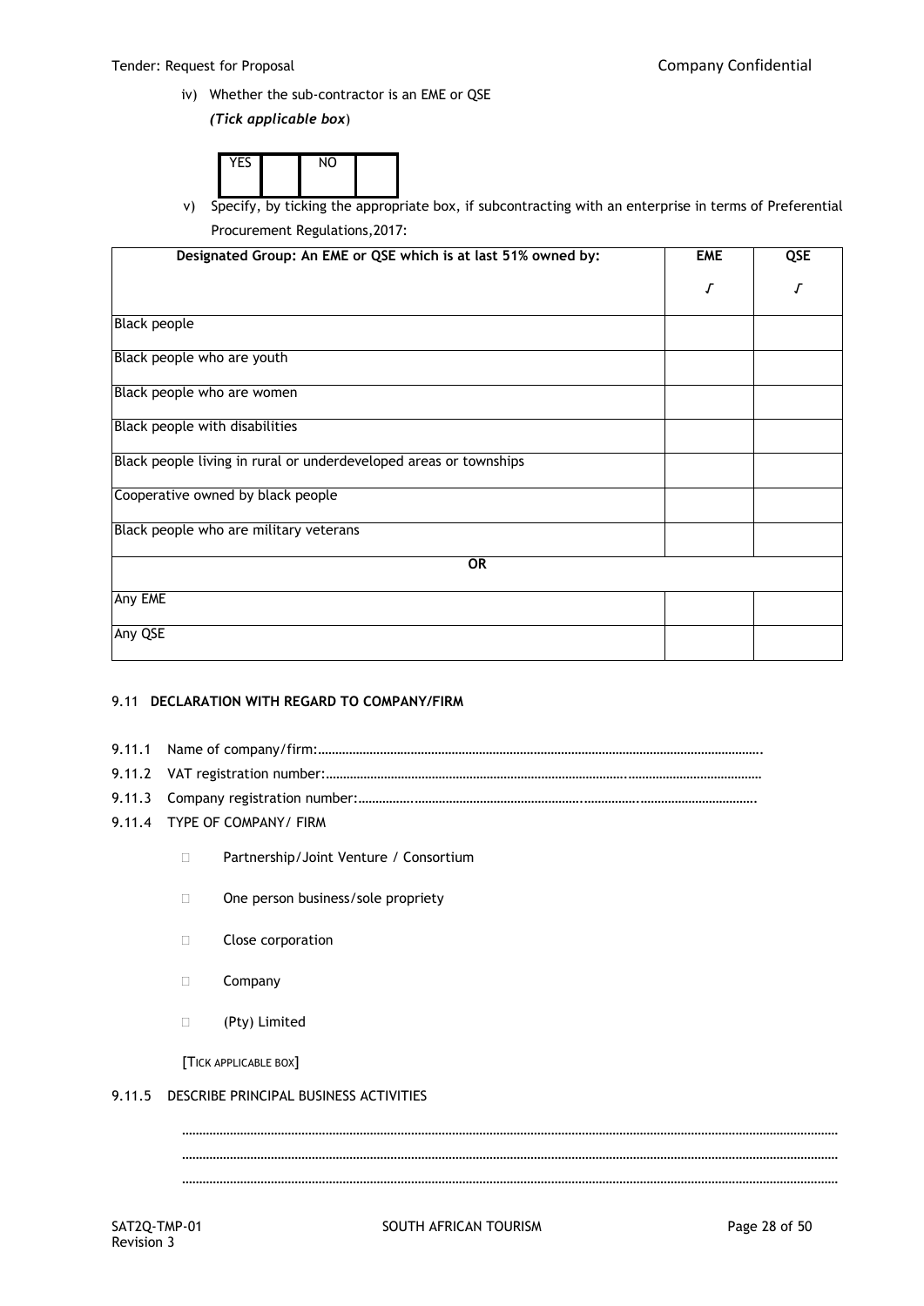iv) Whether the sub-contractor is an EME or QSE
*(Tick applicable box*)

| YES | | NO | |
|---|---|---|---|

v) Specify, by ticking the appropriate box, if subcontracting with an enterprise in terms of Preferential Procurement Regulations,2017:

| **Designated Group: An EME or QSE which is at last 51% owned by:** | **EME**<br>√ | **QSE**<br>√ |
|---|---|---|
| Black people | | |
| Black people who are youth | | |
| Black people who are women | | |
| Black people with disabilities | | |
| Black people living in rural or underdeveloped areas or townships | | |
| Cooperative owned by black people | | |
| Black people who are military veterans | | |
| **OR** | | |
| Any EME | | |
| Any QSE | | |

### 9.11 DECLARATION WITH REGARD TO COMPANY/FIRM

9.11.1 Name of company/firm:……………………………………………………………………………………………………………………….

9.11.2 VAT registration number:…………………………………………………………………………………..…………………………………

9.11.3 Company registration number:…………….……………………………………………….…………….…………………………….

9.11.4 TYPE OF COMPANY/ FIRM

- ☐ Partnership/Joint Venture / Consortium
- ☐ One person business/sole propriety
- ☐ Close corporation
- ☐ Company
- ☐ (Pty) Limited

[TICK APPLICABLE BOX]

9.11.5 DESCRIBE PRINCIPAL BUSINESS ACTIVITIES

………………………………………………………………………………………………………………………………………………………………

………………………………………………………………………………………………………………………………………………………………

………………………………………………………………………………………………………………………………………………………………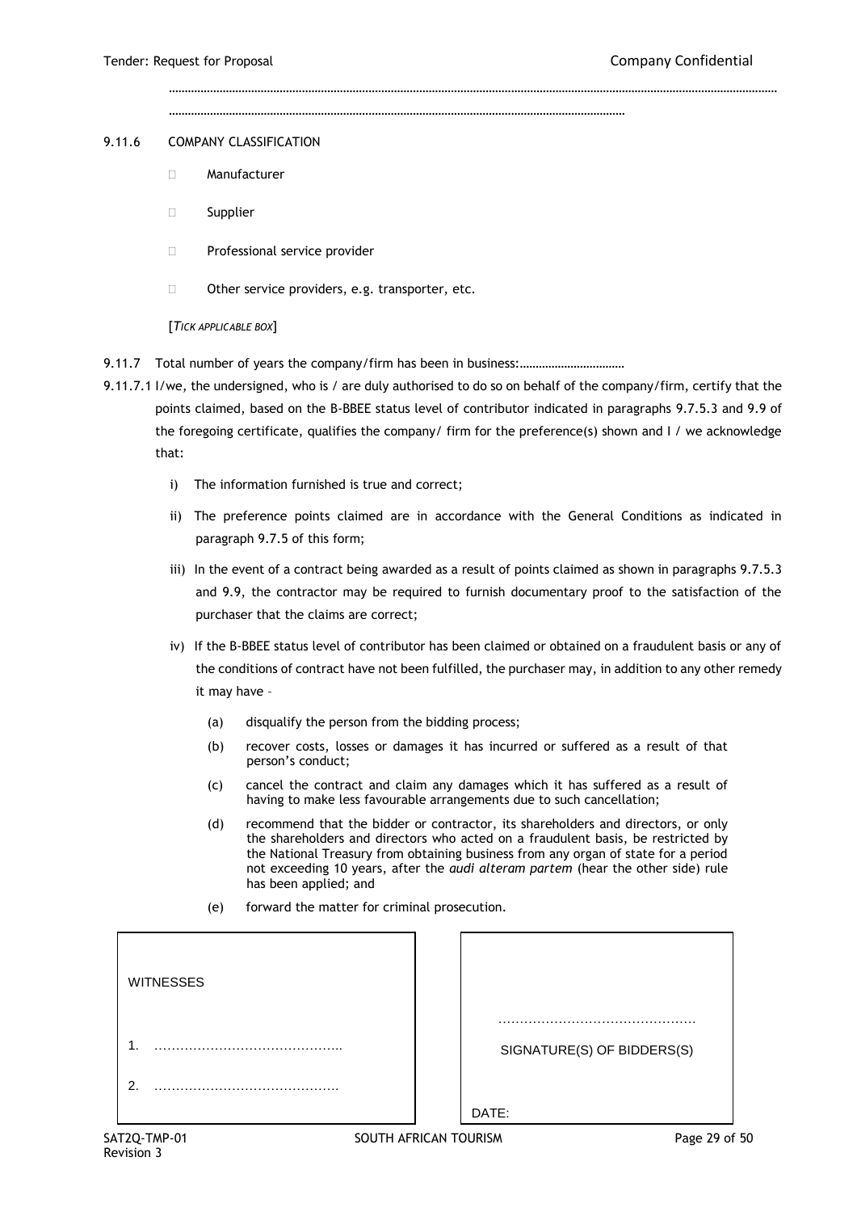……………………………………………………………………………………………………………………………………………………………………

……………………………………………………………………………………………………………………………

9.11.6 COMPANY CLASSIFICATION

- ☐ Manufacturer
- ☐ Supplier
- ☐ Professional service provider
- ☐ Other service providers, e.g. transporter, etc.

[*TICK APPLICABLE BOX*]

9.11.7 Total number of years the company/firm has been in business:……………………………

9.11.7.1 I/we, the undersigned, who is / are duly authorised to do so on behalf of the company/firm, certify that the points claimed, based on the B-BBEE status level of contributor indicated in paragraphs 9.7.5.3 and 9.9 of the foregoing certificate, qualifies the company/ firm for the preference(s) shown and I / we acknowledge that:

i) The information furnished is true and correct;

ii) The preference points claimed are in accordance with the General Conditions as indicated in paragraph 9.7.5 of this form;

iii) In the event of a contract being awarded as a result of points claimed as shown in paragraphs 9.7.5.3 and 9.9, the contractor may be required to furnish documentary proof to the satisfaction of the purchaser that the claims are correct;

iv) If the B-BBEE status level of contributor has been claimed or obtained on a fraudulent basis or any of the conditions of contract have not been fulfilled, the purchaser may, in addition to any other remedy it may have –

(a) disqualify the person from the bidding process;

(b) recover costs, losses or damages it has incurred or suffered as a result of that person's conduct;

(c) cancel the contract and claim any damages which it has suffered as a result of having to make less favourable arrangements due to such cancellation;

(d) recommend that the bidder or contractor, its shareholders and directors, or only the shareholders and directors who acted on a fraudulent basis, be restricted by the National Treasury from obtaining business from any organ of state for a period not exceeding 10 years, after the *audi alteram partem* (hear the other side) rule has been applied; and

(e) forward the matter for criminal prosecution.

| WITNESSES | |
|---|---|
| 1. ……………………………………… | ……………………………………… SIGNATURE(S) OF BIDDERS(S) |
| 2. ……………………………………… | DATE: |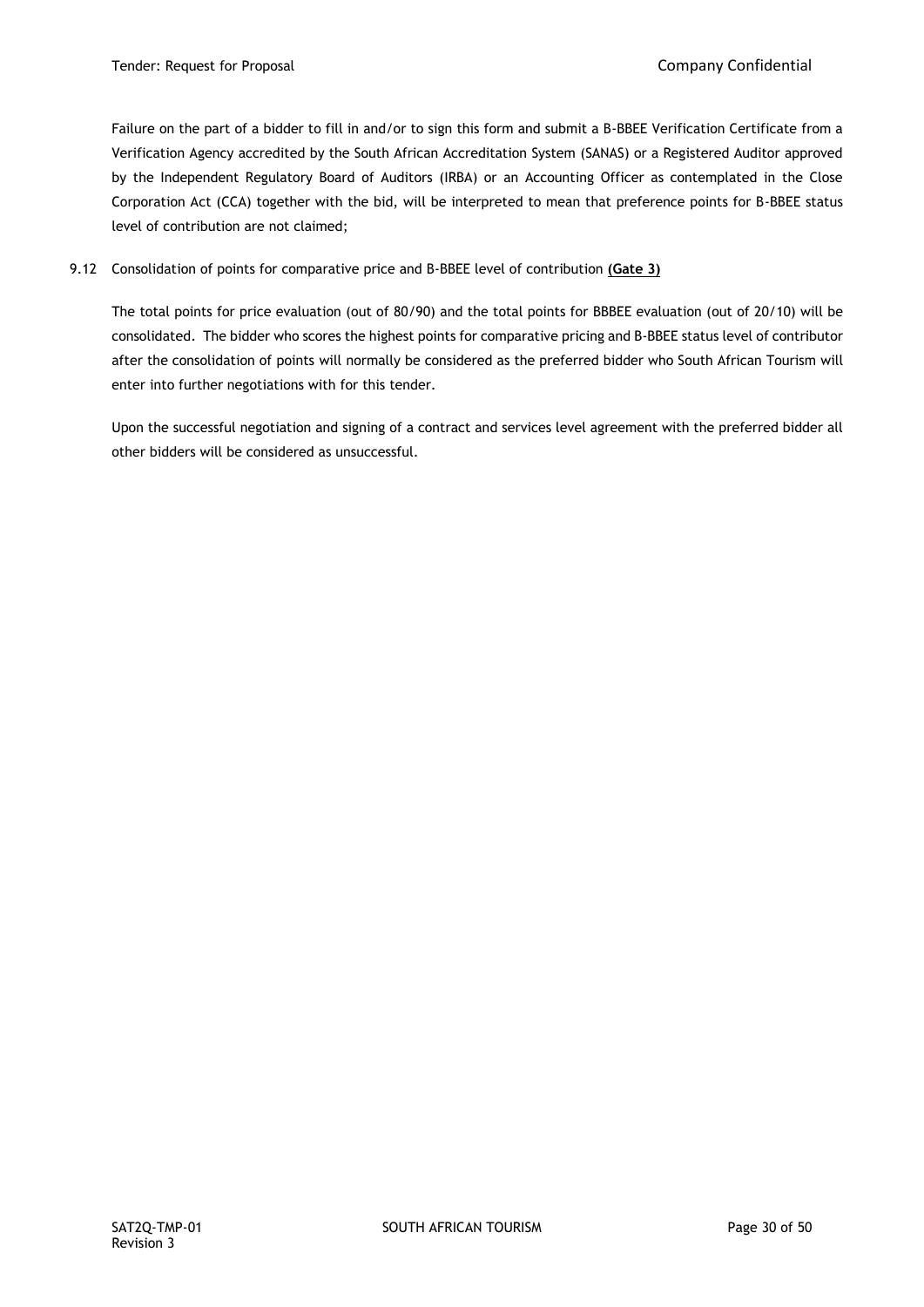Failure on the part of a bidder to fill in and/or to sign this form and submit a B-BBEE Verification Certificate from a Verification Agency accredited by the South African Accreditation System (SANAS) or a Registered Auditor approved by the Independent Regulatory Board of Auditors (IRBA) or an Accounting Officer as contemplated in the Close Corporation Act (CCA) together with the bid, will be interpreted to mean that preference points for B-BBEE status level of contribution are not claimed;

9.12 Consolidation of points for comparative price and B-BBEE level of contribution **(Gate 3)**

The total points for price evaluation (out of 80/90) and the total points for BBBEE evaluation (out of 20/10) will be consolidated. The bidder who scores the highest points for comparative pricing and B-BBEE status level of contributor after the consolidation of points will normally be considered as the preferred bidder who South African Tourism will enter into further negotiations with for this tender.

Upon the successful negotiation and signing of a contract and services level agreement with the preferred bidder all other bidders will be considered as unsuccessful.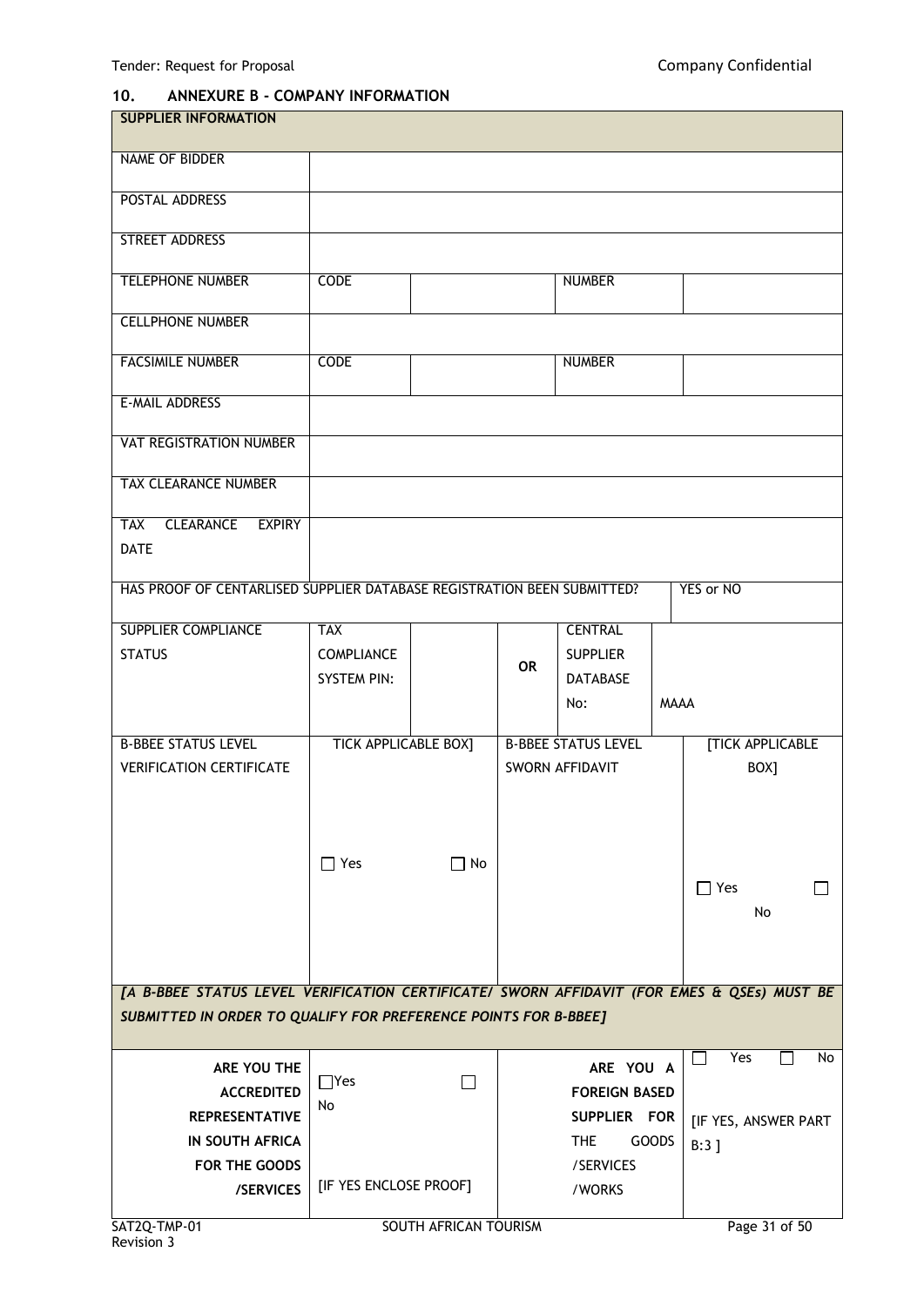## 10. ANNEXURE B - COMPANY INFORMATION

| SUPPLIER INFORMATION | | | | | |
|---|---|---|---|---|---|
| NAME OF BIDDER | | | | | |
| POSTAL ADDRESS | | | | | |
| STREET ADDRESS | | | | | |
| TELEPHONE NUMBER | CODE | | | NUMBER | |
| CELLPHONE NUMBER | | | | | |
| FACSIMILE NUMBER | CODE | | | NUMBER | |
| E-MAIL ADDRESS | | | | | |
| VAT REGISTRATION NUMBER | | | | | |
| TAX CLEARANCE NUMBER | | | | | |
| TAX CLEARANCE EXPIRY DATE | | | | | |
| HAS PROOF OF CENTARLISED SUPPLIER DATABASE REGISTRATION BEEN SUBMITTED? | | | | | YES or NO |
| SUPPLIER COMPLIANCE STATUS | TAX COMPLIANCE SYSTEM PIN: | | OR | CENTRAL SUPPLIER DATABASE No: | MAAA |
| B-BBEE STATUS LEVEL VERIFICATION CERTIFICATE | TICK APPLICABLE BOX] ☐ Yes | ☐ No | B-BBEE STATUS LEVEL SWORN AFFIDAVIT | | [TICK APPLICABLE BOX] ☐ Yes ☐ No |
| *[A B-BBEE STATUS LEVEL VERIFICATION CERTIFICATE/ SWORN AFFIDAVIT (FOR EMES & QSEs) MUST BE SUBMITTED IN ORDER TO QUALIFY FOR PREFERENCE POINTS FOR B-BBEE]* | | | | | |
| **ARE YOU THE ACCREDITED REPRESENTATIVE IN SOUTH AFRICA FOR THE GOODS /SERVICES** | ☐Yes ☐ No [IF YES ENCLOSE PROOF] | | **ARE YOU A FOREIGN BASED SUPPLIER FOR THE GOODS /SERVICES /WORKS** | | ☐ Yes ☐ No [IF YES, ANSWER PART B:3 ] |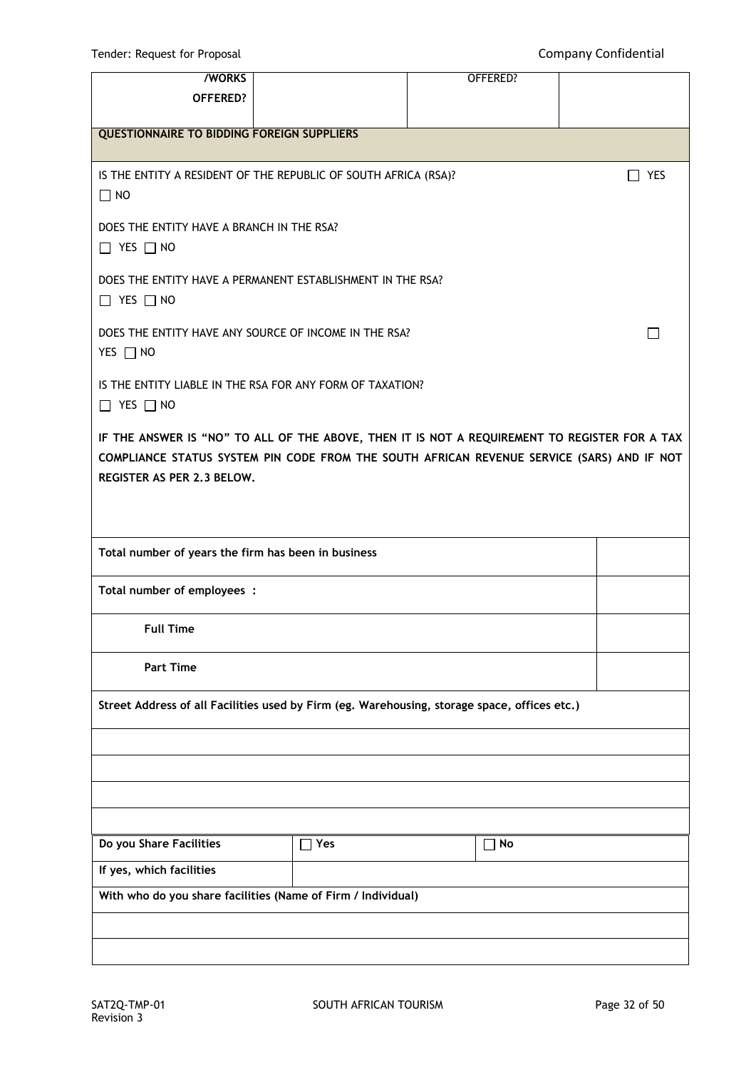| /WORKS OFFERED? | | OFFERED? | |
|---|---|---|---|

**QUESTIONNAIRE TO BIDDING FOREIGN SUPPLIERS**

IS THE ENTITY A RESIDENT OF THE REPUBLIC OF SOUTH AFRICA (RSA)? ☐ YES ☐ NO

DOES THE ENTITY HAVE A BRANCH IN THE RSA?
☐ YES ☐ NO

DOES THE ENTITY HAVE A PERMANENT ESTABLISHMENT IN THE RSA?
☐ YES ☐ NO

DOES THE ENTITY HAVE ANY SOURCE OF INCOME IN THE RSA? ☐ YES ☐ NO

IS THE ENTITY LIABLE IN THE RSA FOR ANY FORM OF TAXATION?
☐ YES ☐ NO

**IF THE ANSWER IS "NO" TO ALL OF THE ABOVE, THEN IT IS NOT A REQUIREMENT TO REGISTER FOR A TAX COMPLIANCE STATUS SYSTEM PIN CODE FROM THE SOUTH AFRICAN REVENUE SERVICE (SARS) AND IF NOT REGISTER AS PER 2.3 BELOW.**

| | |
|---|---|
| **Total number of years the firm has been in business** | |
| **Total number of employees :** | |
| **Full Time** | |
| **Part Time** | |

| **Street Address of all Facilities used by Firm (eg. Warehousing, storage space, offices etc.)** |
|---|
| |
| |
| |
| |

| **Do you Share Facilities** | ☐ **Yes** | ☐ **No** |
|---|---|---|
| **If yes, which facilities** | | |
| **With who do you share facilities (Name of Firm / Individual)** | | |
| | | |
| | | |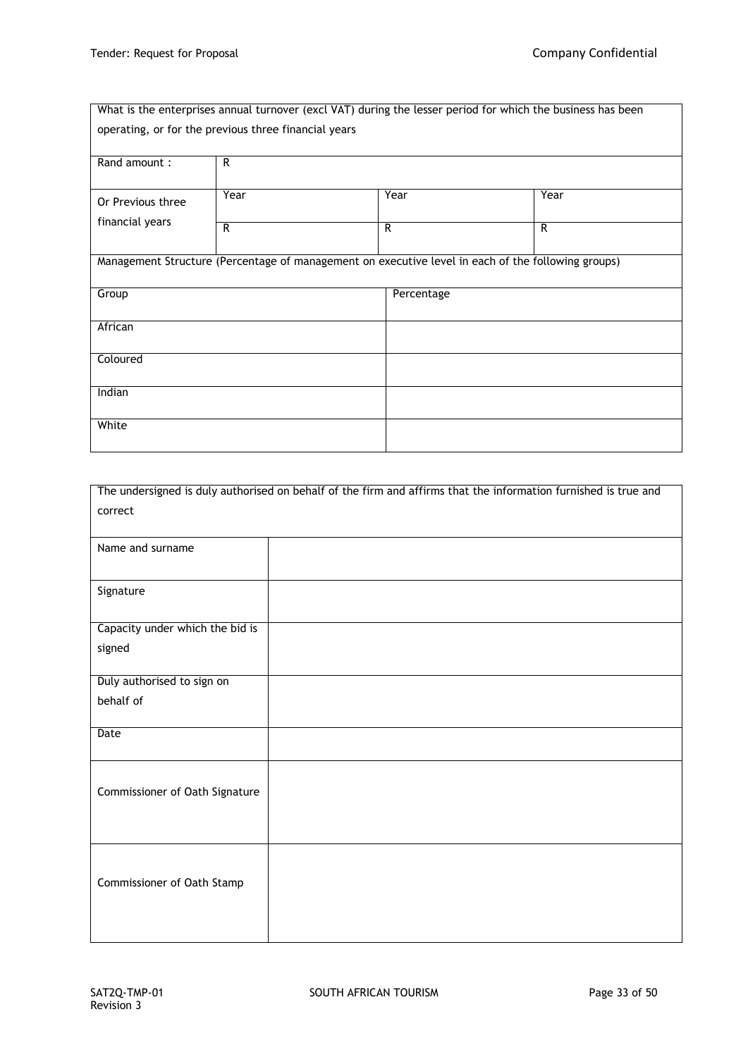| What is the enterprises annual turnover (excl VAT) during the lesser period for which the business has been operating, or for the previous three financial years | | | |
|---|---|---|---|
| Rand amount : | R | | |
| Or Previous three financial years | Year | Year | Year |
| | R | R | R |

| Management Structure (Percentage of management on executive level in each of the following groups) | |
|---|---|
| Group | Percentage |
| African | |
| Coloured | |
| Indian | |
| White | |

| The undersigned is duly authorised on behalf of the firm and affirms that the information furnished is true and correct | |
|---|---|
| Name and surname | |
| Signature | |
| Capacity under which the bid is signed | |
| Duly authorised to sign on behalf of | |
| Date | |
| Commissioner of Oath Signature | |
| Commissioner of Oath Stamp | |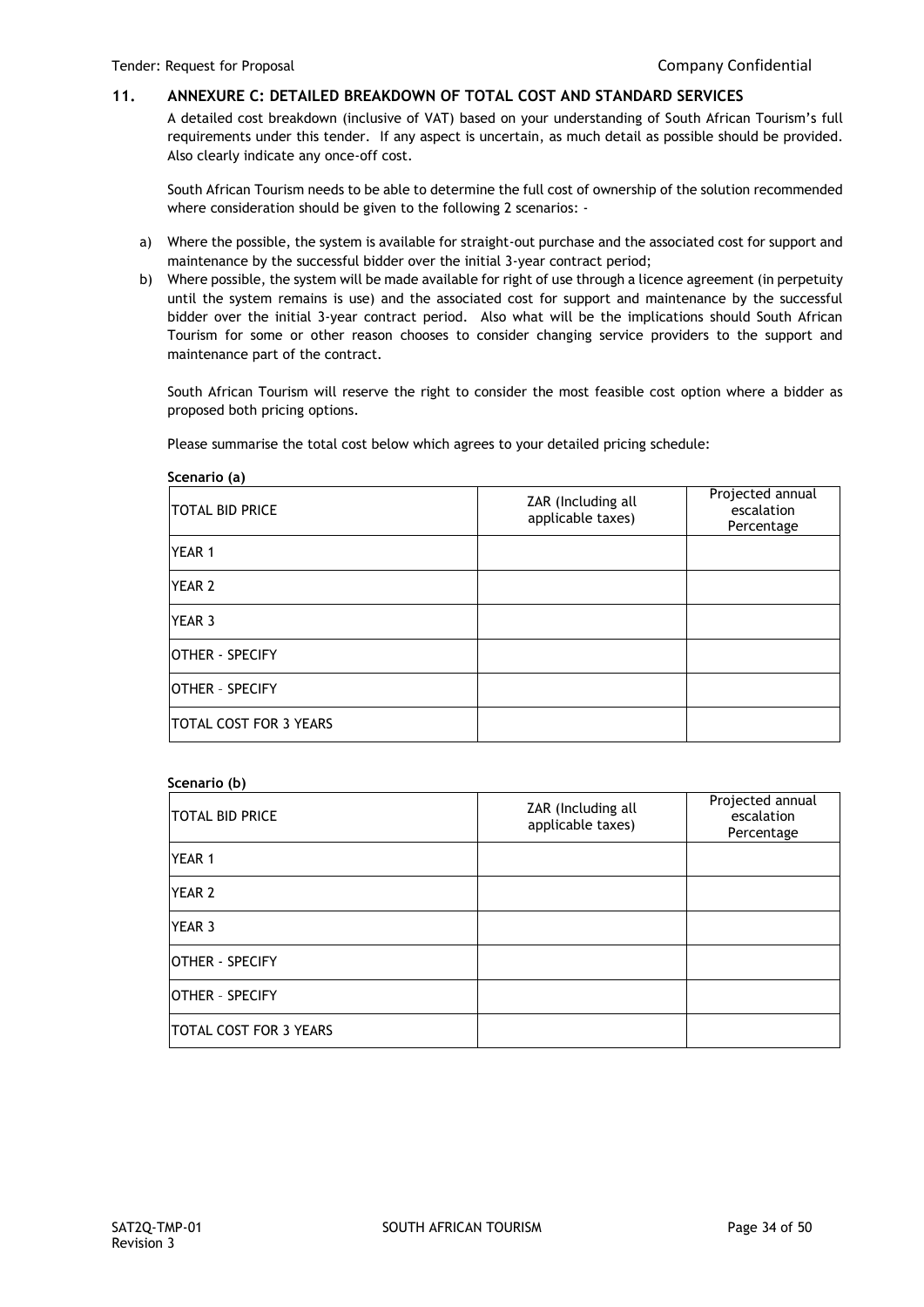## 11. ANNEXURE C: DETAILED BREAKDOWN OF TOTAL COST AND STANDARD SERVICES

A detailed cost breakdown (inclusive of VAT) based on your understanding of South African Tourism's full requirements under this tender. If any aspect is uncertain, as much detail as possible should be provided. Also clearly indicate any once-off cost.

South African Tourism needs to be able to determine the full cost of ownership of the solution recommended where consideration should be given to the following 2 scenarios: -

a) Where the possible, the system is available for straight-out purchase and the associated cost for support and maintenance by the successful bidder over the initial 3-year contract period;

b) Where possible, the system will be made available for right of use through a licence agreement (in perpetuity until the system remains is use) and the associated cost for support and maintenance by the successful bidder over the initial 3-year contract period. Also what will be the implications should South African Tourism for some or other reason chooses to consider changing service providers to the support and maintenance part of the contract.

South African Tourism will reserve the right to consider the most feasible cost option where a bidder as proposed both pricing options.

Please summarise the total cost below which agrees to your detailed pricing schedule:

**Scenario (a)**

| TOTAL BID PRICE | ZAR (Including all applicable taxes) | Projected annual escalation Percentage |
|---|---|---|
| YEAR 1 | | |
| YEAR 2 | | |
| YEAR 3 | | |
| OTHER - SPECIFY | | |
| OTHER – SPECIFY | | |
| TOTAL COST FOR 3 YEARS | | |

**Scenario (b)**

| TOTAL BID PRICE | ZAR (Including all applicable taxes) | Projected annual escalation Percentage |
|---|---|---|
| YEAR 1 | | |
| YEAR 2 | | |
| YEAR 3 | | |
| OTHER - SPECIFY | | |
| OTHER – SPECIFY | | |
| TOTAL COST FOR 3 YEARS | | |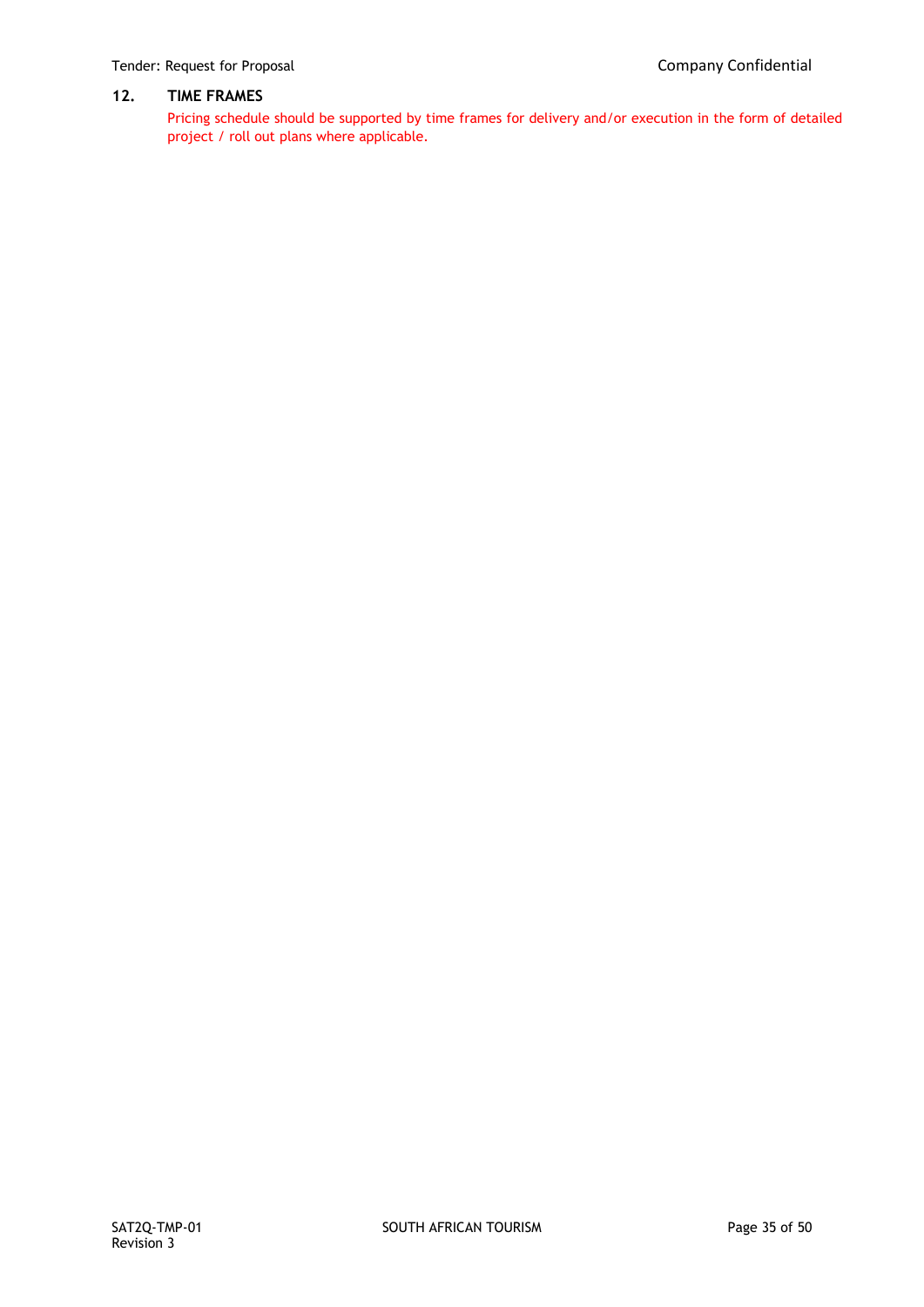## 12. TIME FRAMES

Pricing schedule should be supported by time frames for delivery and/or execution in the form of detailed project / roll out plans where applicable.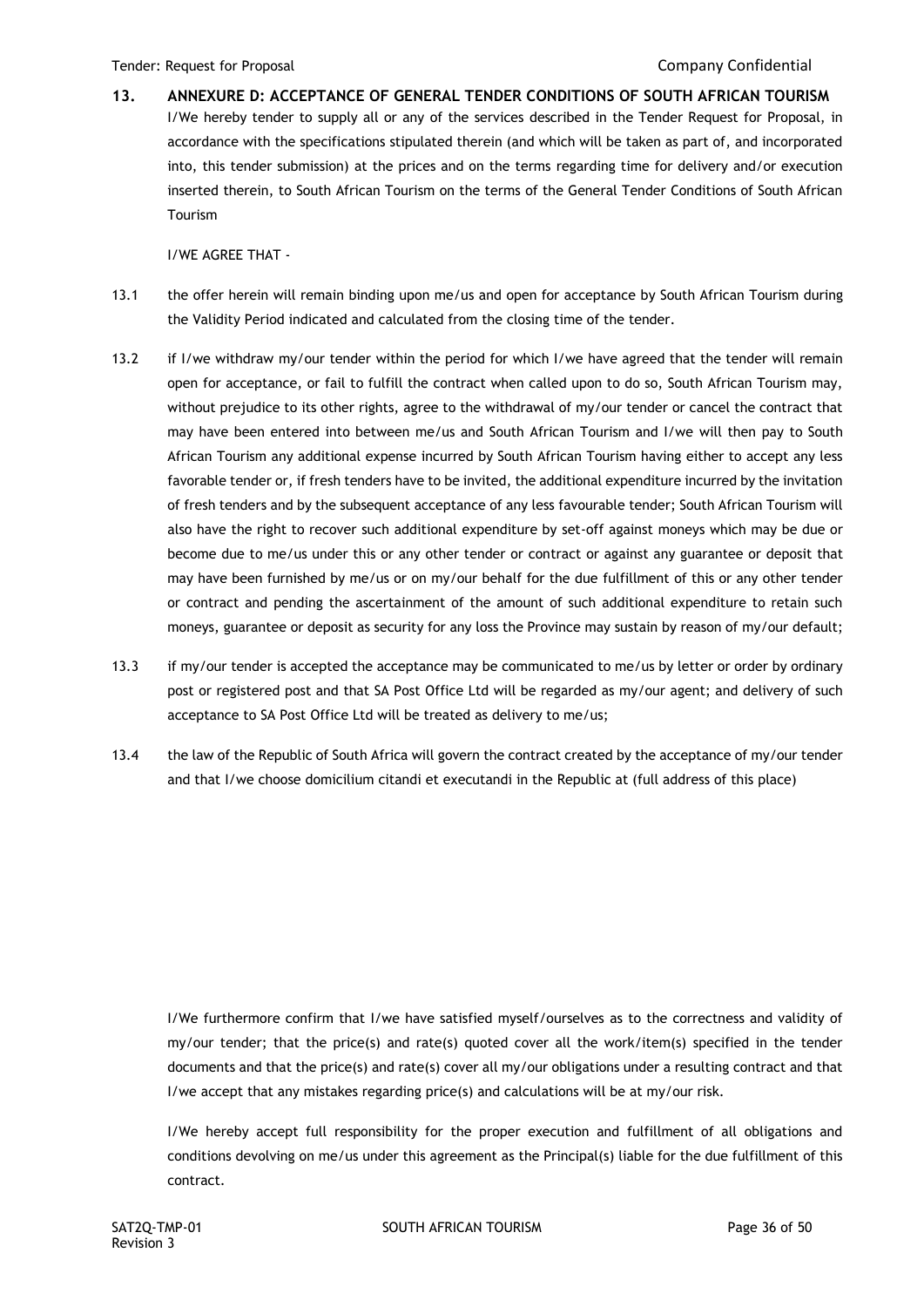## 13. ANNEXURE D: ACCEPTANCE OF GENERAL TENDER CONDITIONS OF SOUTH AFRICAN TOURISM

I/We hereby tender to supply all or any of the services described in the Tender Request for Proposal, in accordance with the specifications stipulated therein (and which will be taken as part of, and incorporated into, this tender submission) at the prices and on the terms regarding time for delivery and/or execution inserted therein, to South African Tourism on the terms of the General Tender Conditions of South African Tourism

I/WE AGREE THAT -

13.1 the offer herein will remain binding upon me/us and open for acceptance by South African Tourism during the Validity Period indicated and calculated from the closing time of the tender.

13.2 if I/we withdraw my/our tender within the period for which I/we have agreed that the tender will remain open for acceptance, or fail to fulfill the contract when called upon to do so, South African Tourism may, without prejudice to its other rights, agree to the withdrawal of my/our tender or cancel the contract that may have been entered into between me/us and South African Tourism and I/we will then pay to South African Tourism any additional expense incurred by South African Tourism having either to accept any less favorable tender or, if fresh tenders have to be invited, the additional expenditure incurred by the invitation of fresh tenders and by the subsequent acceptance of any less favourable tender; South African Tourism will also have the right to recover such additional expenditure by set-off against moneys which may be due or become due to me/us under this or any other tender or contract or against any guarantee or deposit that may have been furnished by me/us or on my/our behalf for the due fulfillment of this or any other tender or contract and pending the ascertainment of the amount of such additional expenditure to retain such moneys, guarantee or deposit as security for any loss the Province may sustain by reason of my/our default;

13.3 if my/our tender is accepted the acceptance may be communicated to me/us by letter or order by ordinary post or registered post and that SA Post Office Ltd will be regarded as my/our agent; and delivery of such acceptance to SA Post Office Ltd will be treated as delivery to me/us;

13.4 the law of the Republic of South Africa will govern the contract created by the acceptance of my/our tender and that I/we choose domicilium citandi et executandi in the Republic at (full address of this place)

I/We furthermore confirm that I/we have satisfied myself/ourselves as to the correctness and validity of my/our tender; that the price(s) and rate(s) quoted cover all the work/item(s) specified in the tender documents and that the price(s) and rate(s) cover all my/our obligations under a resulting contract and that I/we accept that any mistakes regarding price(s) and calculations will be at my/our risk.

I/We hereby accept full responsibility for the proper execution and fulfillment of all obligations and conditions devolving on me/us under this agreement as the Principal(s) liable for the due fulfillment of this contract.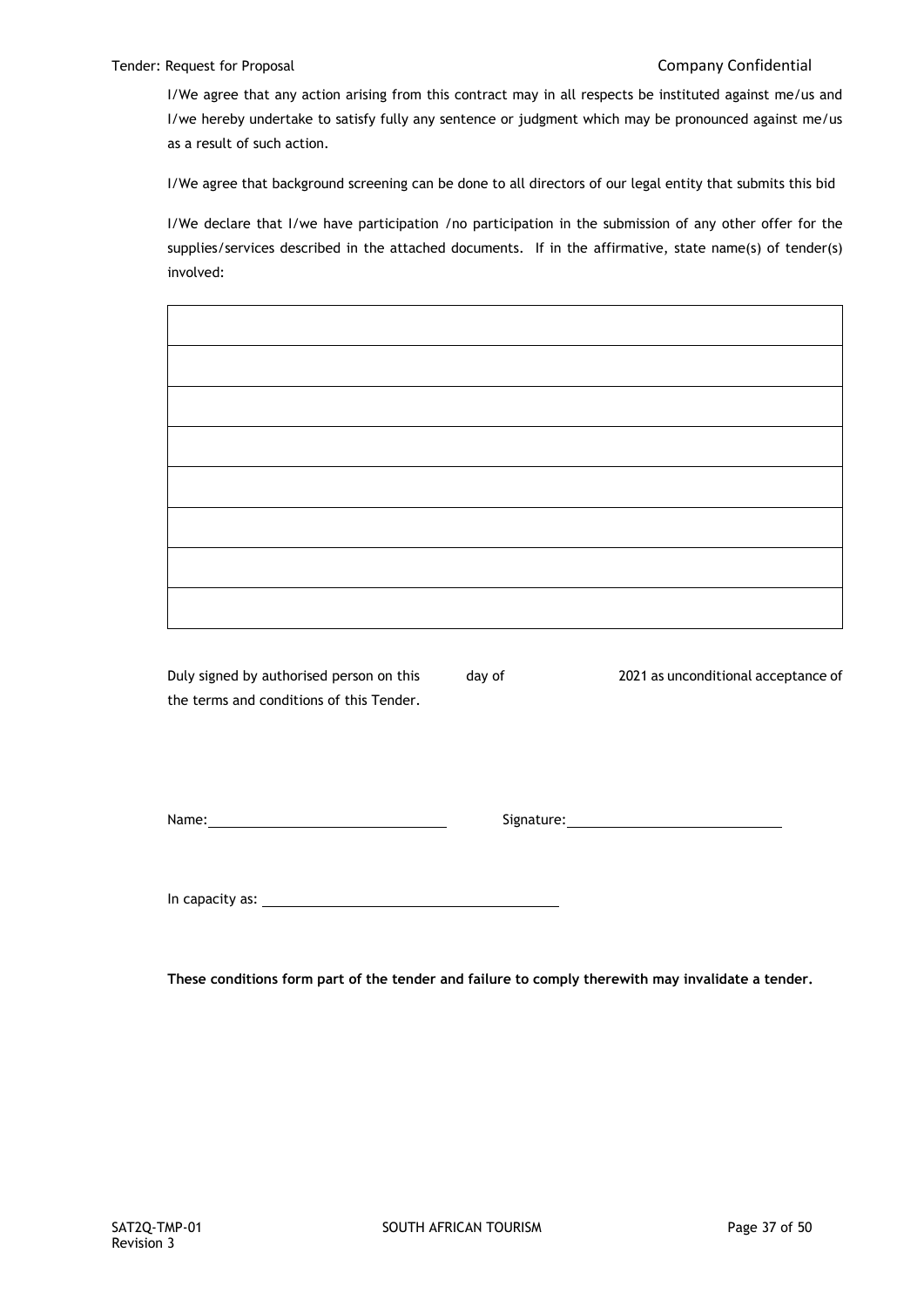I/We agree that any action arising from this contract may in all respects be instituted against me/us and I/we hereby undertake to satisfy fully any sentence or judgment which may be pronounced against me/us as a result of such action.

I/We agree that background screening can be done to all directors of our legal entity that submits this bid

I/We declare that I/we have participation /no participation in the submission of any other offer for the supplies/services described in the attached documents. If in the affirmative, state name(s) of tender(s) involved:

| |
|---|
| |
| |
| |
| |
| |
| |
| |

Duly signed by authorised person on this ______ day of ______ 2021 as unconditional acceptance of the terms and conditions of this Tender.

Name: ______________________________ Signature: ______________________________

In capacity as: ______________________________

**These conditions form part of the tender and failure to comply therewith may invalidate a tender.**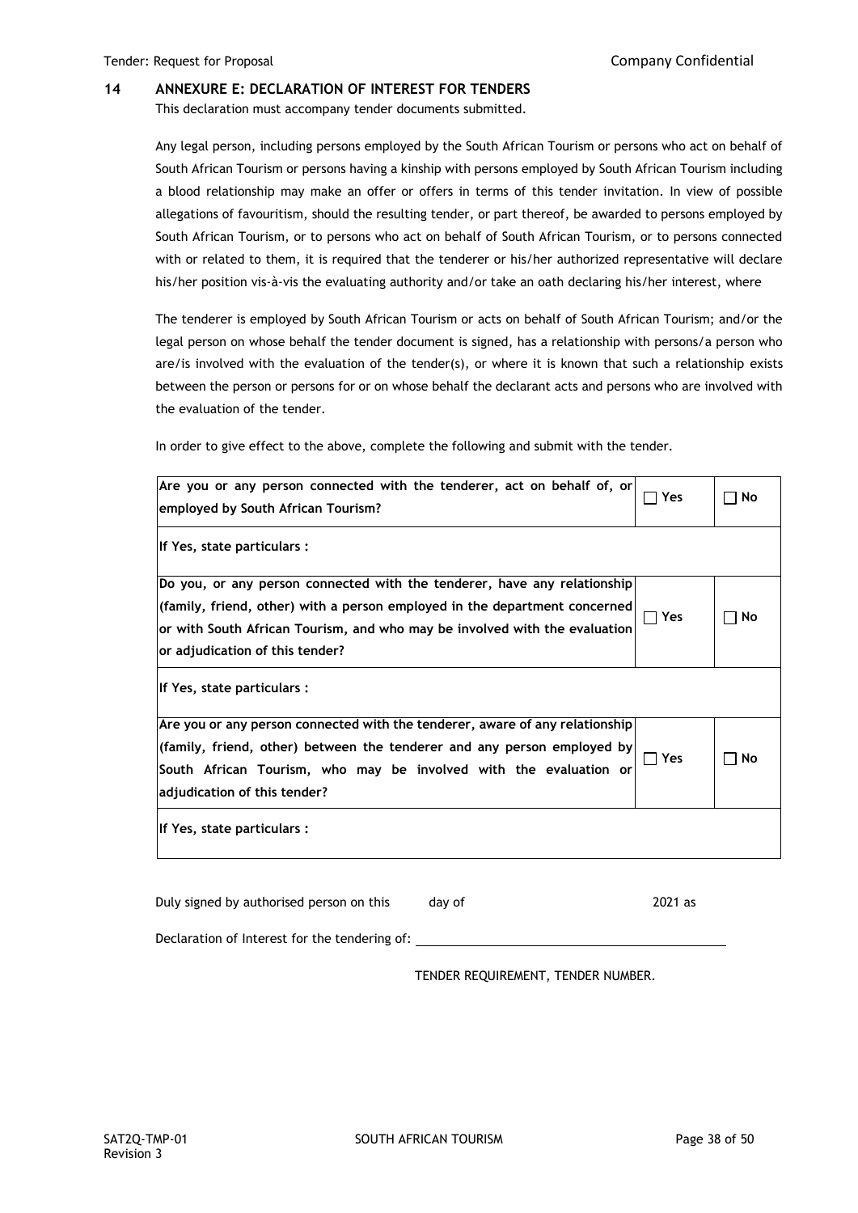## 14 ANNEXURE E: DECLARATION OF INTEREST FOR TENDERS

This declaration must accompany tender documents submitted.

Any legal person, including persons employed by the South African Tourism or persons who act on behalf of South African Tourism or persons having a kinship with persons employed by South African Tourism including a blood relationship may make an offer or offers in terms of this tender invitation. In view of possible allegations of favouritism, should the resulting tender, or part thereof, be awarded to persons employed by South African Tourism, or to persons who act on behalf of South African Tourism, or to persons connected with or related to them, it is required that the tenderer or his/her authorized representative will declare his/her position vis-à-vis the evaluating authority and/or take an oath declaring his/her interest, where

The tenderer is employed by South African Tourism or acts on behalf of South African Tourism; and/or the legal person on whose behalf the tender document is signed, has a relationship with persons/a person who are/is involved with the evaluation of the tender(s), or where it is known that such a relationship exists between the person or persons for or on whose behalf the declarant acts and persons who are involved with the evaluation of the tender.

In order to give effect to the above, complete the following and submit with the tender.

| | | |
|---|---|---|
| **Are you or any person connected with the tenderer, act on behalf of, or employed by South African Tourism?** | ☐ Yes | ☐ No |
| **If Yes, state particulars :** | | |
| **Do you, or any person connected with the tenderer, have any relationship (family, friend, other) with a person employed in the department concerned or with South African Tourism, and who may be involved with the evaluation or adjudication of this tender?** | ☐ Yes | ☐ No |
| **If Yes, state particulars :** | | |
| **Are you or any person connected with the tenderer, aware of any relationship (family, friend, other) between the tenderer and any person employed by South African Tourism, who may be involved with the evaluation or adjudication of this tender?** | ☐ Yes | ☐ No |
| **If Yes, state particulars :** | | |

Duly signed by authorised person on this ______ day of ______________ 2021 as

Declaration of Interest for the tendering of: ________________________________

TENDER REQUIREMENT, TENDER NUMBER.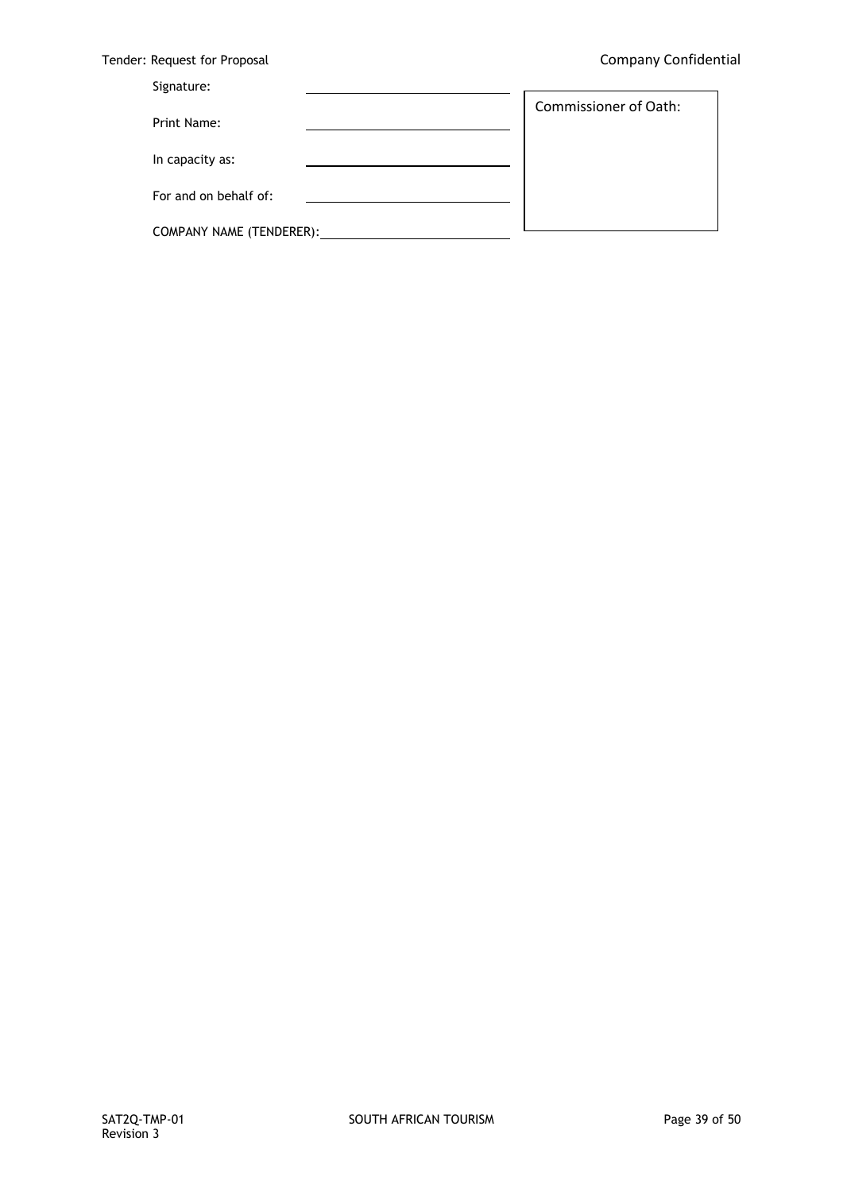| | | |
|---|---|---|
| Signature: | ____________________ | Commissioner of Oath: |
| Print Name: | ____________________ | |
| In capacity as: | ____________________ | |
| For and on behalf of: | ____________________ | |
| COMPANY NAME (TENDERER): | ____________________ | |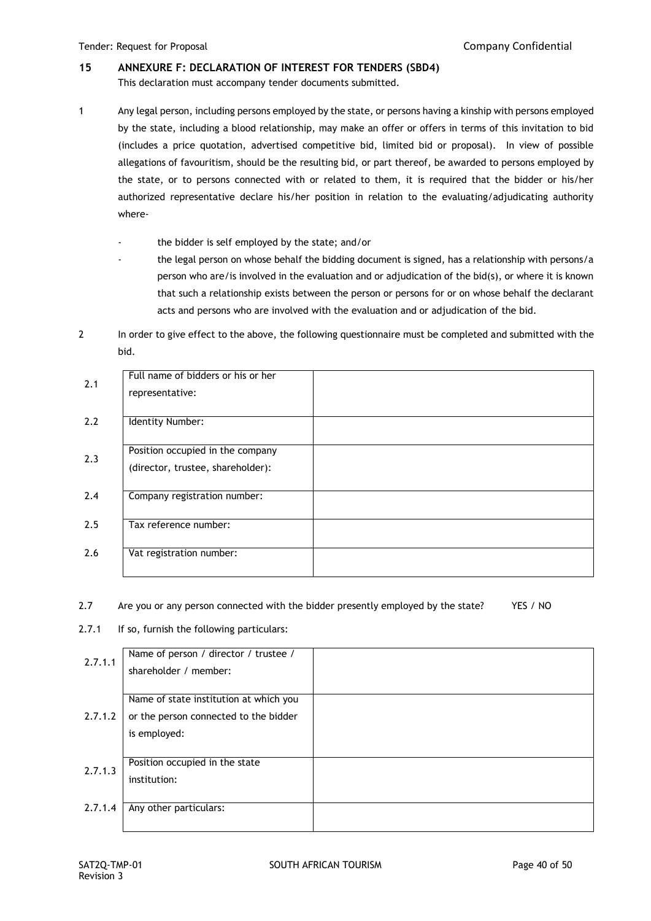## 15 ANNEXURE F: DECLARATION OF INTEREST FOR TENDERS (SBD4)

This declaration must accompany tender documents submitted.

1 Any legal person, including persons employed by the state, or persons having a kinship with persons employed by the state, including a blood relationship, may make an offer or offers in terms of this invitation to bid (includes a price quotation, advertised competitive bid, limited bid or proposal). In view of possible allegations of favouritism, should be the resulting bid, or part thereof, be awarded to persons employed by the state, or to persons connected with or related to them, it is required that the bidder or his/her authorized representative declare his/her position in relation to the evaluating/adjudicating authority where-

- the bidder is self employed by the state; and/or
- the legal person on whose behalf the bidding document is signed, has a relationship with persons/a person who are/is involved in the evaluation and or adjudication of the bid(s), or where it is known that such a relationship exists between the person or persons for or on whose behalf the declarant acts and persons who are involved with the evaluation and or adjudication of the bid.

2 In order to give effect to the above, the following questionnaire must be completed and submitted with the bid.

| | | |
|---|---|---|
| 2.1 | Full name of bidders or his or her representative: | |
| 2.2 | Identity Number: | |
| 2.3 | Position occupied in the company (director, trustee, shareholder): | |
| 2.4 | Company registration number: | |
| 2.5 | Tax reference number: | |
| 2.6 | Vat registration number: | |

2.7 Are you or any person connected with the bidder presently employed by the state? YES / NO

2.7.1 If so, furnish the following particulars:

| | | |
|---|---|---|
| 2.7.1.1 | Name of person / director / trustee / shareholder / member: | |
| 2.7.1.2 | Name of state institution at which you or the person connected to the bidder is employed: | |
| 2.7.1.3 | Position occupied in the state institution: | |
| 2.7.1.4 | Any other particulars: | |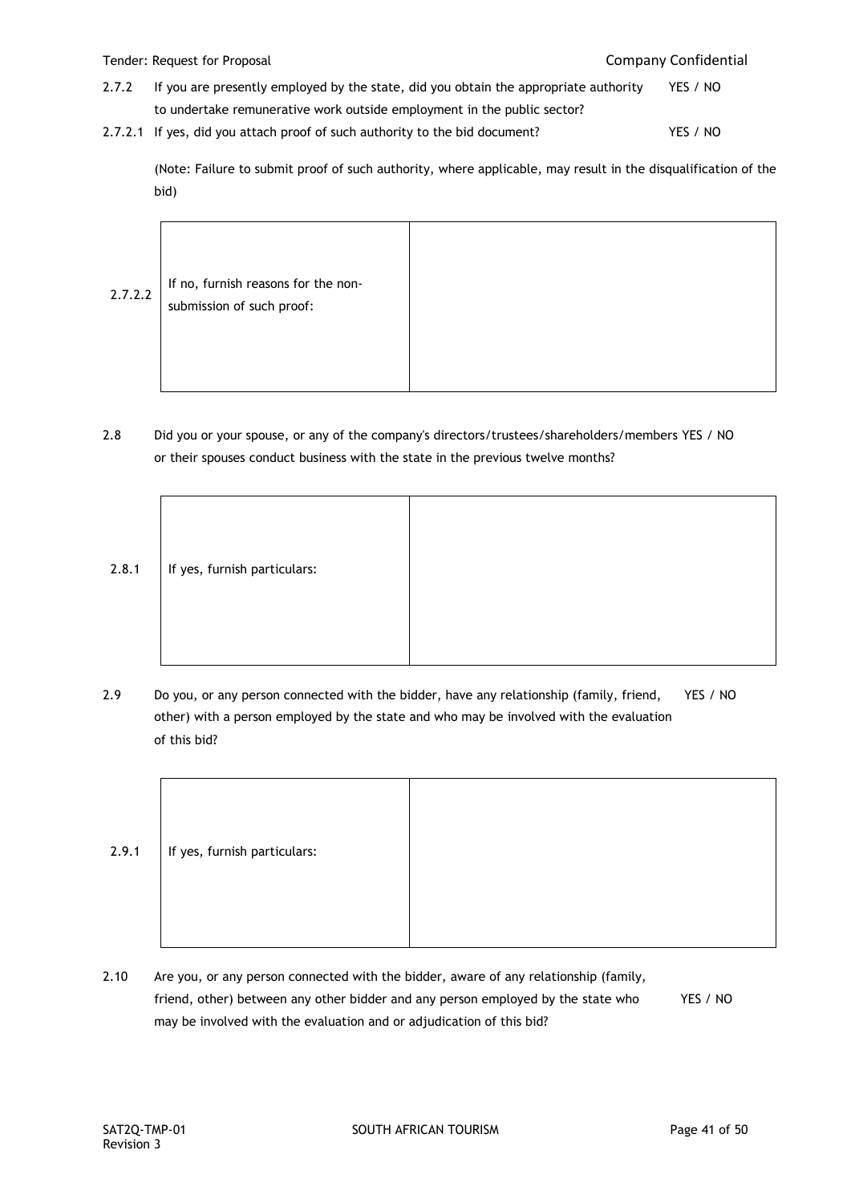2.7.2 If you are presently employed by the state, did you obtain the appropriate authority to undertake remunerative work outside employment in the public sector? YES / NO

2.7.2.1 If yes, did you attach proof of such authority to the bid document? YES / NO

(Note: Failure to submit proof of such authority, where applicable, may result in the disqualification of the bid)

| 2.7.2.2 | If no, furnish reasons for the non-submission of such proof: | |
|---|---|---|

2.8 Did you or your spouse, or any of the company's directors/trustees/shareholders/members or their spouses conduct business with the state in the previous twelve months? YES / NO

| 2.8.1 | If yes, furnish particulars: | |
|---|---|---|

2.9 Do you, or any person connected with the bidder, have any relationship (family, friend, other) with a person employed by the state and who may be involved with the evaluation of this bid? YES / NO

| 2.9.1 | If yes, furnish particulars: | |
|---|---|---|

2.10 Are you, or any person connected with the bidder, aware of any relationship (family, friend, other) between any other bidder and any person employed by the state who may be involved with the evaluation and or adjudication of this bid? YES / NO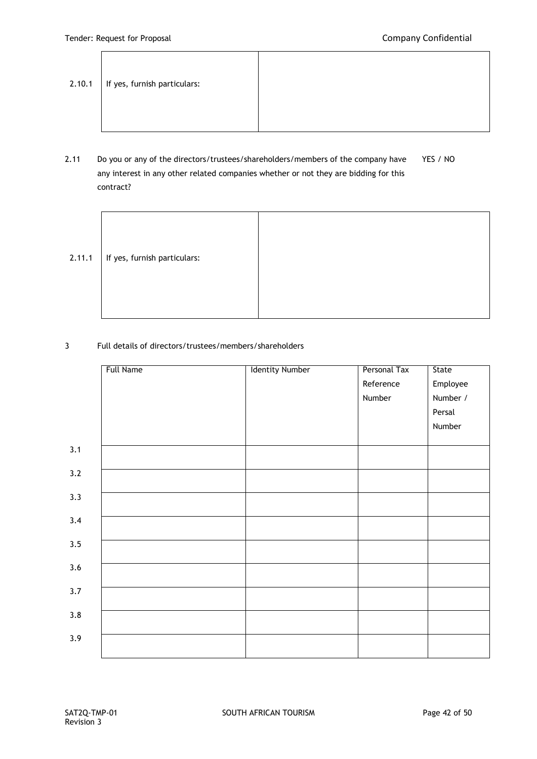| 2.10.1 | If yes, furnish particulars: | |
|---|---|---|

2.11 Do you or any of the directors/trustees/shareholders/members of the company have any interest in any other related companies whether or not they are bidding for this contract? YES / NO

| 2.11.1 | If yes, furnish particulars: | |
|---|---|---|

3 Full details of directors/trustees/members/shareholders

| | Full Name | Identity Number | Personal Tax Reference Number | State Employee Number / Persal Number |
|---|---|---|---|---|
| 3.1 | | | | |
| 3.2 | | | | |
| 3.3 | | | | |
| 3.4 | | | | |
| 3.5 | | | | |
| 3.6 | | | | |
| 3.7 | | | | |
| 3.8 | | | | |
| 3.9 | | | | |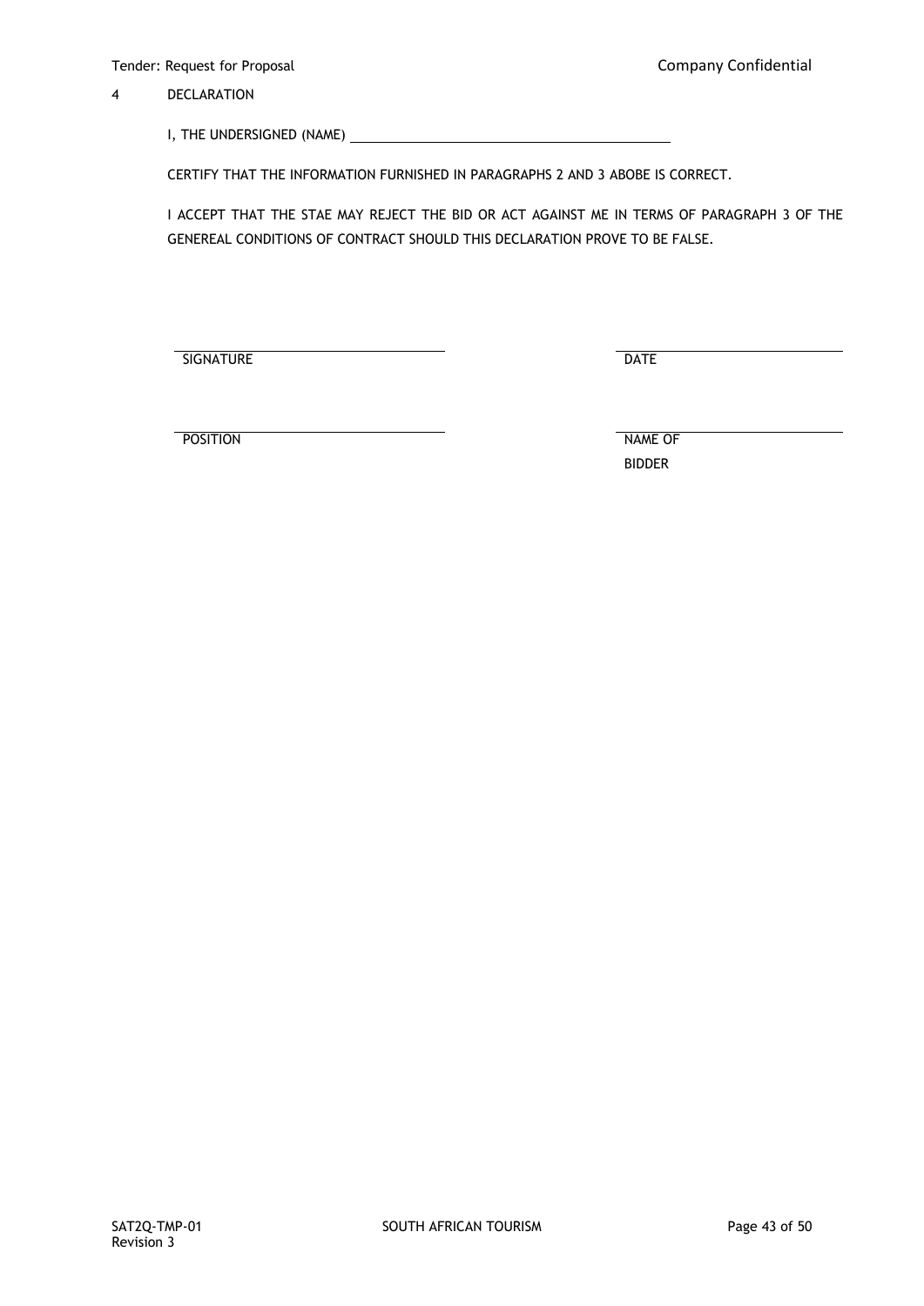4 DECLARATION

I, THE UNDERSIGNED (NAME) ________________________________________

CERTIFY THAT THE INFORMATION FURNISHED IN PARAGRAPHS 2 AND 3 ABOBE IS CORRECT.

I ACCEPT THAT THE STAE MAY REJECT THE BID OR ACT AGAINST ME IN TERMS OF PARAGRAPH 3 OF THE GENEREAL CONDITIONS OF CONTRACT SHOULD THIS DECLARATION PROVE TO BE FALSE.

| | |
|---|---|
| ______________________________ | ______________________________ |
| SIGNATURE | DATE |
| ______________________________ | ______________________________ |
| POSITION | NAME OF BIDDER |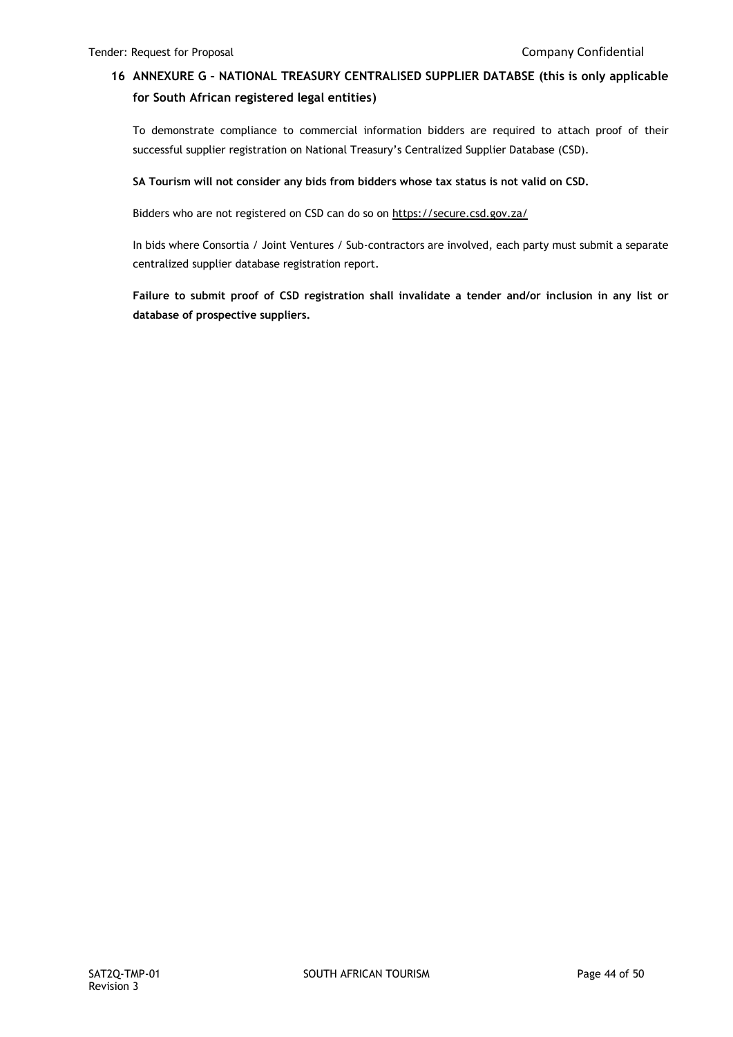## 16 ANNEXURE G – NATIONAL TREASURY CENTRALISED SUPPLIER DATABSE (this is only applicable for South African registered legal entities)

To demonstrate compliance to commercial information bidders are required to attach proof of their successful supplier registration on National Treasury's Centralized Supplier Database (CSD).

**SA Tourism will not consider any bids from bidders whose tax status is not valid on CSD.**

Bidders who are not registered on CSD can do so on https://secure.csd.gov.za/

In bids where Consortia / Joint Ventures / Sub-contractors are involved, each party must submit a separate centralized supplier database registration report.

**Failure to submit proof of CSD registration shall invalidate a tender and/or inclusion in any list or database of prospective suppliers.**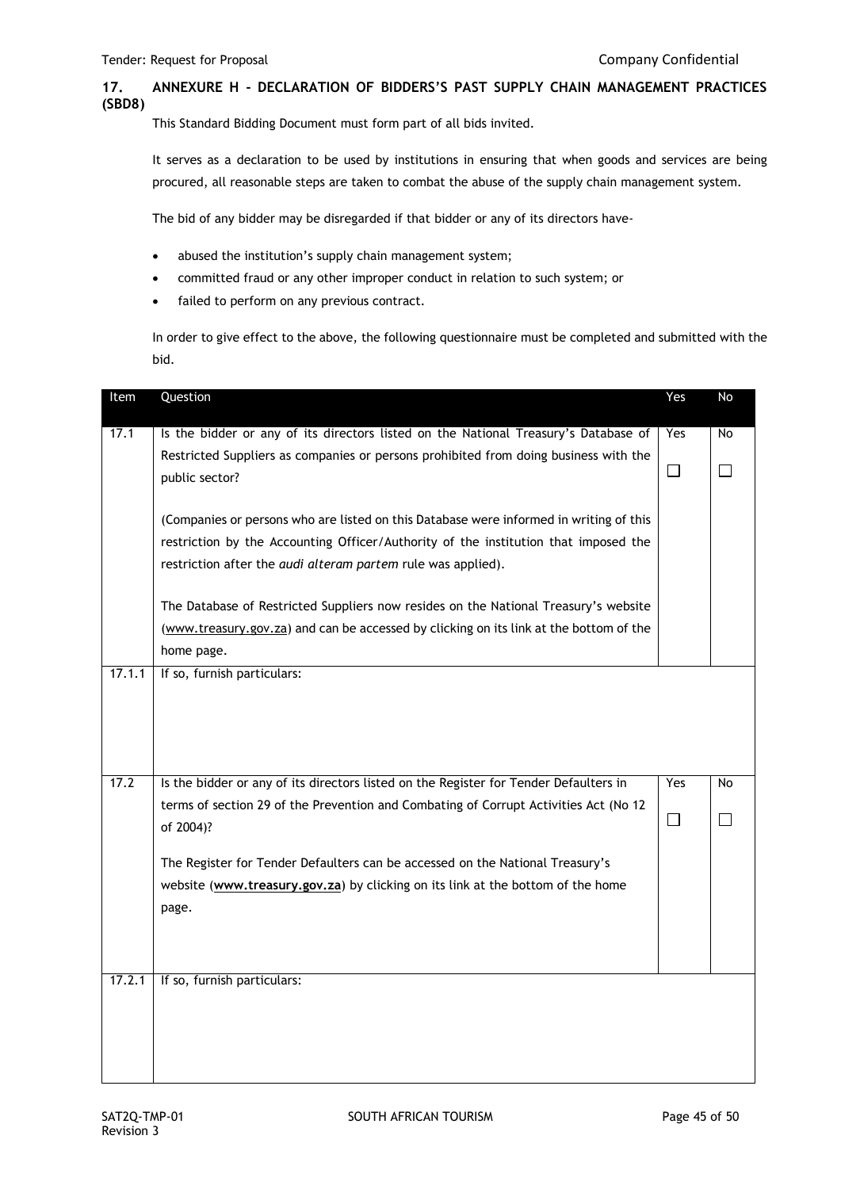## 17. ANNEXURE H - DECLARATION OF BIDDERS'S PAST SUPPLY CHAIN MANAGEMENT PRACTICES (SBD8)

This Standard Bidding Document must form part of all bids invited.

It serves as a declaration to be used by institutions in ensuring that when goods and services are being procured, all reasonable steps are taken to combat the abuse of the supply chain management system.

The bid of any bidder may be disregarded if that bidder or any of its directors have-

- abused the institution's supply chain management system;
- committed fraud or any other improper conduct in relation to such system; or
- failed to perform on any previous contract.

In order to give effect to the above, the following questionnaire must be completed and submitted with the bid.

| Item | Question | Yes | No |
|---|---|---|---|
| 17.1 | Is the bidder or any of its directors listed on the National Treasury's Database of Restricted Suppliers as companies or persons prohibited from doing business with the public sector?<br><br>(Companies or persons who are listed on this Database were informed in writing of this restriction by the Accounting Officer/Authority of the institution that imposed the restriction after the *audi alteram partem* rule was applied).<br><br>The Database of Restricted Suppliers now resides on the National Treasury's website (www.treasury.gov.za) and can be accessed by clicking on its link at the bottom of the home page. | Yes ☐ | No ☐ |
| 17.1.1 | If so, furnish particulars: | | |
| 17.2 | Is the bidder or any of its directors listed on the Register for Tender Defaulters in terms of section 29 of the Prevention and Combating of Corrupt Activities Act (No 12 of 2004)?<br><br>The Register for Tender Defaulters can be accessed on the National Treasury's website (**www.treasury.gov.za**) by clicking on its link at the bottom of the home page. | Yes ☐ | No ☐ |
| 17.2.1 | If so, furnish particulars: | | |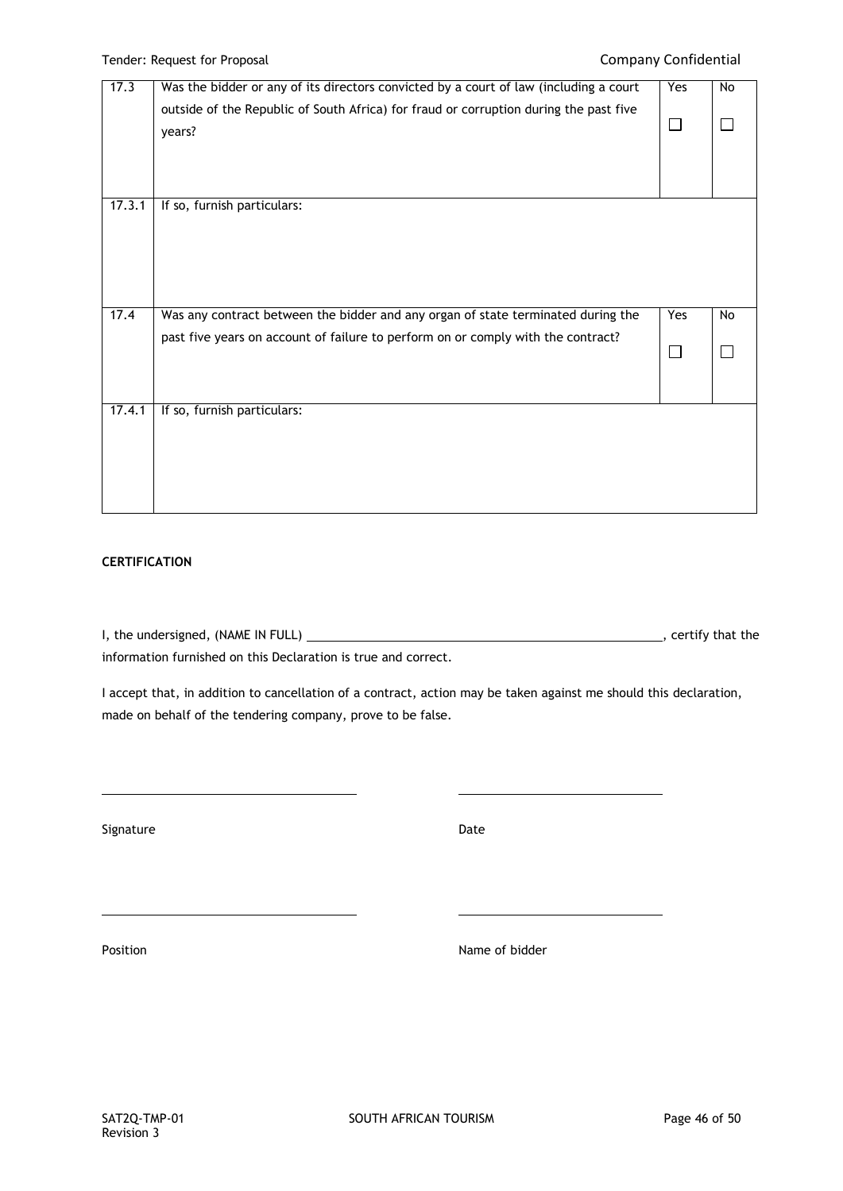| | | | |
|---|---|---|---|
| 17.3 | Was the bidder or any of its directors convicted by a court of law (including a court outside of the Republic of South Africa) for fraud or corruption during the past five years? | Yes<br>☐ | No<br>☐ |
| 17.3.1 | If so, furnish particulars: | | |
| 17.4 | Was any contract between the bidder and any organ of state terminated during the past five years on account of failure to perform on or comply with the contract? | Yes<br>☐ | No<br>☐ |
| 17.4.1 | If so, furnish particulars: | | |

**CERTIFICATION**

I, the undersigned, (NAME IN FULL) ______________________________________________, certify that the information furnished on this Declaration is true and correct.

I accept that, in addition to cancellation of a contract, action may be taken against me should this declaration, made on behalf of the tendering company, prove to be false.

_______________________________ _______________________________

Signature Date

_______________________________ _______________________________

Position Name of bidder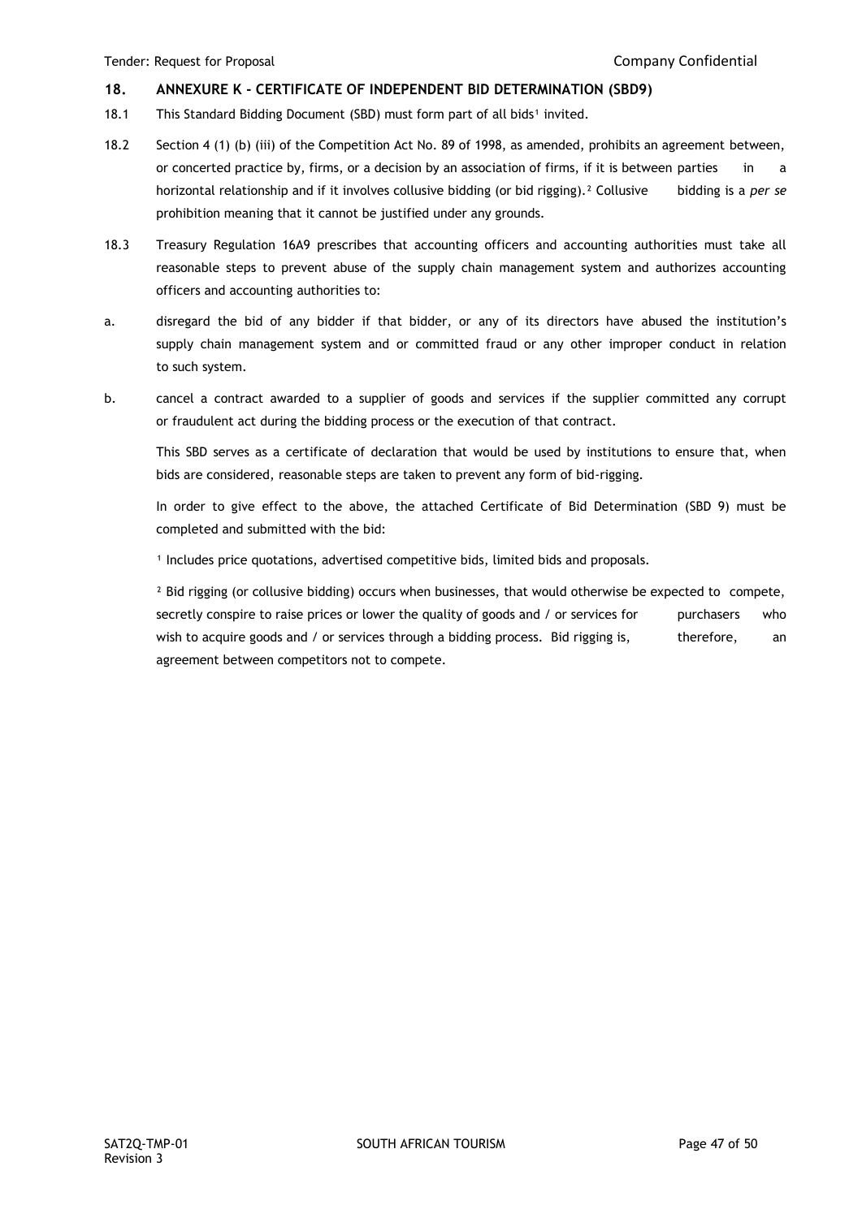## 18. ANNEXURE K - CERTIFICATE OF INDEPENDENT BID DETERMINATION (SBD9)

18.1 This Standard Bidding Document (SBD) must form part of all bids[1] invited.

18.2 Section 4 (1) (b) (iii) of the Competition Act No. 89 of 1998, as amended, prohibits an agreement between, or concerted practice by, firms, or a decision by an association of firms, if it is between parties in a horizontal relationship and if it involves collusive bidding (or bid rigging).[2] Collusive bidding is a *per se* prohibition meaning that it cannot be justified under any grounds.

18.3 Treasury Regulation 16A9 prescribes that accounting officers and accounting authorities must take all reasonable steps to prevent abuse of the supply chain management system and authorizes accounting officers and accounting authorities to:

a. disregard the bid of any bidder if that bidder, or any of its directors have abused the institution's supply chain management system and or committed fraud or any other improper conduct in relation to such system.

b. cancel a contract awarded to a supplier of goods and services if the supplier committed any corrupt or fraudulent act during the bidding process or the execution of that contract.

This SBD serves as a certificate of declaration that would be used by institutions to ensure that, when bids are considered, reasonable steps are taken to prevent any form of bid-rigging.

In order to give effect to the above, the attached Certificate of Bid Determination (SBD 9) must be completed and submitted with the bid:

[1] Includes price quotations, advertised competitive bids, limited bids and proposals.

[2] Bid rigging (or collusive bidding) occurs when businesses, that would otherwise be expected to compete, secretly conspire to raise prices or lower the quality of goods and / or services for purchasers who wish to acquire goods and / or services through a bidding process. Bid rigging is, therefore, an agreement between competitors not to compete.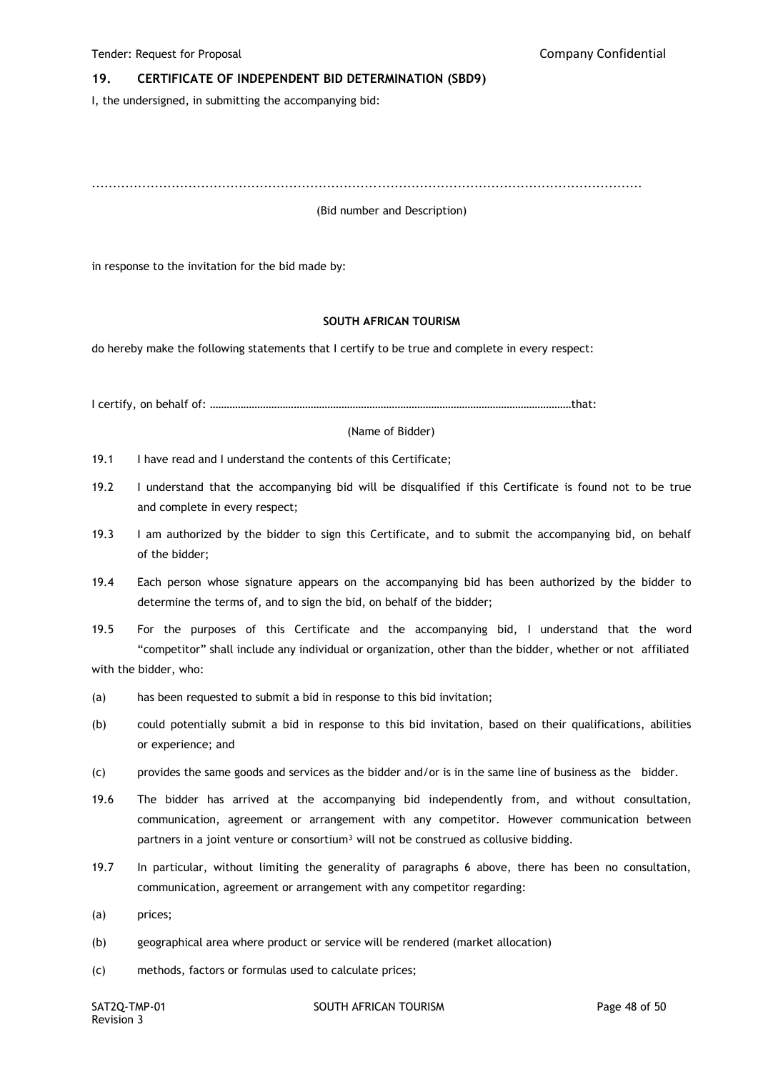## 19. CERTIFICATE OF INDEPENDENT BID DETERMINATION (SBD9)

I, the undersigned, in submitting the accompanying bid:

…………………………………………………………………………………………………………………………

(Bid number and Description)

in response to the invitation for the bid made by:

**SOUTH AFRICAN TOURISM**

do hereby make the following statements that I certify to be true and complete in every respect:

I certify, on behalf of: ………………………………………………………………………………………………………………that:

(Name of Bidder)

19.1 I have read and I understand the contents of this Certificate;

19.2 I understand that the accompanying bid will be disqualified if this Certificate is found not to be true and complete in every respect;

19.3 I am authorized by the bidder to sign this Certificate, and to submit the accompanying bid, on behalf of the bidder;

19.4 Each person whose signature appears on the accompanying bid has been authorized by the bidder to determine the terms of, and to sign the bid, on behalf of the bidder;

19.5 For the purposes of this Certificate and the accompanying bid, I understand that the word "competitor" shall include any individual or organization, other than the bidder, whether or not affiliated with the bidder, who:

(a) has been requested to submit a bid in response to this bid invitation;

(b) could potentially submit a bid in response to this bid invitation, based on their qualifications, abilities or experience; and

(c) provides the same goods and services as the bidder and/or is in the same line of business as the bidder.

19.6 The bidder has arrived at the accompanying bid independently from, and without consultation, communication, agreement or arrangement with any competitor. However communication between partners in a joint venture or consortium[3] will not be construed as collusive bidding.

19.7 In particular, without limiting the generality of paragraphs 6 above, there has been no consultation, communication, agreement or arrangement with any competitor regarding:

(a) prices;

(b) geographical area where product or service will be rendered (market allocation)

(c) methods, factors or formulas used to calculate prices;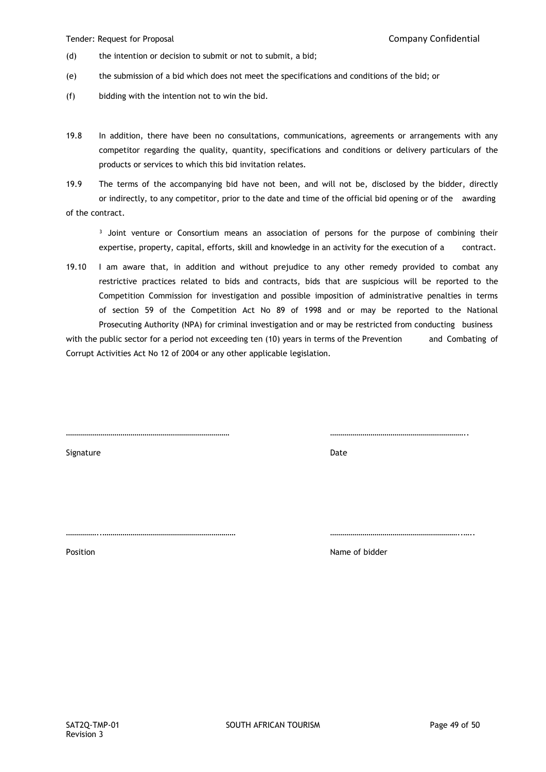(d) the intention or decision to submit or not to submit, a bid;

(e) the submission of a bid which does not meet the specifications and conditions of the bid; or

(f) bidding with the intention not to win the bid.

19.8 In addition, there have been no consultations, communications, agreements or arrangements with any competitor regarding the quality, quantity, specifications and conditions or delivery particulars of the products or services to which this bid invitation relates.

19.9 The terms of the accompanying bid have not been, and will not be, disclosed by the bidder, directly or indirectly, to any competitor, prior to the date and time of the official bid opening or of the awarding of the contract.

[3] Joint venture or Consortium means an association of persons for the purpose of combining their expertise, property, capital, efforts, skill and knowledge in an activity for the execution of a contract.

19.10 I am aware that, in addition and without prejudice to any other remedy provided to combat any restrictive practices related to bids and contracts, bids that are suspicious will be reported to the Competition Commission for investigation and possible imposition of administrative penalties in terms of section 59 of the Competition Act No 89 of 1998 and or may be reported to the National Prosecuting Authority (NPA) for criminal investigation and or may be restricted from conducting business with the public sector for a period not exceeding ten (10) years in terms of the Prevention and Combating of Corrupt Activities Act No 12 of 2004 or any other applicable legislation.

……………………………………………………………………… ………………………………………………………..

Signature Date

……………..………………………………………………………… ………………………………………………………..…..

Position Name of bidder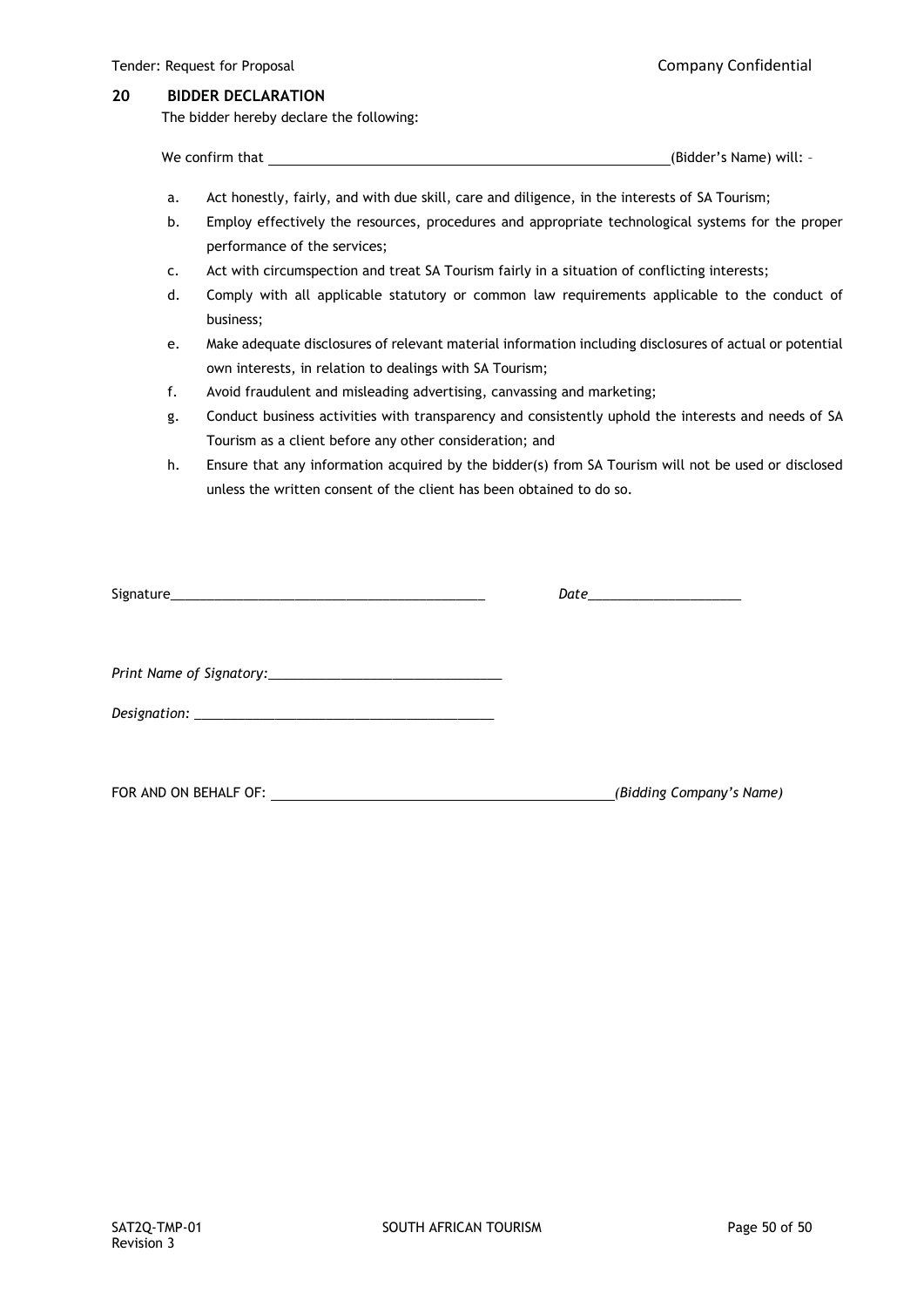## 20 BIDDER DECLARATION

The bidder hereby declare the following:

We confirm that \_\_\_\_\_\_\_\_\_\_\_\_\_\_\_\_\_\_\_\_\_\_\_\_\_\_\_\_\_\_\_\_\_\_\_\_\_\_\_\_\_\_\_\_\_\_\_\_\_\_\_\_(Bidder's Name) will: –

a. Act honestly, fairly, and with due skill, care and diligence, in the interests of SA Tourism;
b. Employ effectively the resources, procedures and appropriate technological systems for the proper performance of the services;
c. Act with circumspection and treat SA Tourism fairly in a situation of conflicting interests;
d. Comply with all applicable statutory or common law requirements applicable to the conduct of business;
e. Make adequate disclosures of relevant material information including disclosures of actual or potential own interests, in relation to dealings with SA Tourism;
f. Avoid fraudulent and misleading advertising, canvassing and marketing;
g. Conduct business activities with transparency and consistently uphold the interests and needs of SA Tourism as a client before any other consideration; and
h. Ensure that any information acquired by the bidder(s) from SA Tourism will not be used or disclosed unless the written consent of the client has been obtained to do so.

Signature\_\_\_\_\_\_\_\_\_\_\_\_\_\_\_\_\_\_\_\_\_\_\_\_\_\_\_\_\_\_\_\_\_\_\_\_\_\_\_\_\_\_ *Date*\_\_\_\_\_\_\_\_\_\_\_\_\_\_\_\_\_\_\_\_\_

*Print Name of Signatory:*\_\_\_\_\_\_\_\_\_\_\_\_\_\_\_\_\_\_\_\_\_\_\_\_\_\_\_\_\_\_\_\_

*Designation:* \_\_\_\_\_\_\_\_\_\_\_\_\_\_\_\_\_\_\_\_\_\_\_\_\_\_\_\_\_\_\_\_\_\_\_\_\_\_\_\_

FOR AND ON BEHALF OF: \_\_\_\_\_\_\_\_\_\_\_\_\_\_\_\_\_\_\_\_\_\_\_\_\_\_\_\_\_\_\_\_\_\_\_\_\_\_\_\_\_\_\_\_\_\_*(Bidding Company's Name)*